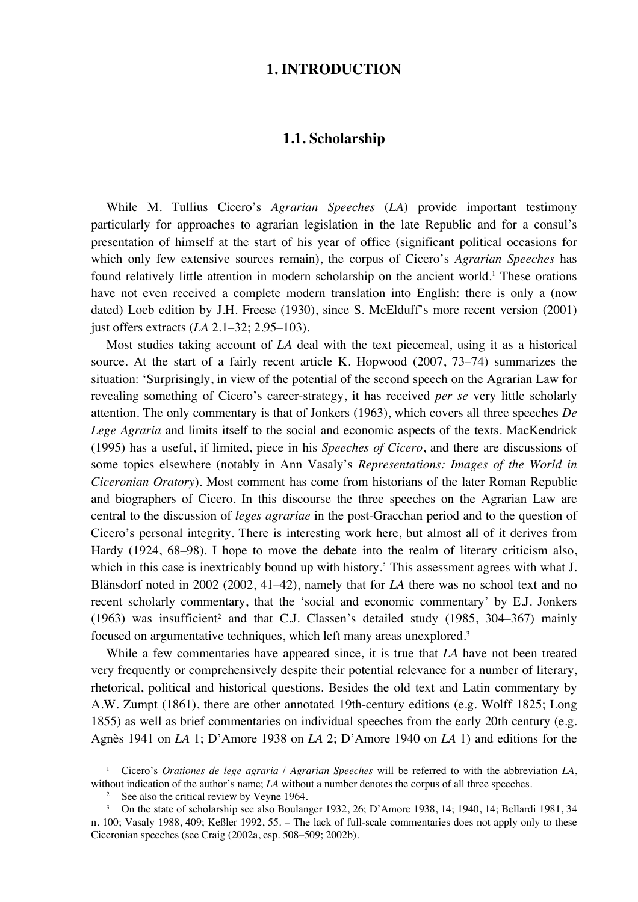# 1. INTRODUCTION

## 1.1. Scholarship

While M. Tullius Cicero's *Agrarian Speeches* (*LA*) provide important testimony particularly for approaches to agrarian legislation in the late Republic and for a consul's presentation of himself at the start of his year of office (significant political occasions for which only few extensive sources remain), the corpus of Cicero's *Agrarian Speeches* has found relatively little attention in modern scholarship on the ancient world.[1] These orations have not even received a complete modern translation into English: there is only a (now dated) Loeb edition by J.H. Freese (1930), since S. McElduff's more recent version (2001) just offers extracts (*LA* 2.1–32; 2.95–103).

Most studies taking account of *LA* deal with the text piecemeal, using it as a historical source. At the start of a fairly recent article K. Hopwood (2007, 73–74) summarizes the situation: 'Surprisingly, in view of the potential of the second speech on the Agrarian Law for revealing something of Cicero's career-strategy, it has received *per se* very little scholarly attention. The only commentary is that of Jonkers (1963), which covers all three speeches *De Lege Agraria* and limits itself to the social and economic aspects of the texts. MacKendrick (1995) has a useful, if limited, piece in his *Speeches of Cicero*, and there are discussions of some topics elsewhere (notably in Ann Vasaly's *Representations: Images of the World in Ciceronian Oratory*). Most comment has come from historians of the later Roman Republic and biographers of Cicero. In this discourse the three speeches on the Agrarian Law are central to the discussion of *leges agrariae* in the post-Gracchan period and to the question of Cicero's personal integrity. There is interesting work here, but almost all of it derives from Hardy (1924, 68–98). I hope to move the debate into the realm of literary criticism also, which in this case is inextricably bound up with history.' This assessment agrees with what J. Blänsdorf noted in 2002 (2002, 41–42), namely that for *LA* there was no school text and no recent scholarly commentary, that the 'social and economic commentary' by E.J. Jonkers (1963) was insufficient[2] and that C.J. Classen's detailed study (1985, 304–367) mainly focused on argumentative techniques, which left many areas unexplored.[3]

While a few commentaries have appeared since, it is true that *LA* have not been treated very frequently or comprehensively despite their potential relevance for a number of literary, rhetorical, political and historical questions. Besides the old text and Latin commentary by A.W. Zumpt (1861), there are other annotated 19th-century editions (e.g. Wolff 1825; Long 1855) as well as brief commentaries on individual speeches from the early 20th century (e.g. Agnès 1941 on *LA* 1; D'Amore 1938 on *LA* 2; D'Amore 1940 on *LA* 1) and editions for the

---

[1] Cicero's *Orationes de lege agraria* / *Agrarian Speeches* will be referred to with the abbreviation *LA*, without indication of the author's name; *LA* without a number denotes the corpus of all three speeches.

[2] See also the critical review by Veyne 1964.

[3] On the state of scholarship see also Boulanger 1932, 26; D'Amore 1938, 14; 1940, 14; Bellardi 1981, 34 n. 100; Vasaly 1988, 409; Keßler 1992, 55. – The lack of full-scale commentaries does not apply only to these Ciceronian speeches (see Craig (2002a, esp. 508–509; 2002b).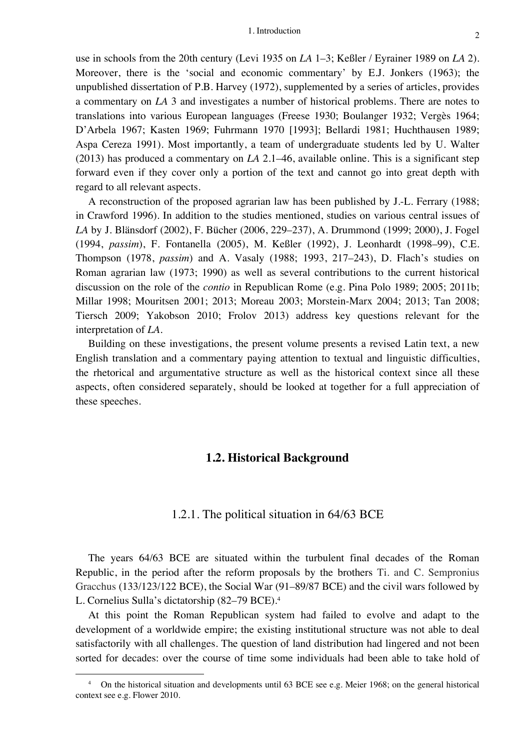use in schools from the 20th century (Levi 1935 on *LA* 1–3; Keßler / Eyrainer 1989 on *LA* 2). Moreover, there is the 'social and economic commentary' by E.J. Jonkers (1963); the unpublished dissertation of P.B. Harvey (1972), supplemented by a series of articles, provides a commentary on *LA* 3 and investigates a number of historical problems. There are notes to translations into various European languages (Freese 1930; Boulanger 1932; Vergès 1964; D'Arbela 1967; Kasten 1969; Fuhrmann 1970 [1993]; Bellardi 1981; Huchthausen 1989; Aspa Cereza 1991). Most importantly, a team of undergraduate students led by U. Walter (2013) has produced a commentary on *LA* 2.1–46, available online. This is a significant step forward even if they cover only a portion of the text and cannot go into great depth with regard to all relevant aspects.

A reconstruction of the proposed agrarian law has been published by J.-L. Ferrary (1988; in Crawford 1996). In addition to the studies mentioned, studies on various central issues of *LA* by J. Blänsdorf (2002), F. Bücher (2006, 229–237), A. Drummond (1999; 2000), J. Fogel (1994, *passim*), F. Fontanella (2005), M. Keßler (1992), J. Leonhardt (1998–99), C.E. Thompson (1978, *passim*) and A. Vasaly (1988; 1993, 217–243), D. Flach's studies on Roman agrarian law (1973; 1990) as well as several contributions to the current historical discussion on the role of the *contio* in Republican Rome (e.g. Pina Polo 1989; 2005; 2011b; Millar 1998; Mouritsen 2001; 2013; Moreau 2003; Morstein-Marx 2004; 2013; Tan 2008; Tiersch 2009; Yakobson 2010; Frolov 2013) address key questions relevant for the interpretation of *LA*.

Building on these investigations, the present volume presents a revised Latin text, a new English translation and a commentary paying attention to textual and linguistic difficulties, the rhetorical and argumentative structure as well as the historical context since all these aspects, often considered separately, should be looked at together for a full appreciation of these speeches.

## 1.2. Historical Background

### 1.2.1. The political situation in 64/63 BCE

The years 64/63 BCE are situated within the turbulent final decades of the Roman Republic, in the period after the reform proposals by the brothers Ti. and C. Sempronius Gracchus (133/123/122 BCE), the Social War (91–89/87 BCE) and the civil wars followed by L. Cornelius Sulla's dictatorship (82–79 BCE).[4]

At this point the Roman Republican system had failed to evolve and adapt to the development of a worldwide empire; the existing institutional structure was not able to deal satisfactorily with all challenges. The question of land distribution had lingered and not been sorted for decades: over the course of time some individuals had been able to take hold of

[4] On the historical situation and developments until 63 BCE see e.g. Meier 1968; on the general historical context see e.g. Flower 2010.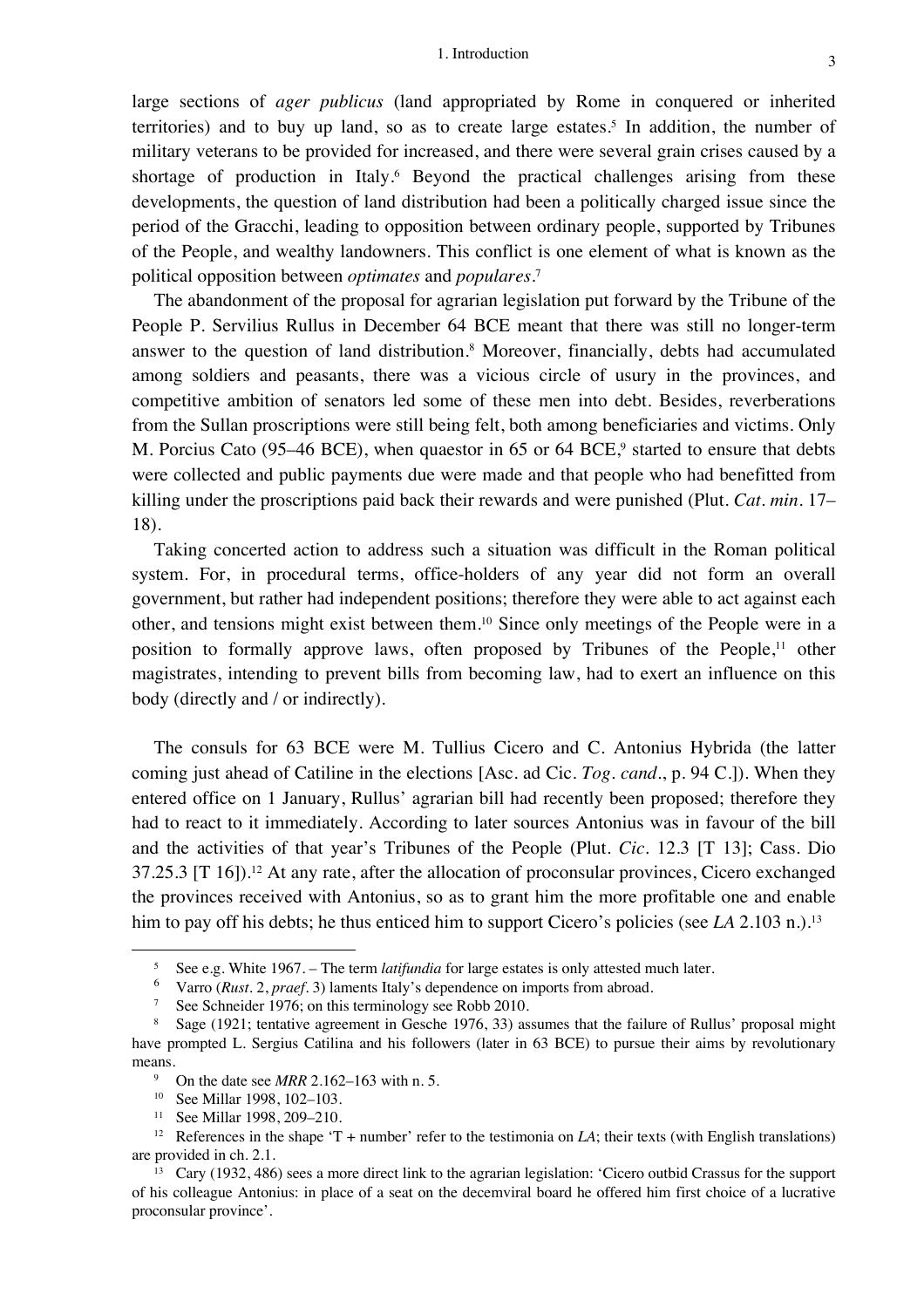large sections of *ager publicus* (land appropriated by Rome in conquered or inherited territories) and to buy up land, so as to create large estates.[5] In addition, the number of military veterans to be provided for increased, and there were several grain crises caused by a shortage of production in Italy.[6] Beyond the practical challenges arising from these developments, the question of land distribution had been a politically charged issue since the period of the Gracchi, leading to opposition between ordinary people, supported by Tribunes of the People, and wealthy landowners. This conflict is one element of what is known as the political opposition between *optimates* and *populares*.[7]

The abandonment of the proposal for agrarian legislation put forward by the Tribune of the People P. Servilius Rullus in December 64 BCE meant that there was still no longer-term answer to the question of land distribution.[8] Moreover, financially, debts had accumulated among soldiers and peasants, there was a vicious circle of usury in the provinces, and competitive ambition of senators led some of these men into debt. Besides, reverberations from the Sullan proscriptions were still being felt, both among beneficiaries and victims. Only M. Porcius Cato (95–46 BCE), when quaestor in 65 or 64 BCE,[9] started to ensure that debts were collected and public payments due were made and that people who had benefitted from killing under the proscriptions paid back their rewards and were punished (Plut. *Cat. min.* 17–18).

Taking concerted action to address such a situation was difficult in the Roman political system. For, in procedural terms, office-holders of any year did not form an overall government, but rather had independent positions; therefore they were able to act against each other, and tensions might exist between them.[10] Since only meetings of the People were in a position to formally approve laws, often proposed by Tribunes of the People,[11] other magistrates, intending to prevent bills from becoming law, had to exert an influence on this body (directly and / or indirectly).

The consuls for 63 BCE were M. Tullius Cicero and C. Antonius Hybrida (the latter coming just ahead of Catiline in the elections [Asc. ad Cic. *Tog. cand.*, p. 94 C.]). When they entered office on 1 January, Rullus' agrarian bill had recently been proposed; therefore they had to react to it immediately. According to later sources Antonius was in favour of the bill and the activities of that year's Tribunes of the People (Plut. *Cic.* 12.3 [T 13]; Cass. Dio 37.25.3 [T 16]).[12] At any rate, after the allocation of proconsular provinces, Cicero exchanged the provinces received with Antonius, so as to grant him the more profitable one and enable him to pay off his debts; he thus enticed him to support Cicero's policies (see *LA* 2.103 n.).[13]

---

[5] See e.g. White 1967. – The term *latifundia* for large estates is only attested much later.

[6] Varro (*Rust.* 2, *praef.* 3) laments Italy's dependence on imports from abroad.

[7] See Schneider 1976; on this terminology see Robb 2010.

[8] Sage (1921; tentative agreement in Gesche 1976, 33) assumes that the failure of Rullus' proposal might have prompted L. Sergius Catilina and his followers (later in 63 BCE) to pursue their aims by revolutionary means.

[9] On the date see *MRR* 2.162–163 with n. 5.

[10] See Millar 1998, 102–103.

[11] See Millar 1998, 209–210.

[12] References in the shape 'T + number' refer to the testimonia on *LA*; their texts (with English translations) are provided in ch. 2.1.

[13] Cary (1932, 486) sees a more direct link to the agrarian legislation: 'Cicero outbid Crassus for the support of his colleague Antonius: in place of a seat on the decemviral board he offered him first choice of a lucrative proconsular province'.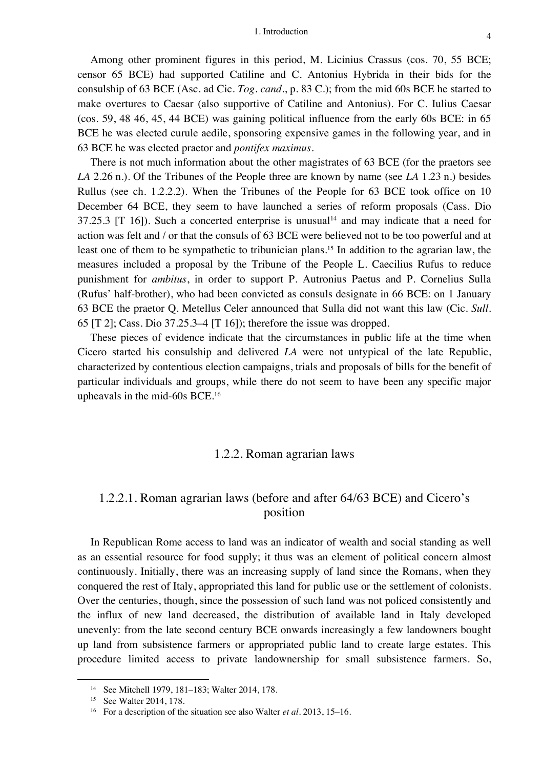Among other prominent figures in this period, M. Licinius Crassus (cos. 70, 55 BCE; censor 65 BCE) had supported Catiline and C. Antonius Hybrida in their bids for the consulship of 63 BCE (Asc. ad Cic. *Tog. cand.*, p. 83 C.); from the mid 60s BCE he started to make overtures to Caesar (also supportive of Catiline and Antonius). For C. Iulius Caesar (cos. 59, 48 46, 45, 44 BCE) was gaining political influence from the early 60s BCE: in 65 BCE he was elected curule aedile, sponsoring expensive games in the following year, and in 63 BCE he was elected praetor and *pontifex maximus*.

There is not much information about the other magistrates of 63 BCE (for the praetors see *LA* 2.26 n.). Of the Tribunes of the People three are known by name (see *LA* 1.23 n.) besides Rullus (see ch. 1.2.2.2). When the Tribunes of the People for 63 BCE took office on 10 December 64 BCE, they seem to have launched a series of reform proposals (Cass. Dio 37.25.3 [T 16]). Such a concerted enterprise is unusual[14] and may indicate that a need for action was felt and / or that the consuls of 63 BCE were believed not to be too powerful and at least one of them to be sympathetic to tribunician plans.[15] In addition to the agrarian law, the measures included a proposal by the Tribune of the People L. Caecilius Rufus to reduce punishment for *ambitus*, in order to support P. Autronius Paetus and P. Cornelius Sulla (Rufus' half-brother), who had been convicted as consuls designate in 66 BCE: on 1 January 63 BCE the praetor Q. Metellus Celer announced that Sulla did not want this law (Cic. *Sull.* 65 [T 2]; Cass. Dio 37.25.3–4 [T 16]); therefore the issue was dropped.

These pieces of evidence indicate that the circumstances in public life at the time when Cicero started his consulship and delivered *LA* were not untypical of the late Republic, characterized by contentious election campaigns, trials and proposals of bills for the benefit of particular individuals and groups, while there do not seem to have been any specific major upheavals in the mid-60s BCE.[16]

## 1.2.2. Roman agrarian laws

### 1.2.2.1. Roman agrarian laws (before and after 64/63 BCE) and Cicero's position

In Republican Rome access to land was an indicator of wealth and social standing as well as an essential resource for food supply; it thus was an element of political concern almost continuously. Initially, there was an increasing supply of land since the Romans, when they conquered the rest of Italy, appropriated this land for public use or the settlement of colonists. Over the centuries, though, since the possession of such land was not policed consistently and the influx of new land decreased, the distribution of available land in Italy developed unevenly: from the late second century BCE onwards increasingly a few landowners bought up land from subsistence farmers or appropriated public land to create large estates. This procedure limited access to private landownership for small subsistence farmers. So,

---

[14] See Mitchell 1979, 181–183; Walter 2014, 178.

[15] See Walter 2014, 178.

[16] For a description of the situation see also Walter *et al.* 2013, 15–16.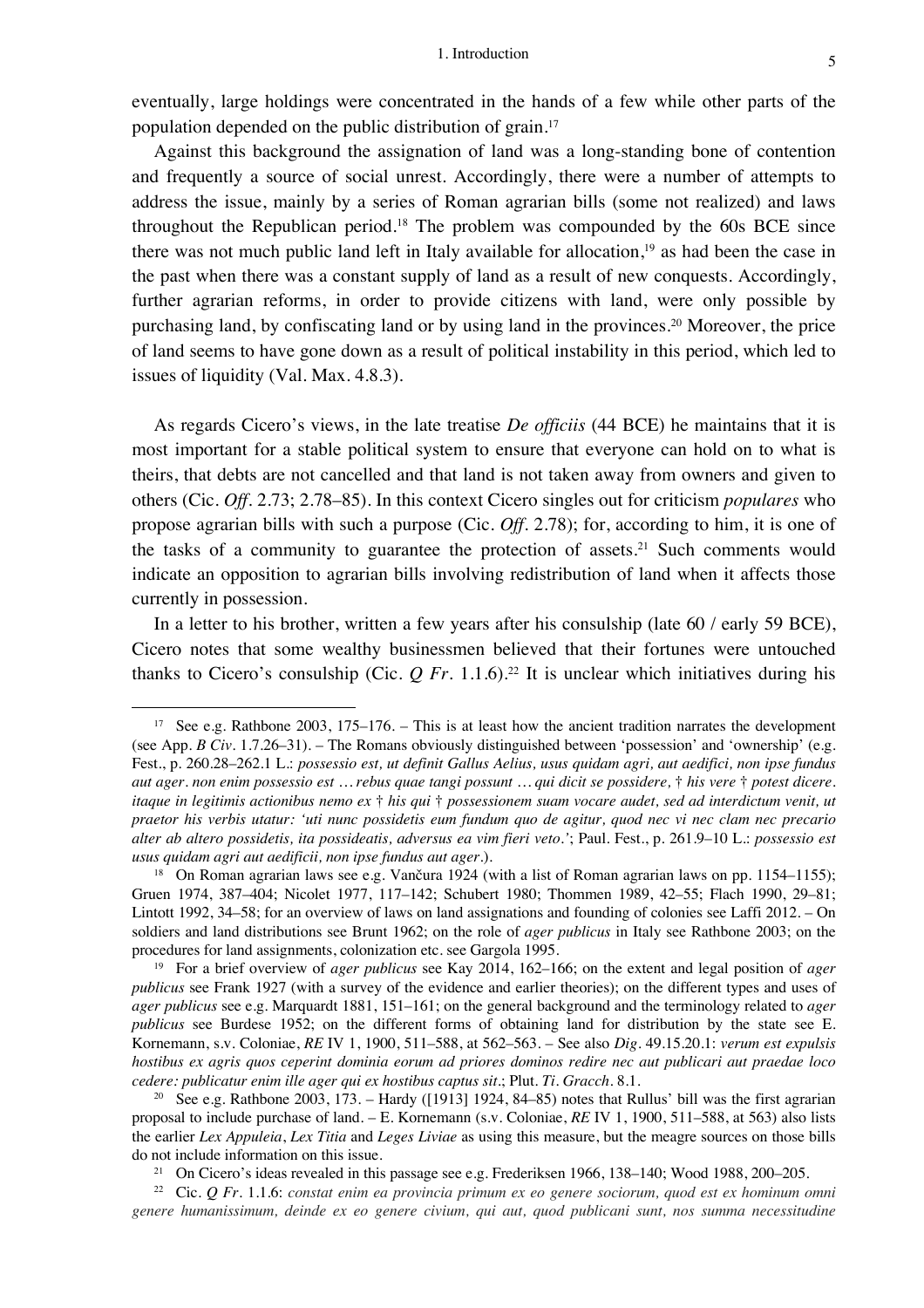eventually, large holdings were concentrated in the hands of a few while other parts of the population depended on the public distribution of grain.[17]

Against this background the assignation of land was a long-standing bone of contention and frequently a source of social unrest. Accordingly, there were a number of attempts to address the issue, mainly by a series of Roman agrarian bills (some not realized) and laws throughout the Republican period.[18] The problem was compounded by the 60s BCE since there was not much public land left in Italy available for allocation,[19] as had been the case in the past when there was a constant supply of land as a result of new conquests. Accordingly, further agrarian reforms, in order to provide citizens with land, were only possible by purchasing land, by confiscating land or by using land in the provinces.[20] Moreover, the price of land seems to have gone down as a result of political instability in this period, which led to issues of liquidity (Val. Max. 4.8.3).

As regards Cicero's views, in the late treatise *De officiis* (44 BCE) he maintains that it is most important for a stable political system to ensure that everyone can hold on to what is theirs, that debts are not cancelled and that land is not taken away from owners and given to others (Cic. *Off.* 2.73; 2.78–85). In this context Cicero singles out for criticism *populares* who propose agrarian bills with such a purpose (Cic. *Off.* 2.78); for, according to him, it is one of the tasks of a community to guarantee the protection of assets.[21] Such comments would indicate an opposition to agrarian bills involving redistribution of land when it affects those currently in possession.

In a letter to his brother, written a few years after his consulship (late 60 / early 59 BCE), Cicero notes that some wealthy businessmen believed that their fortunes were untouched thanks to Cicero's consulship (Cic. *Q Fr.* 1.1.6).[22] It is unclear which initiatives during his

---

[17] See e.g. Rathbone 2003, 175–176. – This is at least how the ancient tradition narrates the development (see App. *B Civ.* 1.7.26–31). – The Romans obviously distinguished between 'possession' and 'ownership' (e.g. Fest., p. 260.28–262.1 L.: *possessio est, ut definit Gallus Aelius, usus quidam agri, aut aedifici, non ipse fundus aut ager. non enim possessio est … rebus quae tangi possunt … qui dicit se possidere,* † *his vere* † *potest dicere. itaque in legitimis actionibus nemo ex* † *his qui* † *possessionem suam vocare audet, sed ad interdictum venit, ut praetor his verbis utatur: 'uti nunc possidetis eum fundum quo de agitur, quod nec vi nec clam nec precario alter ab altero possidetis, ita possideatis, adversus ea vim fieri veto.'*; Paul. Fest., p. 261.9–10 L.: *possessio est usus quidam agri aut aedificii, non ipse fundus aut ager.*).

[18] On Roman agrarian laws see e.g. Vančura 1924 (with a list of Roman agrarian laws on pp. 1154–1155); Gruen 1974, 387–404; Nicolet 1977, 117–142; Schubert 1980; Thommen 1989, 42–55; Flach 1990, 29–81; Lintott 1992, 34–58; for an overview of laws on land assignations and founding of colonies see Laffi 2012. – On soldiers and land distributions see Brunt 1962; on the role of *ager publicus* in Italy see Rathbone 2003; on the procedures for land assignments, colonization etc. see Gargola 1995.

[19] For a brief overview of *ager publicus* see Kay 2014, 162–166; on the extent and legal position of *ager publicus* see Frank 1927 (with a survey of the evidence and earlier theories); on the different types and uses of *ager publicus* see e.g. Marquardt 1881, 151–161; on the general background and the terminology related to *ager publicus* see Burdese 1952; on the different forms of obtaining land for distribution by the state see E. Kornemann, s.v. Coloniae, *RE* IV 1, 1900, 511–588, at 562–563. – See also *Dig.* 49.15.20.1: *verum est expulsis hostibus ex agris quos ceperint dominia eorum ad priores dominos redire nec aut publicari aut praedae loco cedere: publicatur enim ille ager qui ex hostibus captus sit.*; Plut. *Ti. Gracch.* 8.1.

[20] See e.g. Rathbone 2003, 173. – Hardy ([1913] 1924, 84–85) notes that Rullus' bill was the first agrarian proposal to include purchase of land. – E. Kornemann (s.v. Coloniae, *RE* IV 1, 1900, 511–588, at 563) also lists the earlier *Lex Appuleia*, *Lex Titia* and *Leges Liviae* as using this measure, but the meagre sources on those bills do not include information on this issue.

[21] On Cicero's ideas revealed in this passage see e.g. Frederiksen 1966, 138–140; Wood 1988, 200–205.

[22] Cic. *Q Fr.* 1.1.6: *constat enim ea provincia primum ex eo genere sociorum, quod est ex hominum omni genere humanissimum, deinde ex eo genere civium, qui aut, quod publicani sunt, nos summa necessitudine*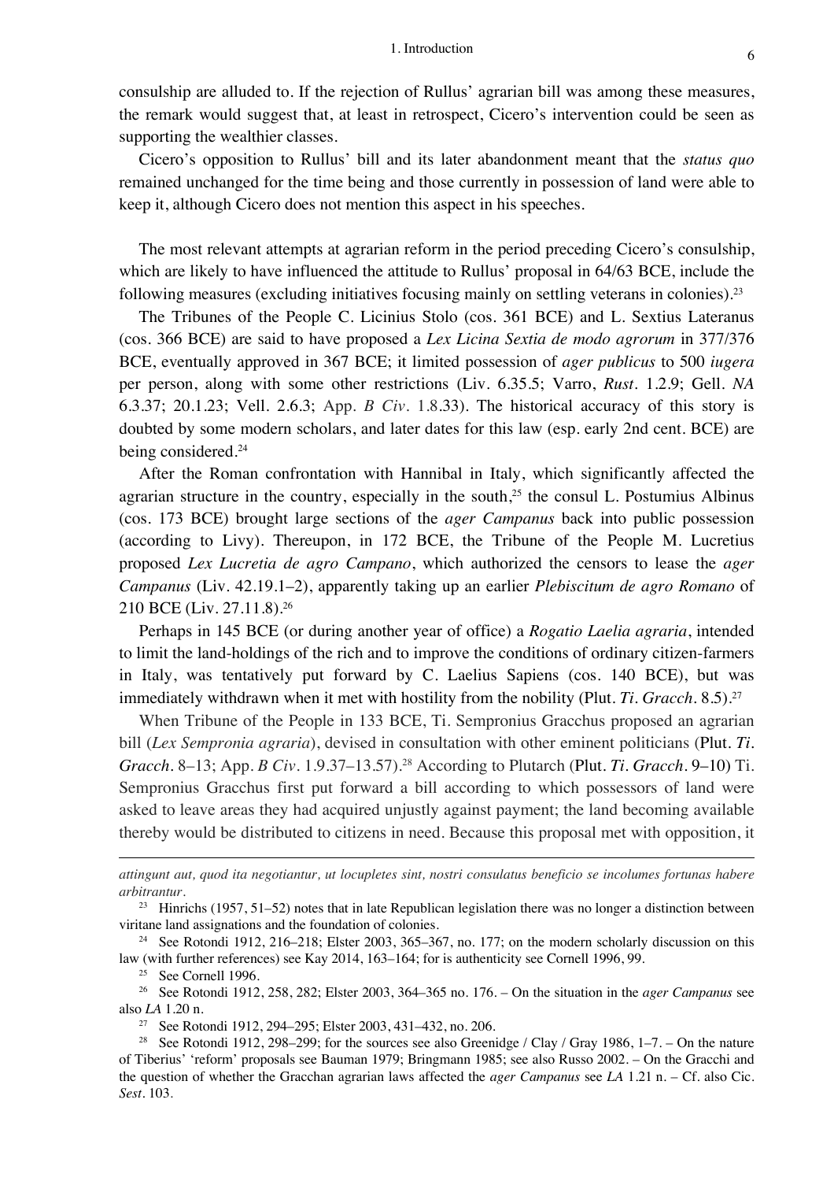consulship are alluded to. If the rejection of Rullus' agrarian bill was among these measures, the remark would suggest that, at least in retrospect, Cicero's intervention could be seen as supporting the wealthier classes.

Cicero's opposition to Rullus' bill and its later abandonment meant that the *status quo* remained unchanged for the time being and those currently in possession of land were able to keep it, although Cicero does not mention this aspect in his speeches.

The most relevant attempts at agrarian reform in the period preceding Cicero's consulship, which are likely to have influenced the attitude to Rullus' proposal in 64/63 BCE, include the following measures (excluding initiatives focusing mainly on settling veterans in colonies).[23]

The Tribunes of the People C. Licinius Stolo (cos. 361 BCE) and L. Sextius Lateranus (cos. 366 BCE) are said to have proposed a *Lex Licina Sextia de modo agrorum* in 377/376 BCE, eventually approved in 367 BCE; it limited possession of *ager publicus* to 500 *iugera* per person, along with some other restrictions (Liv. 6.35.5; Varro, *Rust*. 1.2.9; Gell. *NA* 6.3.37; 20.1.23; Vell. 2.6.3; App. *B Civ*. 1.8.33). The historical accuracy of this story is doubted by some modern scholars, and later dates for this law (esp. early 2nd cent. BCE) are being considered.[24]

After the Roman confrontation with Hannibal in Italy, which significantly affected the agrarian structure in the country, especially in the south,[25] the consul L. Postumius Albinus (cos. 173 BCE) brought large sections of the *ager Campanus* back into public possession (according to Livy). Thereupon, in 172 BCE, the Tribune of the People M. Lucretius proposed *Lex Lucretia de agro Campano*, which authorized the censors to lease the *ager Campanus* (Liv. 42.19.1–2), apparently taking up an earlier *Plebiscitum de agro Romano* of 210 BCE (Liv. 27.11.8).[26]

Perhaps in 145 BCE (or during another year of office) a *Rogatio Laelia agraria*, intended to limit the land-holdings of the rich and to improve the conditions of ordinary citizen-farmers in Italy, was tentatively put forward by C. Laelius Sapiens (cos. 140 BCE), but was immediately withdrawn when it met with hostility from the nobility (Plut. *Ti. Gracch*. 8.5).[27]

When Tribune of the People in 133 BCE, Ti. Sempronius Gracchus proposed an agrarian bill (*Lex Sempronia agraria*), devised in consultation with other eminent politicians (Plut. *Ti. Gracch*. 8–13; App. *B Civ*. 1.9.37–13.57).[28] According to Plutarch (Plut. *Ti. Gracch*. 9–10) Ti. Sempronius Gracchus first put forward a bill according to which possessors of land were asked to leave areas they had acquired unjustly against payment; the land becoming available thereby would be distributed to citizens in need. Because this proposal met with opposition, it

---

*attingunt aut, quod ita negotiantur, ut locupletes sint, nostri consulatus beneficio se incolumes fortunas habere arbitrantur*.

[23] Hinrichs (1957, 51–52) notes that in late Republican legislation there was no longer a distinction between viritane land assignations and the foundation of colonies.

[24] See Rotondi 1912, 216–218; Elster 2003, 365–367, no. 177; on the modern scholarly discussion on this law (with further references) see Kay 2014, 163–164; for is authenticity see Cornell 1996, 99.

[25] See Cornell 1996.

[26] See Rotondi 1912, 258, 282; Elster 2003, 364–365 no. 176. – On the situation in the *ager Campanus* see also *LA* 1.20 n.

[27] See Rotondi 1912, 294–295; Elster 2003, 431–432, no. 206.

[28] See Rotondi 1912, 298–299; for the sources see also Greenidge / Clay / Gray 1986, 1–7. – On the nature of Tiberius' 'reform' proposals see Bauman 1979; Bringmann 1985; see also Russo 2002. – On the Gracchi and the question of whether the Gracchan agrarian laws affected the *ager Campanus* see *LA* 1.21 n. – Cf. also Cic. *Sest*. 103.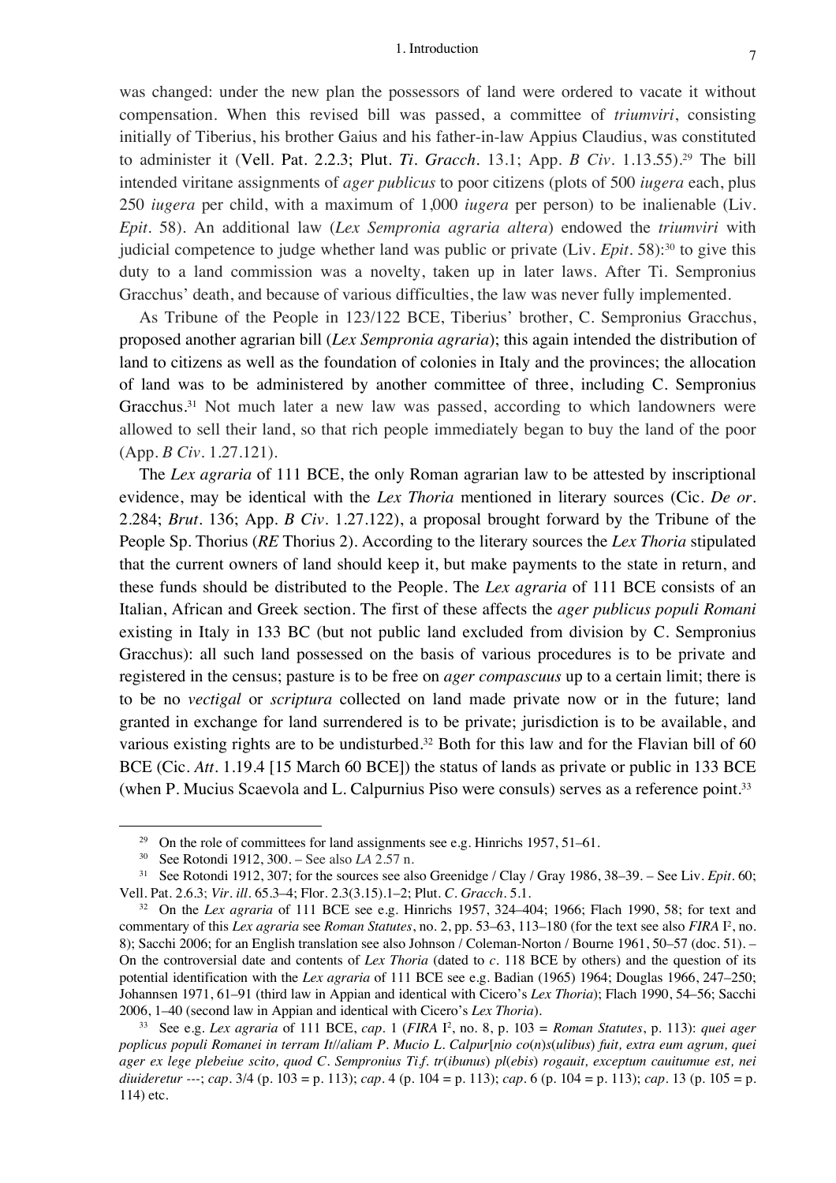was changed: under the new plan the possessors of land were ordered to vacate it without compensation. When this revised bill was passed, a committee of *triumviri*, consisting initially of Tiberius, his brother Gaius and his father-in-law Appius Claudius, was constituted to administer it (Vell. Pat. 2.2.3; Plut. *Ti. Gracch.* 13.1; App. *B Civ.* 1.13.55).[29] The bill intended viritane assignments of *ager publicus* to poor citizens (plots of 500 *iugera* each, plus 250 *iugera* per child, with a maximum of 1,000 *iugera* per person) to be inalienable (Liv. *Epit.* 58). An additional law (*Lex Sempronia agraria altera*) endowed the *triumviri* with judicial competence to judge whether land was public or private (Liv. *Epit.* 58):[30] to give this duty to a land commission was a novelty, taken up in later laws. After Ti. Sempronius Gracchus' death, and because of various difficulties, the law was never fully implemented.

As Tribune of the People in 123/122 BCE, Tiberius' brother, C. Sempronius Gracchus, proposed another agrarian bill (*Lex Sempronia agraria*); this again intended the distribution of land to citizens as well as the foundation of colonies in Italy and the provinces; the allocation of land was to be administered by another committee of three, including C. Sempronius Gracchus.[31] Not much later a new law was passed, according to which landowners were allowed to sell their land, so that rich people immediately began to buy the land of the poor (App. *B Civ.* 1.27.121).

The *Lex agraria* of 111 BCE, the only Roman agrarian law to be attested by inscriptional evidence, may be identical with the *Lex Thoria* mentioned in literary sources (Cic. *De or.* 2.284; *Brut.* 136; App. *B Civ.* 1.27.122), a proposal brought forward by the Tribune of the People Sp. Thorius (*RE* Thorius 2). According to the literary sources the *Lex Thoria* stipulated that the current owners of land should keep it, but make payments to the state in return, and these funds should be distributed to the People. The *Lex agraria* of 111 BCE consists of an Italian, African and Greek section. The first of these affects the *ager publicus populi Romani* existing in Italy in 133 BC (but not public land excluded from division by C. Sempronius Gracchus): all such land possessed on the basis of various procedures is to be private and registered in the census; pasture is to be free on *ager compascuus* up to a certain limit; there is to be no *vectigal* or *scriptura* collected on land made private now or in the future; land granted in exchange for land surrendered is to be private; jurisdiction is to be available, and various existing rights are to be undisturbed.[32] Both for this law and for the Flavian bill of 60 BCE (Cic. *Att.* 1.19.4 [15 March 60 BCE]) the status of lands as private or public in 133 BCE (when P. Mucius Scaevola and L. Calpurnius Piso were consuls) serves as a reference point.[33]

---

[29] On the role of committees for land assignments see e.g. Hinrichs 1957, 51–61.

[30] See Rotondi 1912, 300. – See also *LA* 2.57 n.

[31] See Rotondi 1912, 307; for the sources see also Greenidge / Clay / Gray 1986, 38–39. – See Liv. *Epit.* 60; Vell. Pat. 2.6.3; *Vir. ill.* 65.3–4; Flor. 2.3(3.15).1–2; Plut. *C. Gracch.* 5.1.

[32] On the *Lex agraria* of 111 BCE see e.g. Hinrichs 1957, 324–404; 1966; Flach 1990, 58; for text and commentary of this *Lex agraria* see *Roman Statutes*, no. 2, pp. 53–63, 113–180 (for the text see also *FIRA* I², no. 8); Sacchi 2006; for an English translation see also Johnson / Coleman-Norton / Bourne 1961, 50–57 (doc. 51). – On the controversial date and contents of *Lex Thoria* (dated to *c.* 118 BCE by others) and the question of its potential identification with the *Lex agraria* of 111 BCE see e.g. Badian (1965) 1964; Douglas 1966, 247–250; Johannsen 1971, 61–91 (third law in Appian and identical with Cicero's *Lex Thoria*); Flach 1990, 54–56; Sacchi 2006, 1–40 (second law in Appian and identical with Cicero's *Lex Thoria*).

[33] See e.g. *Lex agraria* of 111 BCE, *cap.* 1 (*FIRA* I², no. 8, p. 103 = *Roman Statutes*, p. 113): *quei ager poplicus populi Romanei in terram It//aliam P. Mucio L. Calpur*[*nio co*(*n*)*s*(*ulibus*) *fuit, extra eum agrum, quei ager ex lege plebeiue scito, quod C. Sempronius Ti.f. tr*(*ibunus*) *pl*(*ebis*) *rogauit, exceptum cauitumue est, nei diuideretur* ---; *cap.* 3/4 (p. 103 = p. 113); *cap.* 4 (p. 104 = p. 113); *cap.* 6 (p. 104 = p. 113); *cap.* 13 (p. 105 = p. 114) etc.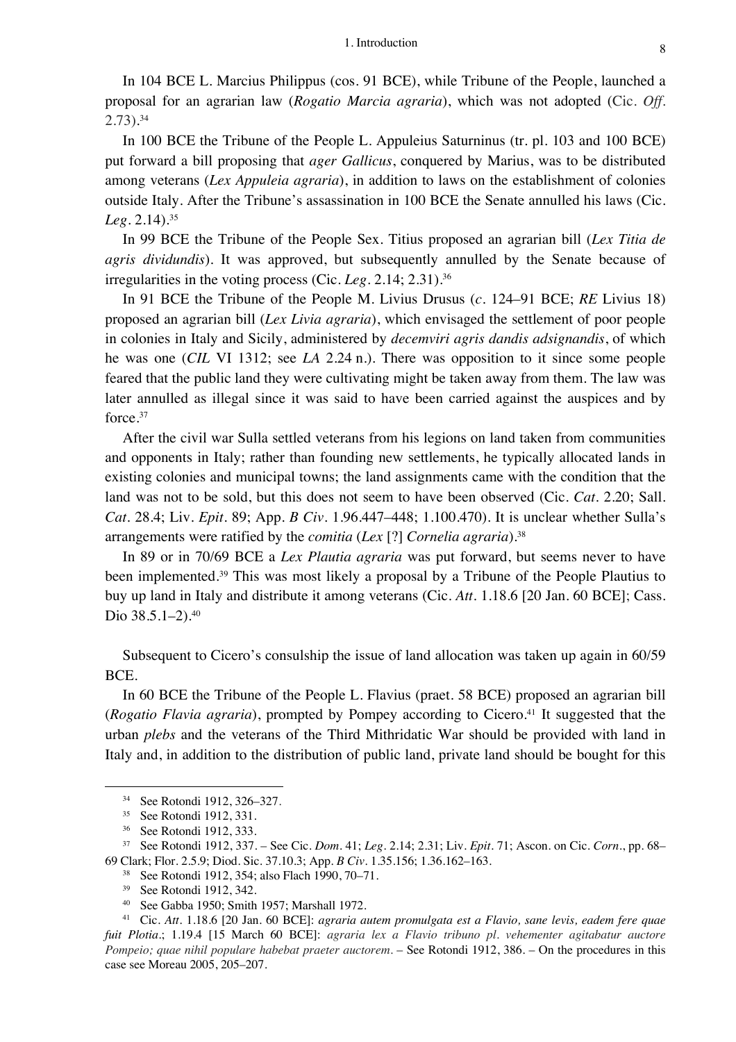In 104 BCE L. Marcius Philippus (cos. 91 BCE), while Tribune of the People, launched a proposal for an agrarian law (*Rogatio Marcia agraria*), which was not adopted (Cic. *Off.* 2.73).[34]

In 100 BCE the Tribune of the People L. Appuleius Saturninus (tr. pl. 103 and 100 BCE) put forward a bill proposing that *ager Gallicus*, conquered by Marius, was to be distributed among veterans (*Lex Appuleia agraria*), in addition to laws on the establishment of colonies outside Italy. After the Tribune's assassination in 100 BCE the Senate annulled his laws (Cic. *Leg.* 2.14).[35]

In 99 BCE the Tribune of the People Sex. Titius proposed an agrarian bill (*Lex Titia de agris dividundis*). It was approved, but subsequently annulled by the Senate because of irregularities in the voting process (Cic. *Leg.* 2.14; 2.31).[36]

In 91 BCE the Tribune of the People M. Livius Drusus (*c.* 124–91 BCE; *RE* Livius 18) proposed an agrarian bill (*Lex Livia agraria*), which envisaged the settlement of poor people in colonies in Italy and Sicily, administered by *decemviri agris dandis adsignandis*, of which he was one (*CIL* VI 1312; see *LA* 2.24 n.). There was opposition to it since some people feared that the public land they were cultivating might be taken away from them. The law was later annulled as illegal since it was said to have been carried against the auspices and by force.[37]

After the civil war Sulla settled veterans from his legions on land taken from communities and opponents in Italy; rather than founding new settlements, he typically allocated lands in existing colonies and municipal towns; the land assignments came with the condition that the land was not to be sold, but this does not seem to have been observed (Cic. *Cat.* 2.20; Sall. *Cat.* 28.4; Liv. *Epit.* 89; App. *B Civ.* 1.96.447–448; 1.100.470). It is unclear whether Sulla's arrangements were ratified by the *comitia* (*Lex* [?] *Cornelia agraria*).[38]

In 89 or in 70/69 BCE a *Lex Plautia agraria* was put forward, but seems never to have been implemented.[39] This was most likely a proposal by a Tribune of the People Plautius to buy up land in Italy and distribute it among veterans (Cic. *Att.* 1.18.6 [20 Jan. 60 BCE]; Cass. Dio 38.5.1–2).[40]

Subsequent to Cicero's consulship the issue of land allocation was taken up again in 60/59 BCE.

In 60 BCE the Tribune of the People L. Flavius (praet. 58 BCE) proposed an agrarian bill (*Rogatio Flavia agraria*), prompted by Pompey according to Cicero.[41] It suggested that the urban *plebs* and the veterans of the Third Mithridatic War should be provided with land in Italy and, in addition to the distribution of public land, private land should be bought for this

---

[34] See Rotondi 1912, 326–327.

[35] See Rotondi 1912, 331.

[36] See Rotondi 1912, 333.

[37] See Rotondi 1912, 337. – See Cic. *Dom.* 41; *Leg.* 2.14; 2.31; Liv. *Epit.* 71; Ascon. on Cic. *Corn.*, pp. 68–69 Clark; Flor. 2.5.9; Diod. Sic. 37.10.3; App. *B Civ.* 1.35.156; 1.36.162–163.

[38] See Rotondi 1912, 354; also Flach 1990, 70–71.

[39] See Rotondi 1912, 342.

[40] See Gabba 1950; Smith 1957; Marshall 1972.

[41] Cic. *Att.* 1.18.6 [20 Jan. 60 BCE]: *agraria autem promulgata est a Flavio, sane levis, eadem fere quae fuit Plotia.*; 1.19.4 [15 March 60 BCE]: *agraria lex a Flavio tribuno pl. vehementer agitabatur auctore Pompeio; quae nihil populare habebat praeter auctorem.* – See Rotondi 1912, 386. – On the procedures in this case see Moreau 2005, 205–207.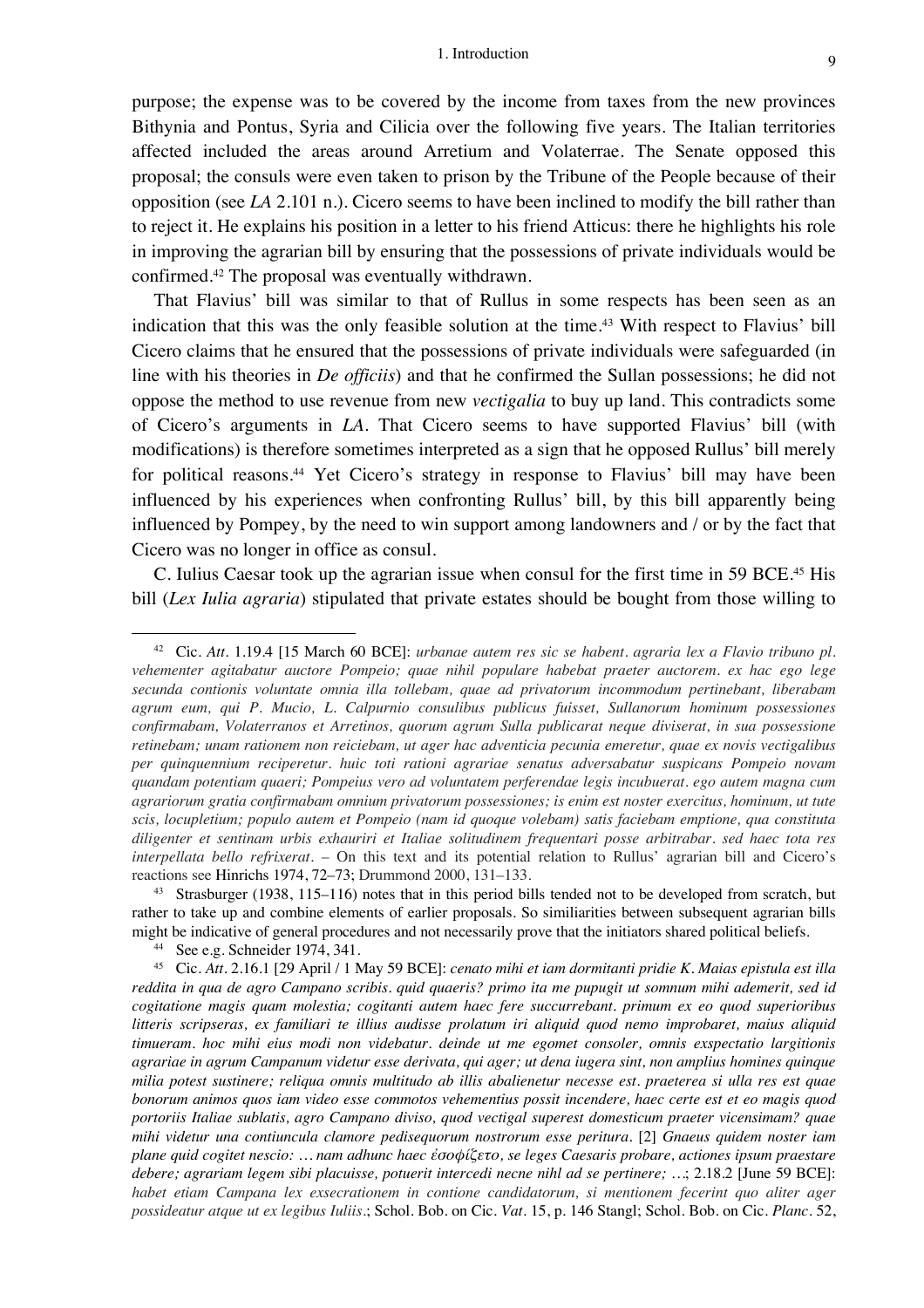purpose; the expense was to be covered by the income from taxes from the new provinces Bithynia and Pontus, Syria and Cilicia over the following five years. The Italian territories affected included the areas around Arretium and Volaterrae. The Senate opposed this proposal; the consuls were even taken to prison by the Tribune of the People because of their opposition (see *LA* 2.101 n.). Cicero seems to have been inclined to modify the bill rather than to reject it. He explains his position in a letter to his friend Atticus: there he highlights his role in improving the agrarian bill by ensuring that the possessions of private individuals would be confirmed.[42] The proposal was eventually withdrawn.

That Flavius' bill was similar to that of Rullus in some respects has been seen as an indication that this was the only feasible solution at the time.[43] With respect to Flavius' bill Cicero claims that he ensured that the possessions of private individuals were safeguarded (in line with his theories in *De officiis*) and that he confirmed the Sullan possessions; he did not oppose the method to use revenue from new *vectigalia* to buy up land. This contradicts some of Cicero's arguments in *LA*. That Cicero seems to have supported Flavius' bill (with modifications) is therefore sometimes interpreted as a sign that he opposed Rullus' bill merely for political reasons.[44] Yet Cicero's strategy in response to Flavius' bill may have been influenced by his experiences when confronting Rullus' bill, by this bill apparently being influenced by Pompey, by the need to win support among landowners and / or by the fact that Cicero was no longer in office as consul.

C. Iulius Caesar took up the agrarian issue when consul for the first time in 59 BCE.[45] His bill (*Lex Iulia agraria*) stipulated that private estates should be bought from those willing to

---

[42] Cic. *Att.* 1.19.4 [15 March 60 BCE]: *urbanae autem res sic se habent. agraria lex a Flavio tribuno pl. vehementer agitabatur auctore Pompeio; quae nihil populare habebat praeter auctorem. ex hac ego lege secunda contionis voluntate omnia illa tollebam, quae ad privatorum incommodum pertinebant, liberabam agrum eum, qui P. Mucio, L. Calpurnio consulibus publicus fuisset, Sullanorum hominum possessiones confirmabam, Volaterranos et Arretinos, quorum agrum Sulla publicarat neque diviserat, in sua possessione retinebam; unam rationem non reiciebam, ut ager hac adventicia pecunia emeretur, quae ex novis vectigalibus per quinquennium reciperetur. huic toti rationi agrariae senatus adversabatur suspicans Pompeio novam quandam potentiam quaeri; Pompeius vero ad voluntatem perferendae legis incubuerat. ego autem magna cum agrariorum gratia confirmabam omnium privatorum possessiones; is enim est noster exercitus, hominum, ut tute scis, locupletium; populo autem et Pompeio (nam id quoque volebam) satis faciebam emptione, qua constituta diligenter et sentinam urbis exhauriri et Italiae solitudinem frequentari posse arbitrabar. sed haec tota res interpellata bello refrixerat.* – On this text and its potential relation to Rullus' agrarian bill and Cicero's reactions see Hinrichs 1974, 72–73; Drummond 2000, 131–133.

[43] Strasburger (1938, 115–116) notes that in this period bills tended not to be developed from scratch, but rather to take up and combine elements of earlier proposals. So similiarities between subsequent agrarian bills might be indicative of general procedures and not necessarily prove that the initiators shared political beliefs.

[44] See e.g. Schneider 1974, 341.

[45] Cic. *Att.* 2.16.1 [29 April / 1 May 59 BCE]: *cenato mihi et iam dormitanti pridie K. Maias epistula est illa reddita in qua de agro Campano scribis. quid quaeris? primo ita me pupugit ut somnum mihi ademerit, sed id cogitatione magis quam molestia; cogitanti autem haec fere succurrebant. primum ex eo quod superioribus litteris scripseras, ex familiari te illius audisse prolatum iri aliquid quod nemo improbaret, maius aliquid timueram. hoc mihi eius modi non videbatur. deinde ut me egomet consoler, omnis exspectatio largitionis agrariae in agrum Campanum videtur esse derivata, qui ager; ut dena iugera sint, non amplius homines quinque milia potest sustinere; reliqua omnis multitudo ab illis abalienetur necesse est. praeterea si ulla res est quae bonorum animos quos iam video esse commotos vehementius possit incendere, haec certe est et eo magis quod portoriis Italiae sublatis, agro Campano diviso, quod vectigal superest domesticum praeter vicensimam? quae mihi videtur una contiuncula clamore pedisequorum nostrorum esse peritura.* [2] *Gnaeus quidem noster iam plane quid cogitet nescio: … nam adhunc haec ἐσοφίζετο, se leges Caesaris probare, actiones ipsum praestare debere; agrariam legem sibi placuisse, potuerit intercedi necne nihl ad se pertinere; …*; 2.18.2 [June 59 BCE]: *habet etiam Campana lex exsecrationem in contione candidatorum, si mentionem fecerint quo aliter ager possideatur atque ut ex legibus Iuliis.*; Schol. Bob. on Cic. *Vat.* 15, p. 146 Stangl; Schol. Bob. on Cic. *Planc.* 52,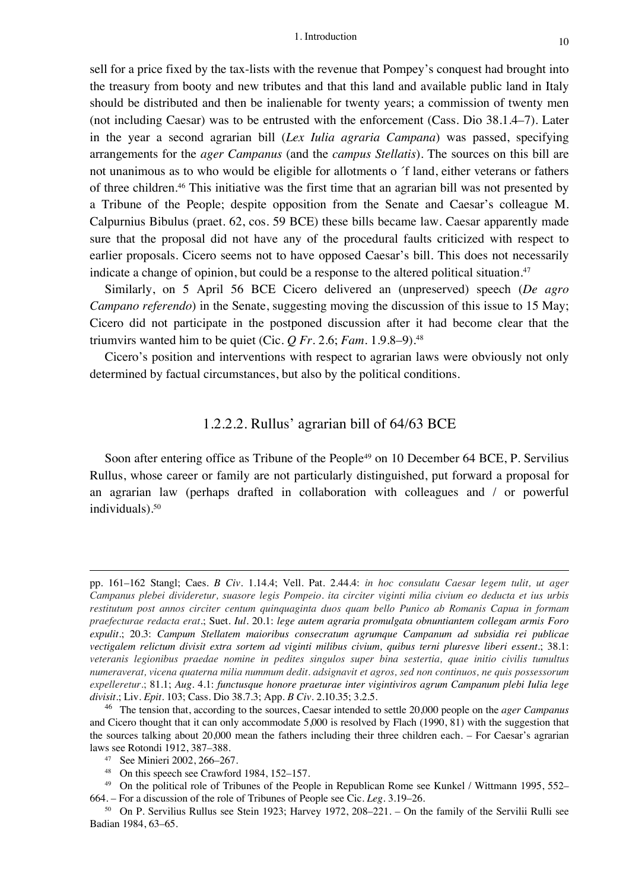sell for a price fixed by the tax-lists with the revenue that Pompey's conquest had brought into the treasury from booty and new tributes and that this land and available public land in Italy should be distributed and then be inalienable for twenty years; a commission of twenty men (not including Caesar) was to be entrusted with the enforcement (Cass. Dio 38.1.4–7). Later in the year a second agrarian bill (*Lex Iulia agraria Campana*) was passed, specifying arrangements for the *ager Campanus* (and the *campus Stellatis*). The sources on this bill are not unanimous as to who would be eligible for allotments o ´f land, either veterans or fathers of three children.[46] This initiative was the first time that an agrarian bill was not presented by a Tribune of the People; despite opposition from the Senate and Caesar's colleague M. Calpurnius Bibulus (praet. 62, cos. 59 BCE) these bills became law. Caesar apparently made sure that the proposal did not have any of the procedural faults criticized with respect to earlier proposals. Cicero seems not to have opposed Caesar's bill. This does not necessarily indicate a change of opinion, but could be a response to the altered political situation.[47]

Similarly, on 5 April 56 BCE Cicero delivered an (unpreserved) speech (*De agro Campano referendo*) in the Senate, suggesting moving the discussion of this issue to 15 May; Cicero did not participate in the postponed discussion after it had become clear that the triumvirs wanted him to be quiet (Cic. *Q Fr.* 2.6; *Fam.* 1.9.8–9).[48]

Cicero's position and interventions with respect to agrarian laws were obviously not only determined by factual circumstances, but also by the political conditions.

### 1.2.2.2. Rullus' agrarian bill of 64/63 BCE

Soon after entering office as Tribune of the People[49] on 10 December 64 BCE, P. Servilius Rullus, whose career or family are not particularly distinguished, put forward a proposal for an agrarian law (perhaps drafted in collaboration with colleagues and / or powerful individuals).[50]

---

pp. 161–162 Stangl; Caes. *B Civ.* 1.14.4; Vell. Pat. 2.44.4: *in hoc consulatu Caesar legem tulit, ut ager Campanus plebei divideretur, suasore legis Pompeio. ita circiter viginti milia civium eo deducta et ius urbis restitutum post annos circiter centum quinquaginta duos quam bello Punico ab Romanis Capua in formam praefecturae redacta erat.*; Suet. *Iul.* 20.1: *lege autem agraria promulgata obnuntiantem collegam armis Foro expulit.*; 20.3: ***Campum Stellatem maioribus consecratum agrumque Campanum ad subsidia rei publicae vectigalem relictum divisit extra sortem ad viginti milibus civium, quibus terni pluresve liberi essent.***; 38.1: *veteranis legionibus praedae nomine in pedites singulos super bina sestertia, quae initio civilis tumultus numeraverat, vicena quaterna milia nummum dedit. adsignavit et agros, sed non continuos, ne quis possessorum expelleretur.*; 81.1; *Aug.* 4.1: ***functusque honore praeturae inter vigintiviros agrum Campanum plebi Iulia lege divisit.***; Liv. *Epit.* 103; Cass. Dio 38.7.3; App. *B Civ.* 2.10.35; 3.2.5.

[46] The tension that, according to the sources, Caesar intended to settle 20,000 people on the *ager Campanus* and Cicero thought that it can only accommodate 5,000 is resolved by Flach (1990, 81) with the suggestion that the sources talking about 20,000 mean the fathers including their three children each. – For Caesar's agrarian laws see Rotondi 1912, 387–388.

[47] See Minieri 2002, 266–267.

[48] On this speech see Crawford 1984, 152–157.

[49] On the political role of Tribunes of the People in Republican Rome see Kunkel / Wittmann 1995, 552–664. – For a discussion of the role of Tribunes of People see Cic. *Leg.* 3.19–26.

[50] On P. Servilius Rullus see Stein 1923; Harvey 1972, 208–221. – On the family of the Servilii Rulli see Badian 1984, 63–65.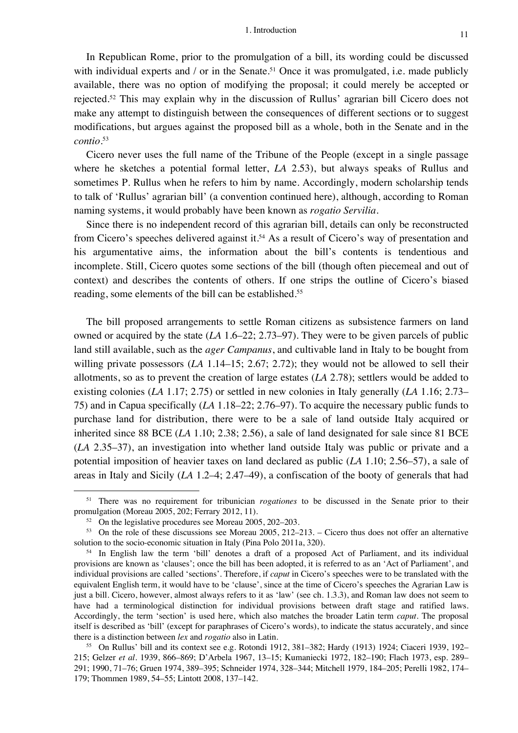In Republican Rome, prior to the promulgation of a bill, its wording could be discussed with individual experts and / or in the Senate.[51] Once it was promulgated, i.e. made publicly available, there was no option of modifying the proposal; it could merely be accepted or rejected.[52] This may explain why in the discussion of Rullus' agrarian bill Cicero does not make any attempt to distinguish between the consequences of different sections or to suggest modifications, but argues against the proposed bill as a whole, both in the Senate and in the *contio*.[53]

Cicero never uses the full name of the Tribune of the People (except in a single passage where he sketches a potential formal letter, *LA* 2.53), but always speaks of Rullus and sometimes P. Rullus when he refers to him by name. Accordingly, modern scholarship tends to talk of 'Rullus' agrarian bill' (a convention continued here), although, according to Roman naming systems, it would probably have been known as *rogatio Servilia*.

Since there is no independent record of this agrarian bill, details can only be reconstructed from Cicero's speeches delivered against it.[54] As a result of Cicero's way of presentation and his argumentative aims, the information about the bill's contents is tendentious and incomplete. Still, Cicero quotes some sections of the bill (though often piecemeal and out of context) and describes the contents of others. If one strips the outline of Cicero's biased reading, some elements of the bill can be established.[55]

The bill proposed arrangements to settle Roman citizens as subsistence farmers on land owned or acquired by the state (*LA* 1.6–22; 2.73–97). They were to be given parcels of public land still available, such as the *ager Campanus*, and cultivable land in Italy to be bought from willing private possessors (*LA* 1.14–15; 2.67; 2.72); they would not be allowed to sell their allotments, so as to prevent the creation of large estates (*LA* 2.78); settlers would be added to existing colonies (*LA* 1.17; 2.75) or settled in new colonies in Italy generally (*LA* 1.16; 2.73–75) and in Capua specifically (*LA* 1.18–22; 2.76–97). To acquire the necessary public funds to purchase land for distribution, there were to be a sale of land outside Italy acquired or inherited since 88 BCE (*LA* 1.10; 2.38; 2.56), a sale of land designated for sale since 81 BCE (*LA* 2.35–37), an investigation into whether land outside Italy was public or private and a potential imposition of heavier taxes on land declared as public (*LA* 1.10; 2.56–57), a sale of areas in Italy and Sicily (*LA* 1.2–4; 2.47–49), a confiscation of the booty of generals that had

---

[51] There was no requirement for tribunician *rogationes* to be discussed in the Senate prior to their promulgation (Moreau 2005, 202; Ferrary 2012, 11).

[52] On the legislative procedures see Moreau 2005, 202–203.

[53] On the role of these discussions see Moreau 2005, 212–213. – Cicero thus does not offer an alternative solution to the socio-economic situation in Italy (Pina Polo 2011a, 320).

[54] In English law the term 'bill' denotes a draft of a proposed Act of Parliament, and its individual provisions are known as 'clauses'; once the bill has been adopted, it is referred to as an 'Act of Parliament', and individual provisions are called 'sections'. Therefore, if *caput* in Cicero's speeches were to be translated with the equivalent English term, it would have to be 'clause', since at the time of Cicero's speeches the Agrarian Law is just a bill. Cicero, however, almost always refers to it as 'law' (see ch. 1.3.3), and Roman law does not seem to have had a terminological distinction for individual provisions between draft stage and ratified laws. Accordingly, the term 'section' is used here, which also matches the broader Latin term *caput*. The proposal itself is described as 'bill' (except for paraphrases of Cicero's words), to indicate the status accurately, and since there is a distinction between *lex* and *rogatio* also in Latin.

[55] On Rullus' bill and its context see e.g. Rotondi 1912, 381–382; Hardy (1913) 1924; Ciaceri 1939, 192–215; Gelzer *et al.* 1939, 866–869; D'Arbela 1967, 13–15; Kumaniecki 1972, 182–190; Flach 1973, esp. 289–291; 1990, 71–76; Gruen 1974, 389–395; Schneider 1974, 328–344; Mitchell 1979, 184–205; Perelli 1982, 174–179; Thommen 1989, 54–55; Lintott 2008, 137–142.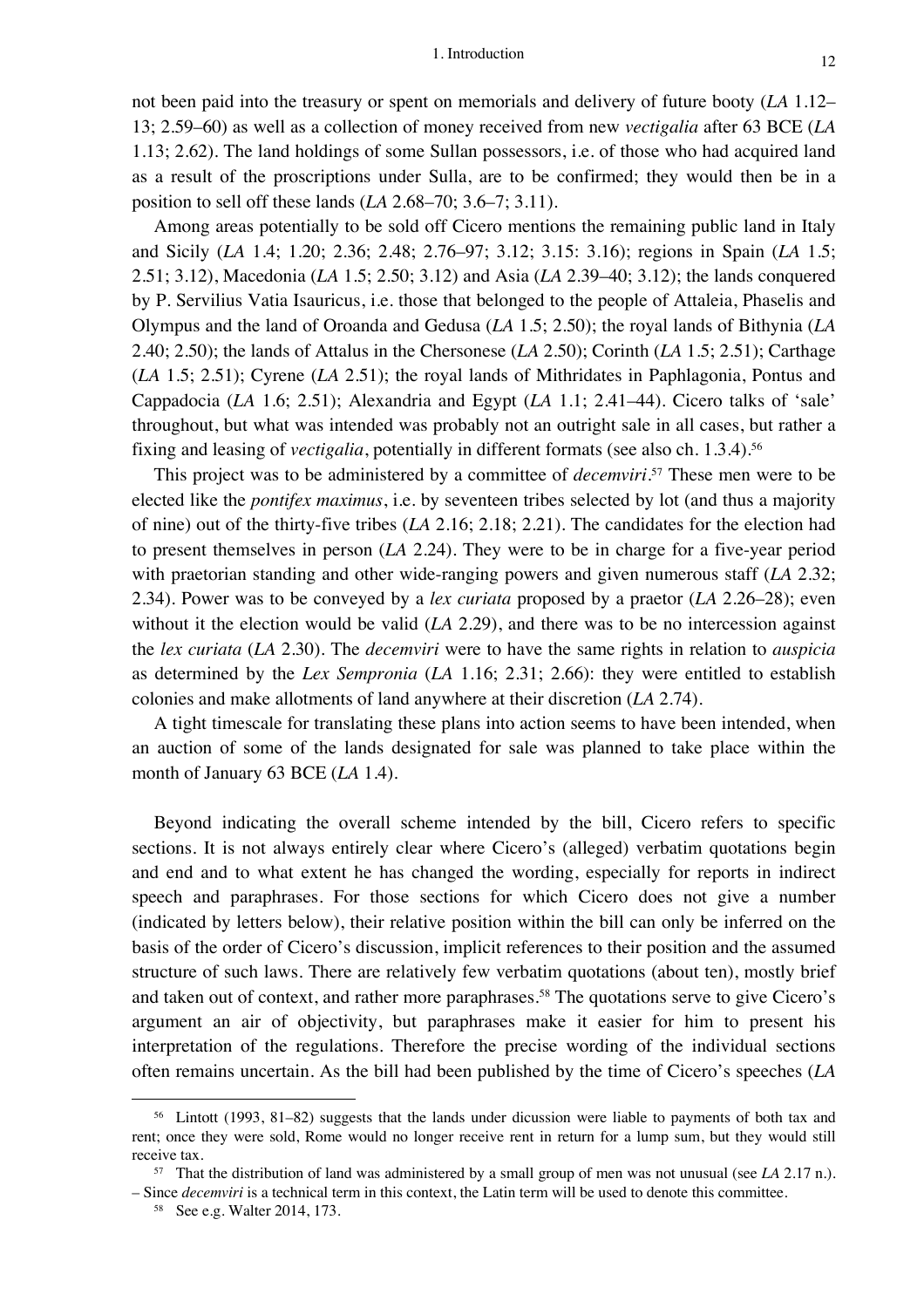not been paid into the treasury or spent on memorials and delivery of future booty (*LA* 1.12–13; 2.59–60) as well as a collection of money received from new *vectigalia* after 63 BCE (*LA* 1.13; 2.62). The land holdings of some Sullan possessors, i.e. of those who had acquired land as a result of the proscriptions under Sulla, are to be confirmed; they would then be in a position to sell off these lands (*LA* 2.68–70; 3.6–7; 3.11).

Among areas potentially to be sold off Cicero mentions the remaining public land in Italy and Sicily (*LA* 1.4; 1.20; 2.36; 2.48; 2.76–97; 3.12; 3.15: 3.16); regions in Spain (*LA* 1.5; 2.51; 3.12), Macedonia (*LA* 1.5; 2.50; 3.12) and Asia (*LA* 2.39–40; 3.12); the lands conquered by P. Servilius Vatia Isauricus, i.e. those that belonged to the people of Attaleia, Phaselis and Olympus and the land of Oroanda and Gedusa (*LA* 1.5; 2.50); the royal lands of Bithynia (*LA* 2.40; 2.50); the lands of Attalus in the Chersonese (*LA* 2.50); Corinth (*LA* 1.5; 2.51); Carthage (*LA* 1.5; 2.51); Cyrene (*LA* 2.51); the royal lands of Mithridates in Paphlagonia, Pontus and Cappadocia (*LA* 1.6; 2.51); Alexandria and Egypt (*LA* 1.1; 2.41–44). Cicero talks of 'sale' throughout, but what was intended was probably not an outright sale in all cases, but rather a fixing and leasing of *vectigalia*, potentially in different formats (see also ch. 1.3.4).[56]

This project was to be administered by a committee of *decemviri*.[57] These men were to be elected like the *pontifex maximus*, i.e. by seventeen tribes selected by lot (and thus a majority of nine) out of the thirty-five tribes (*LA* 2.16; 2.18; 2.21). The candidates for the election had to present themselves in person (*LA* 2.24). They were to be in charge for a five-year period with praetorian standing and other wide-ranging powers and given numerous staff (*LA* 2.32; 2.34). Power was to be conveyed by a *lex curiata* proposed by a praetor (*LA* 2.26–28); even without it the election would be valid (*LA* 2.29), and there was to be no intercession against the *lex curiata* (*LA* 2.30). The *decemviri* were to have the same rights in relation to *auspicia* as determined by the *Lex Sempronia* (*LA* 1.16; 2.31; 2.66): they were entitled to establish colonies and make allotments of land anywhere at their discretion (*LA* 2.74).

A tight timescale for translating these plans into action seems to have been intended, when an auction of some of the lands designated for sale was planned to take place within the month of January 63 BCE (*LA* 1.4).

Beyond indicating the overall scheme intended by the bill, Cicero refers to specific sections. It is not always entirely clear where Cicero's (alleged) verbatim quotations begin and end and to what extent he has changed the wording, especially for reports in indirect speech and paraphrases. For those sections for which Cicero does not give a number (indicated by letters below), their relative position within the bill can only be inferred on the basis of the order of Cicero's discussion, implicit references to their position and the assumed structure of such laws. There are relatively few verbatim quotations (about ten), mostly brief and taken out of context, and rather more paraphrases.[58] The quotations serve to give Cicero's argument an air of objectivity, but paraphrases make it easier for him to present his interpretation of the regulations. Therefore the precise wording of the individual sections often remains uncertain. As the bill had been published by the time of Cicero's speeches (*LA*

---

[56] Lintott (1993, 81–82) suggests that the lands under dicussion were liable to payments of both tax and rent; once they were sold, Rome would no longer receive rent in return for a lump sum, but they would still receive tax.

[57] That the distribution of land was administered by a small group of men was not unusual (see *LA* 2.17 n.). – Since *decemviri* is a technical term in this context, the Latin term will be used to denote this committee.

[58] See e.g. Walter 2014, 173.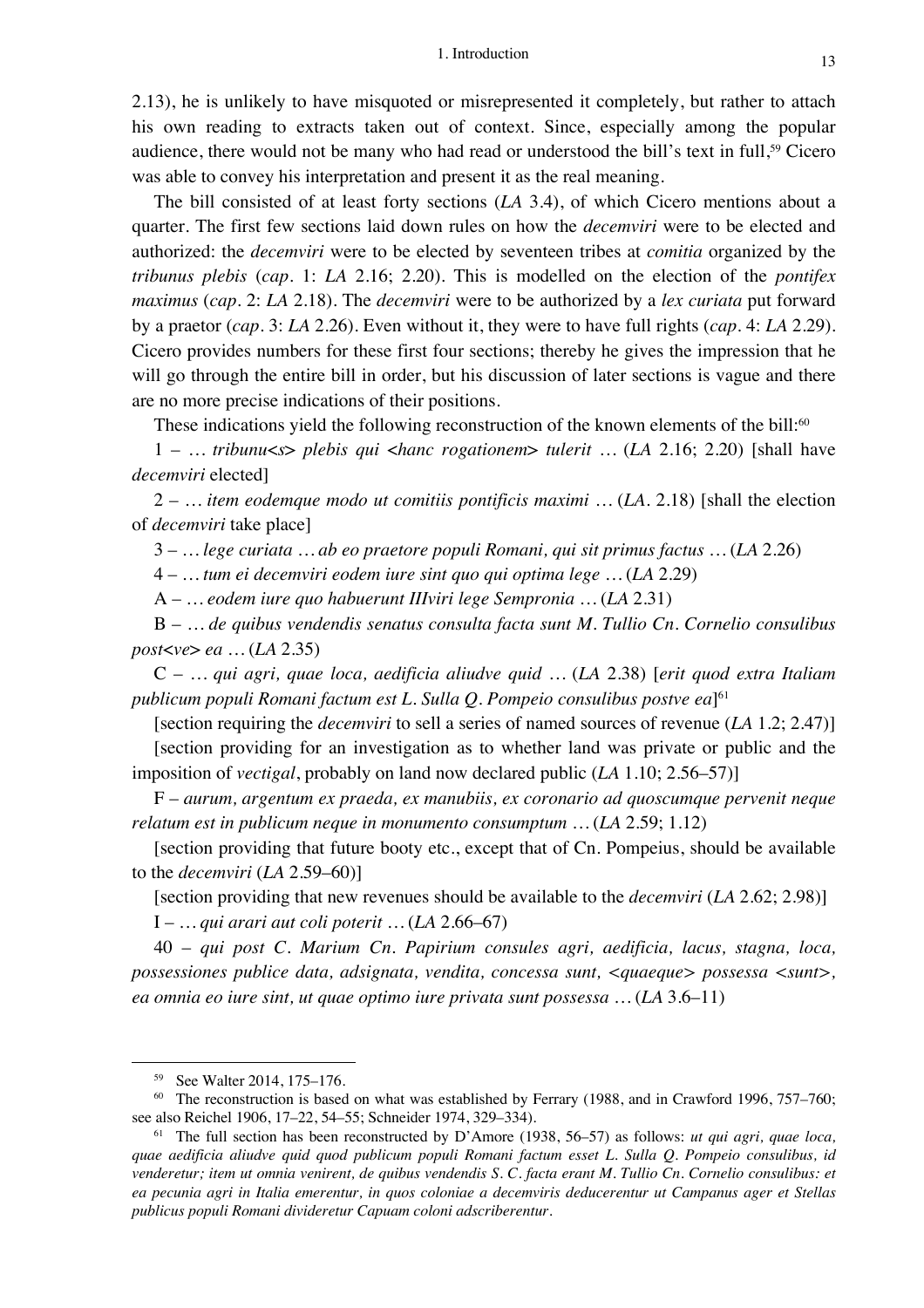2.13), he is unlikely to have misquoted or misrepresented it completely, but rather to attach his own reading to extracts taken out of context. Since, especially among the popular audience, there would not be many who had read or understood the bill's text in full,[59] Cicero was able to convey his interpretation and present it as the real meaning.

The bill consisted of at least forty sections (*LA* 3.4), of which Cicero mentions about a quarter. The first few sections laid down rules on how the *decemviri* were to be elected and authorized: the *decemviri* were to be elected by seventeen tribes at *comitia* organized by the *tribunus plebis* (*cap.* 1: *LA* 2.16; 2.20). This is modelled on the election of the *pontifex maximus* (*cap.* 2: *LA* 2.18). The *decemviri* were to be authorized by a *lex curiata* put forward by a praetor (*cap.* 3: *LA* 2.26). Even without it, they were to have full rights (*cap.* 4: *LA* 2.29). Cicero provides numbers for these first four sections; thereby he gives the impression that he will go through the entire bill in order, but his discussion of later sections is vague and there are no more precise indications of their positions.

These indications yield the following reconstruction of the known elements of the bill:[60]

1 – … *tribunu<s> plebis qui <hanc rogationem> tulerit* … (*LA* 2.16; 2.20) [shall have *decemviri* elected]

2 – … *item eodemque modo ut comitiis pontificis maximi* … (*LA*. 2.18) [shall the election of *decemviri* take place]

3 – … *lege curiata … ab eo praetore populi Romani, qui sit primus factus* … (*LA* 2.26)

4 – … *tum ei decemviri eodem iure sint quo qui optima lege* … (*LA* 2.29)

A – … *eodem iure quo habuerunt IIIviri lege Sempronia* … (*LA* 2.31)

B – … *de quibus vendendis senatus consulta facta sunt M. Tullio Cn. Cornelio consulibus post<ve> ea* … (*LA* 2.35)

C – … *qui agri, quae loca, aedificia aliudve quid* … (*LA* 2.38) [*erit quod extra Italiam publicum populi Romani factum est L. Sulla Q. Pompeio consulibus postve ea*][61]

[section requiring the *decemviri* to sell a series of named sources of revenue (*LA* 1.2; 2.47)]

[section providing for an investigation as to whether land was private or public and the imposition of *vectigal*, probably on land now declared public (*LA* 1.10; 2.56–57)]

F – *aurum, argentum ex praeda, ex manubiis, ex coronario ad quoscumque pervenit neque relatum est in publicum neque in monumento consumptum* … (*LA* 2.59; 1.12)

[section providing that future booty etc., except that of Cn. Pompeius, should be available to the *decemviri* (*LA* 2.59–60)]

[section providing that new revenues should be available to the *decemviri* (*LA* 2.62; 2.98)]

I – … *qui arari aut coli poterit* … (*LA* 2.66–67)

40 – *qui post C. Marium Cn. Papirium consules agri, aedificia, lacus, stagna, loca, possessiones publice data, adsignata, vendita, concessa sunt, <quaeque> possessa <sunt>, ea omnia eo iure sint, ut quae optimo iure privata sunt possessa* … (*LA* 3.6–11)

---

[59] See Walter 2014, 175–176.

[60] The reconstruction is based on what was established by Ferrary (1988, and in Crawford 1996, 757–760; see also Reichel 1906, 17–22, 54–55; Schneider 1974, 329–334).

[61] The full section has been reconstructed by D'Amore (1938, 56–57) as follows: *ut qui agri, quae loca, quae aedificia aliudve quid quod publicum populi Romani factum esset L. Sulla Q. Pompeio consulibus, id venderetur; item ut omnia venirent, de quibus vendendis S. C. facta erant M. Tullio Cn. Cornelio consulibus: et ea pecunia agri in Italia emerentur, in quos coloniae a decemviris deducerentur ut Campanus ager et Stellas publicus populi Romani divideretur Capuam coloni adscriberentur.*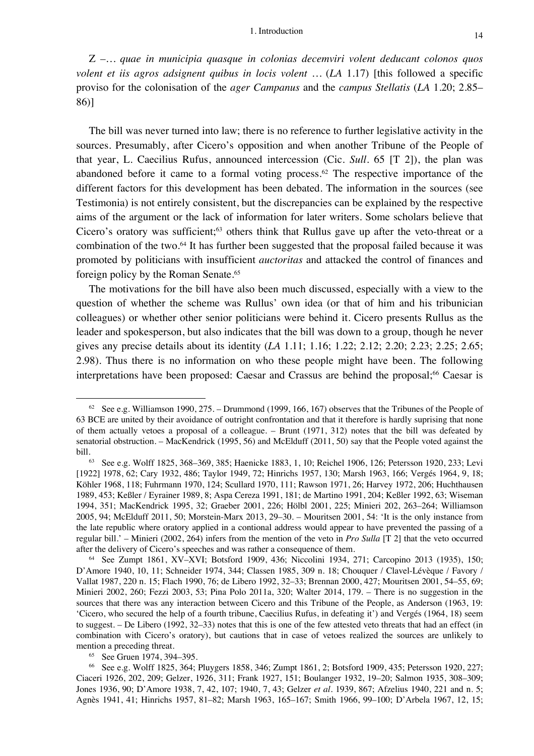Z –… *quae in municipia quasque in colonias decemviri volent deducant colonos quos volent et iis agros adsignent quibus in locis volent* … (*LA* 1.17) [this followed a specific proviso for the colonisation of the *ager Campanus* and the *campus Stellatis* (*LA* 1.20; 2.85–86)]

The bill was never turned into law; there is no reference to further legislative activity in the sources. Presumably, after Cicero's opposition and when another Tribune of the People of that year, L. Caecilius Rufus, announced intercession (Cic. *Sull*. 65 [T 2]), the plan was abandoned before it came to a formal voting process.[62] The respective importance of the different factors for this development has been debated. The information in the sources (see Testimonia) is not entirely consistent, but the discrepancies can be explained by the respective aims of the argument or the lack of information for later writers. Some scholars believe that Cicero's oratory was sufficient;[63] others think that Rullus gave up after the veto-threat or a combination of the two.[64] It has further been suggested that the proposal failed because it was promoted by politicians with insufficient *auctoritas* and attacked the control of finances and foreign policy by the Roman Senate.[65]

The motivations for the bill have also been much discussed, especially with a view to the question of whether the scheme was Rullus' own idea (or that of him and his tribunician colleagues) or whether other senior politicians were behind it. Cicero presents Rullus as the leader and spokesperson, but also indicates that the bill was down to a group, though he never gives any precise details about its identity (*LA* 1.11; 1.16; 1.22; 2.12; 2.20; 2.23; 2.25; 2.65; 2.98). Thus there is no information on who these people might have been. The following interpretations have been proposed: Caesar and Crassus are behind the proposal;[66] Caesar is

---

[62] See e.g. Williamson 1990, 275. – Drummond (1999, 166, 167) observes that the Tribunes of the People of 63 BCE are united by their avoidance of outright confrontation and that it therefore is hardly suprising that none of them actually vetoes a proposal of a colleague. – Brunt (1971, 312) notes that the bill was defeated by senatorial obstruction. – MacKendrick (1995, 56) and McElduff (2011, 50) say that the People voted against the bill.

[63] See e.g. Wolff 1825, 368–369, 385; Haenicke 1883, 1, 10; Reichel 1906, 126; Petersson 1920, 233; Levi [1922] 1978, 62; Cary 1932, 486; Taylor 1949, 72; Hinrichs 1957, 130; Marsh 1963, 166; Vergés 1964, 9, 18; Köhler 1968, 118; Fuhrmann 1970, 124; Scullard 1970, 111; Rawson 1971, 26; Harvey 1972, 206; Huchthausen 1989, 453; Keßler / Eyrainer 1989, 8; Aspa Cereza 1991, 181; de Martino 1991, 204; Keßler 1992, 63; Wiseman 1994, 351; MacKendrick 1995, 32; Graeber 2001, 226; Hölbl 2001, 225; Minieri 202, 263–264; Williamson 2005, 94; McElduff 2011, 50; Morstein-Marx 2013, 29–30. – Mouritsen 2001, 54: 'It is the only instance from the late republic where oratory applied in a contional address would appear to have prevented the passing of a regular bill.' – Minieri (2002, 264) infers from the mention of the veto in *Pro Sulla* [T 2] that the veto occurred after the delivery of Cicero's speeches and was rather a consequence of them.

[64] See Zumpt 1861, XV–XVI; Botsford 1909, 436; Niccolini 1934, 271; Carcopino 2013 (1935), 150; D'Amore 1940, 10, 11; Schneider 1974, 344; Classen 1985, 309 n. 18; Chouquer / Clavel-Lévèque / Favory / Vallat 1987, 220 n. 15; Flach 1990, 76; de Libero 1992, 32–33; Brennan 2000, 427; Mouritsen 2001, 54–55, 69; Minieri 2002, 260; Fezzi 2003, 53; Pina Polo 2011a, 320; Walter 2014, 179. – There is no suggestion in the sources that there was any interaction between Cicero and this Tribune of the People, as Anderson (1963, 19: 'Cicero, who secured the help of a fourth tribune, Caecilius Rufus, in defeating it') and Vergés (1964, 18) seem to suggest. – De Libero (1992, 32–33) notes that this is one of the few attested veto threats that had an effect (in combination with Cicero's oratory), but cautions that in case of vetoes realized the sources are unlikely to mention a preceding threat.

[65] See Gruen 1974, 394–395.

[66] See e.g. Wolff 1825, 364; Pluygers 1858, 346; Zumpt 1861, 2; Botsford 1909, 435; Petersson 1920, 227; Ciaceri 1926, 202, 209; Gelzer, 1926, 311; Frank 1927, 151; Boulanger 1932, 19–20; Salmon 1935, 308–309; Jones 1936, 90; D'Amore 1938, 7, 42, 107; 1940, 7, 43; Gelzer *et al*. 1939, 867; Afzelius 1940, 221 and n. 5; Agnès 1941, 41; Hinrichs 1957, 81–82; Marsh 1963, 165–167; Smith 1966, 99–100; D'Arbela 1967, 12, 15;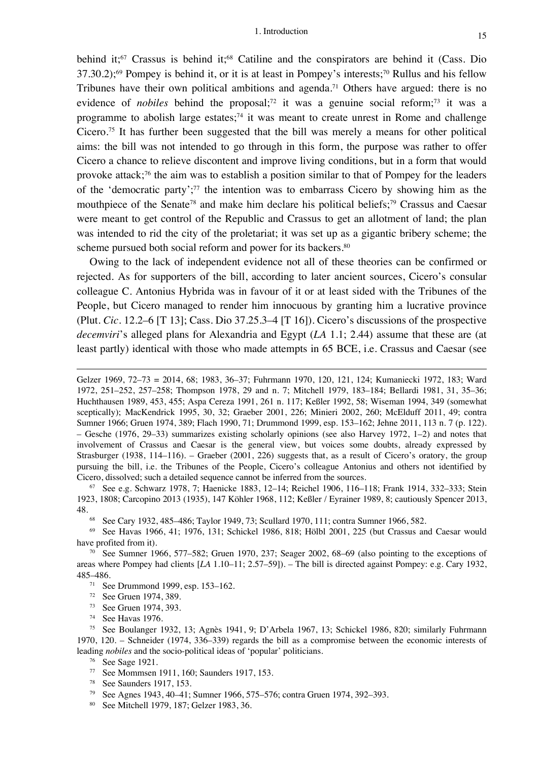behind it;[67] Crassus is behind it;[68] Catiline and the conspirators are behind it (Cass. Dio 37.30.2);[69] Pompey is behind it, or it is at least in Pompey's interests;[70] Rullus and his fellow Tribunes have their own political ambitions and agenda.[71] Others have argued: there is no evidence of *nobiles* behind the proposal;[72] it was a genuine social reform;[73] it was a programme to abolish large estates;[74] it was meant to create unrest in Rome and challenge Cicero.[75] It has further been suggested that the bill was merely a means for other political aims: the bill was not intended to go through in this form, the purpose was rather to offer Cicero a chance to relieve discontent and improve living conditions, but in a form that would provoke attack;[76] the aim was to establish a position similar to that of Pompey for the leaders of the 'democratic party';[77] the intention was to embarrass Cicero by showing him as the mouthpiece of the Senate[78] and make him declare his political beliefs;[79] Crassus and Caesar were meant to get control of the Republic and Crassus to get an allotment of land; the plan was intended to rid the city of the proletariat; it was set up as a gigantic bribery scheme; the scheme pursued both social reform and power for its backers.[80]

Owing to the lack of independent evidence not all of these theories can be confirmed or rejected. As for supporters of the bill, according to later ancient sources, Cicero's consular colleague C. Antonius Hybrida was in favour of it or at least sided with the Tribunes of the People, but Cicero managed to render him innocuous by granting him a lucrative province (Plut. *Cic*. 12.2–6 [T 13]; Cass. Dio 37.25.3–4 [T 16]). Cicero's discussions of the prospective *decemviri*'s alleged plans for Alexandria and Egypt (*LA* 1.1; 2.44) assume that these are (at least partly) identical with those who made attempts in 65 BCE, i.e. Crassus and Caesar (see

---

Gelzer 1969, 72–73 = 2014, 68; 1983, 36–37; Fuhrmann 1970, 120, 121, 124; Kumaniecki 1972, 183; Ward 1972, 251–252, 257–258; Thompson 1978, 29 and n. 7; Mitchell 1979, 183–184; Bellardi 1981, 31, 35–36; Huchthausen 1989, 453, 455; Aspa Cereza 1991, 261 n. 117; Keßler 1992, 58; Wiseman 1994, 349 (somewhat sceptically); MacKendrick 1995, 30, 32; Graeber 2001, 226; Minieri 2002, 260; McElduff 2011, 49; contra Sumner 1966; Gruen 1974, 389; Flach 1990, 71; Drummond 1999, esp. 153–162; Jehne 2011, 113 n. 7 (p. 122). – Gesche (1976, 29–33) summarizes existing scholarly opinions (see also Harvey 1972, 1–2) and notes that involvement of Crassus and Caesar is the general view, but voices some doubts, already expressed by Strasburger (1938, 114–116). – Graeber (2001, 226) suggests that, as a result of Cicero's oratory, the group pursuing the bill, i.e. the Tribunes of the People, Cicero's colleague Antonius and others not identified by Cicero, dissolved; such a detailed sequence cannot be inferred from the sources.

[67] See e.g. Schwarz 1978, 7; Haenicke 1883, 12–14; Reichel 1906, 116–118; Frank 1914, 332–333; Stein 1923, 1808; Carcopino 2013 (1935), 147 Köhler 1968, 112; Keßler / Eyrainer 1989, 8; cautiously Spencer 2013, 48.

[68] See Cary 1932, 485–486; Taylor 1949, 73; Scullard 1970, 111; contra Sumner 1966, 582.

[69] See Havas 1966, 41; 1976, 131; Schickel 1986, 818; Hölbl 2001, 225 (but Crassus and Caesar would have profited from it).

[70] See Sumner 1966, 577–582; Gruen 1970, 237; Seager 2002, 68–69 (also pointing to the exceptions of areas where Pompey had clients [*LA* 1.10–11; 2.57–59]). – The bill is directed against Pompey: e.g. Cary 1932, 485–486.

[71] See Drummond 1999, esp. 153–162.

[72] See Gruen 1974, 389.

[73] See Gruen 1974, 393.

[74] See Havas 1976.

[75] See Boulanger 1932, 13; Agnès 1941, 9; D'Arbela 1967, 13; Schickel 1986, 820; similarly Fuhrmann 1970, 120. – Schneider (1974, 336–339) regards the bill as a compromise between the economic interests of leading *nobiles* and the socio-political ideas of 'popular' politicians.

[76] See Sage 1921.

[77] See Mommsen 1911, 160; Saunders 1917, 153.

[78] See Saunders 1917, 153.

[79] See Agnes 1943, 40–41; Sumner 1966, 575–576; contra Gruen 1974, 392–393.

[80] See Mitchell 1979, 187; Gelzer 1983, 36.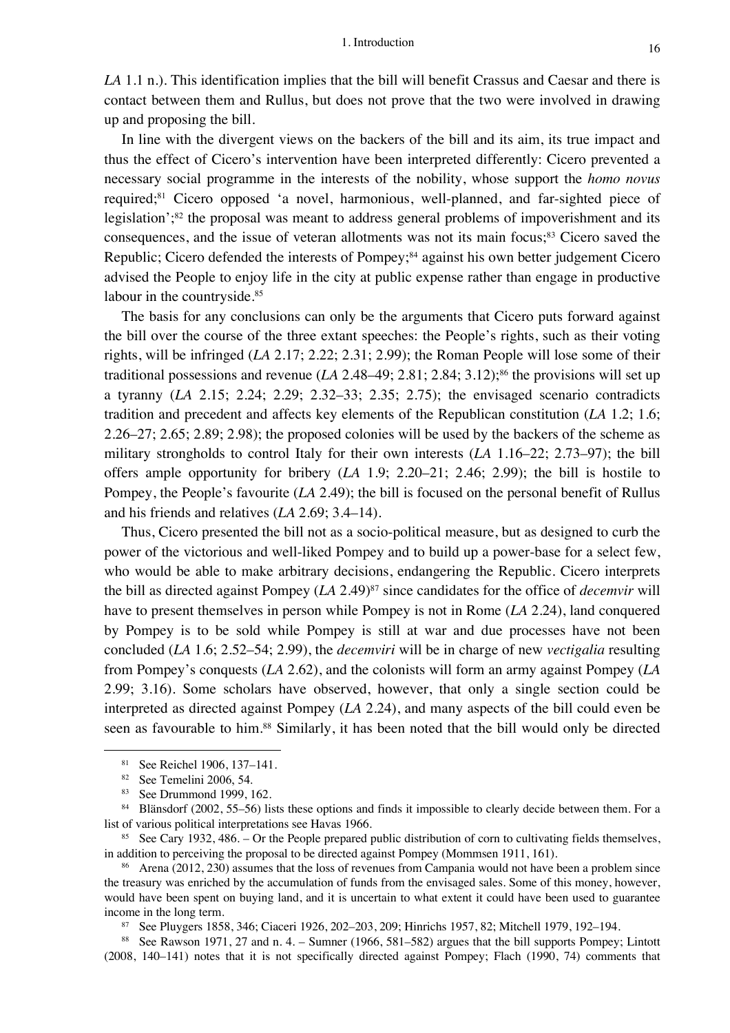*LA* 1.1 n.). This identification implies that the bill will benefit Crassus and Caesar and there is contact between them and Rullus, but does not prove that the two were involved in drawing up and proposing the bill.

In line with the divergent views on the backers of the bill and its aim, its true impact and thus the effect of Cicero's intervention have been interpreted differently: Cicero prevented a necessary social programme in the interests of the nobility, whose support the *homo novus* required;[81] Cicero opposed 'a novel, harmonious, well-planned, and far-sighted piece of legislation';[82] the proposal was meant to address general problems of impoverishment and its consequences, and the issue of veteran allotments was not its main focus;[83] Cicero saved the Republic; Cicero defended the interests of Pompey;[84] against his own better judgement Cicero advised the People to enjoy life in the city at public expense rather than engage in productive labour in the countryside.[85]

The basis for any conclusions can only be the arguments that Cicero puts forward against the bill over the course of the three extant speeches: the People's rights, such as their voting rights, will be infringed (*LA* 2.17; 2.22; 2.31; 2.99); the Roman People will lose some of their traditional possessions and revenue (*LA* 2.48–49; 2.81; 2.84; 3.12);[86] the provisions will set up a tyranny (*LA* 2.15; 2.24; 2.29; 2.32–33; 2.35; 2.75); the envisaged scenario contradicts tradition and precedent and affects key elements of the Republican constitution (*LA* 1.2; 1.6; 2.26–27; 2.65; 2.89; 2.98); the proposed colonies will be used by the backers of the scheme as military strongholds to control Italy for their own interests (*LA* 1.16–22; 2.73–97); the bill offers ample opportunity for bribery (*LA* 1.9; 2.20–21; 2.46; 2.99); the bill is hostile to Pompey, the People's favourite (*LA* 2.49); the bill is focused on the personal benefit of Rullus and his friends and relatives (*LA* 2.69; 3.4–14).

Thus, Cicero presented the bill not as a socio-political measure, but as designed to curb the power of the victorious and well-liked Pompey and to build up a power-base for a select few, who would be able to make arbitrary decisions, endangering the Republic. Cicero interprets the bill as directed against Pompey (*LA* 2.49)[87] since candidates for the office of *decemvir* will have to present themselves in person while Pompey is not in Rome (*LA* 2.24), land conquered by Pompey is to be sold while Pompey is still at war and due processes have not been concluded (*LA* 1.6; 2.52–54; 2.99), the *decemviri* will be in charge of new *vectigalia* resulting from Pompey's conquests (*LA* 2.62), and the colonists will form an army against Pompey (*LA* 2.99; 3.16). Some scholars have observed, however, that only a single section could be interpreted as directed against Pompey (*LA* 2.24), and many aspects of the bill could even be seen as favourable to him.[88] Similarly, it has been noted that the bill would only be directed

---

[81] See Reichel 1906, 137–141.

[82] See Temelini 2006, 54.

[83] See Drummond 1999, 162.

[84] Blänsdorf (2002, 55–56) lists these options and finds it impossible to clearly decide between them. For a list of various political interpretations see Havas 1966.

[85] See Cary 1932, 486. – Or the People prepared public distribution of corn to cultivating fields themselves, in addition to perceiving the proposal to be directed against Pompey (Mommsen 1911, 161).

[86] Arena (2012, 230) assumes that the loss of revenues from Campania would not have been a problem since the treasury was enriched by the accumulation of funds from the envisaged sales. Some of this money, however, would have been spent on buying land, and it is uncertain to what extent it could have been used to guarantee income in the long term.

[87] See Pluygers 1858, 346; Ciaceri 1926, 202–203, 209; Hinrichs 1957, 82; Mitchell 1979, 192–194.

[88] See Rawson 1971, 27 and n. 4. – Sumner (1966, 581–582) argues that the bill supports Pompey; Lintott (2008, 140–141) notes that it is not specifically directed against Pompey; Flach (1990, 74) comments that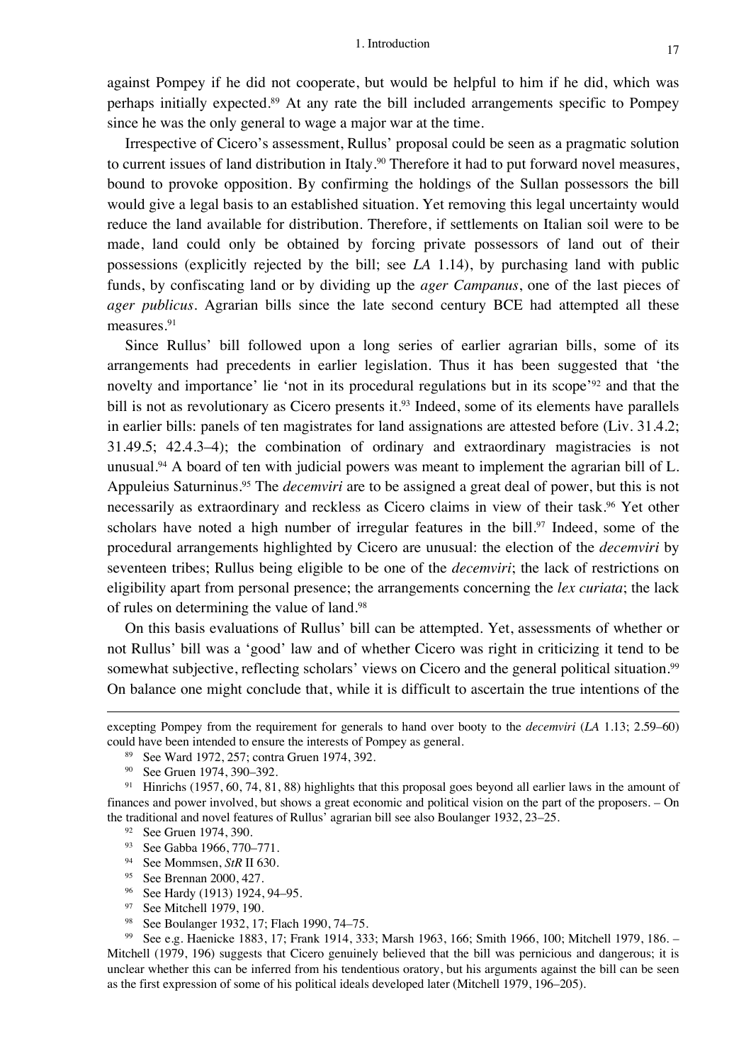against Pompey if he did not cooperate, but would be helpful to him if he did, which was perhaps initially expected.[89] At any rate the bill included arrangements specific to Pompey since he was the only general to wage a major war at the time.

Irrespective of Cicero's assessment, Rullus' proposal could be seen as a pragmatic solution to current issues of land distribution in Italy.[90] Therefore it had to put forward novel measures, bound to provoke opposition. By confirming the holdings of the Sullan possessors the bill would give a legal basis to an established situation. Yet removing this legal uncertainty would reduce the land available for distribution. Therefore, if settlements on Italian soil were to be made, land could only be obtained by forcing private possessors of land out of their possessions (explicitly rejected by the bill; see *LA* 1.14), by purchasing land with public funds, by confiscating land or by dividing up the *ager Campanus*, one of the last pieces of *ager publicus*. Agrarian bills since the late second century BCE had attempted all these measures.[91]

Since Rullus' bill followed upon a long series of earlier agrarian bills, some of its arrangements had precedents in earlier legislation. Thus it has been suggested that 'the novelty and importance' lie 'not in its procedural regulations but in its scope'[92] and that the bill is not as revolutionary as Cicero presents it.[93] Indeed, some of its elements have parallels in earlier bills: panels of ten magistrates for land assignations are attested before (Liv. 31.4.2; 31.49.5; 42.4.3–4); the combination of ordinary and extraordinary magistracies is not unusual.[94] A board of ten with judicial powers was meant to implement the agrarian bill of L. Appuleius Saturninus.[95] The *decemviri* are to be assigned a great deal of power, but this is not necessarily as extraordinary and reckless as Cicero claims in view of their task.[96] Yet other scholars have noted a high number of irregular features in the bill.[97] Indeed, some of the procedural arrangements highlighted by Cicero are unusual: the election of the *decemviri* by seventeen tribes; Rullus being eligible to be one of the *decemviri*; the lack of restrictions on eligibility apart from personal presence; the arrangements concerning the *lex curiata*; the lack of rules on determining the value of land.[98]

On this basis evaluations of Rullus' bill can be attempted. Yet, assessments of whether or not Rullus' bill was a 'good' law and of whether Cicero was right in criticizing it tend to be somewhat subjective, reflecting scholars' views on Cicero and the general political situation.[99] On balance one might conclude that, while it is difficult to ascertain the true intentions of the

---

excepting Pompey from the requirement for generals to hand over booty to the *decemviri* (*LA* 1.13; 2.59–60) could have been intended to ensure the interests of Pompey as general.

[89] See Ward 1972, 257; contra Gruen 1974, 392.

[90] See Gruen 1974, 390–392.

[91] Hinrichs (1957, 60, 74, 81, 88) highlights that this proposal goes beyond all earlier laws in the amount of finances and power involved, but shows a great economic and political vision on the part of the proposers. – On the traditional and novel features of Rullus' agrarian bill see also Boulanger 1932, 23–25.

[92] See Gruen 1974, 390.

[93] See Gabba 1966, 770–771.

[94] See Mommsen, *StR* II 630.

[95] See Brennan 2000, 427.

[96] See Hardy (1913) 1924, 94–95.

[97] See Mitchell 1979, 190.

[98] See Boulanger 1932, 17; Flach 1990, 74–75.

[99] See e.g. Haenicke 1883, 17; Frank 1914, 333; Marsh 1963, 166; Smith 1966, 100; Mitchell 1979, 186. – Mitchell (1979, 196) suggests that Cicero genuinely believed that the bill was pernicious and dangerous; it is unclear whether this can be inferred from his tendentious oratory, but his arguments against the bill can be seen as the first expression of some of his political ideals developed later (Mitchell 1979, 196–205).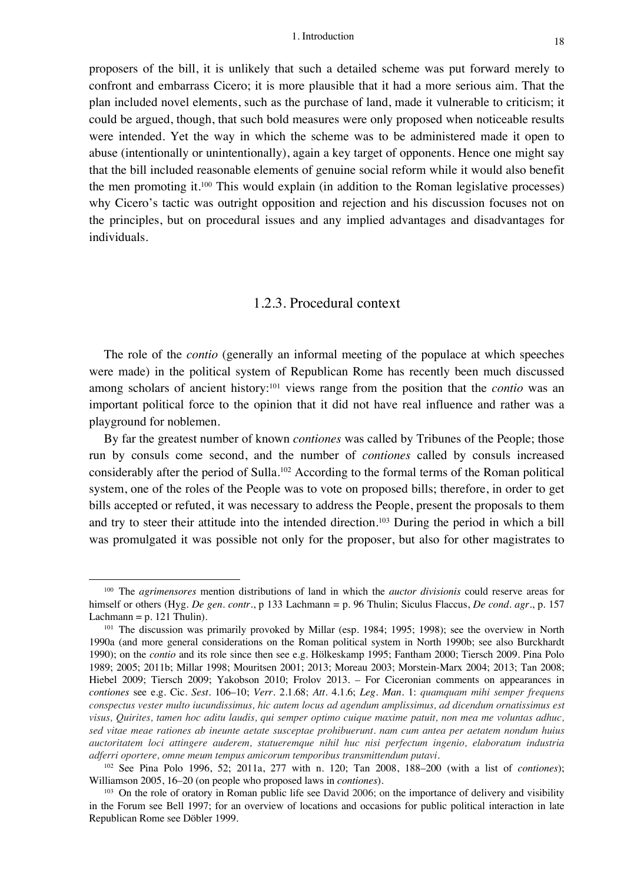proposers of the bill, it is unlikely that such a detailed scheme was put forward merely to confront and embarrass Cicero; it is more plausible that it had a more serious aim. That the plan included novel elements, such as the purchase of land, made it vulnerable to criticism; it could be argued, though, that such bold measures were only proposed when noticeable results were intended. Yet the way in which the scheme was to be administered made it open to abuse (intentionally or unintentionally), again a key target of opponents. Hence one might say that the bill included reasonable elements of genuine social reform while it would also benefit the men promoting it.[100] This would explain (in addition to the Roman legislative processes) why Cicero's tactic was outright opposition and rejection and his discussion focuses not on the principles, but on procedural issues and any implied advantages and disadvantages for individuals.

### 1.2.3. Procedural context

The role of the *contio* (generally an informal meeting of the populace at which speeches were made) in the political system of Republican Rome has recently been much discussed among scholars of ancient history:[101] views range from the position that the *contio* was an important political force to the opinion that it did not have real influence and rather was a playground for noblemen.

By far the greatest number of known *contiones* was called by Tribunes of the People; those run by consuls come second, and the number of *contiones* called by consuls increased considerably after the period of Sulla.[102] According to the formal terms of the Roman political system, one of the roles of the People was to vote on proposed bills; therefore, in order to get bills accepted or refuted, it was necessary to address the People, present the proposals to them and try to steer their attitude into the intended direction.[103] During the period in which a bill was promulgated it was possible not only for the proposer, but also for other magistrates to

---

[100] The *agrimensores* mention distributions of land in which the *auctor divisionis* could reserve areas for himself or others (Hyg. *De gen. contr.*, p 133 Lachmann = p. 96 Thulin; Siculus Flaccus, *De cond. agr.*, p. 157 Lachmann = p. 121 Thulin).

[101] The discussion was primarily provoked by Millar (esp. 1984; 1995; 1998); see the overview in North 1990a (and more general considerations on the Roman political system in North 1990b; see also Burckhardt 1990); on the *contio* and its role since then see e.g. Hölkeskamp 1995; Fantham 2000; Tiersch 2009. Pina Polo 1989; 2005; 2011b; Millar 1998; Mouritsen 2001; 2013; Moreau 2003; Morstein-Marx 2004; 2013; Tan 2008; Hiebel 2009; Tiersch 2009; Yakobson 2010; Frolov 2013. – For Ciceronian comments on appearances in *contiones* see e.g. Cic. *Sest.* 106–10; *Verr.* 2.1.68; *Att.* 4.1.6; *Leg. Man.* 1: *quamquam mihi semper frequens conspectus vester multo iucundissimus, hic autem locus ad agendum amplissimus, ad dicendum ornatissimus est visus, Quirites, tamen hoc aditu laudis, qui semper optimo cuique maxime patuit, non mea me voluntas adhuc, sed vitae meae rationes ab ineunte aetate susceptae prohibuerunt. nam cum antea per aetatem nondum huius auctoritatem loci attingere auderem, statueremque nihil huc nisi perfectum ingenio, elaboratum industria adferri oportere, omne meum tempus amicorum temporibus transmittendum putavi.*

[102] See Pina Polo 1996, 52; 2011a, 277 with n. 120; Tan 2008, 188–200 (with a list of *contiones*); Williamson 2005, 16–20 (on people who proposed laws in *contiones*).

[103] On the role of oratory in Roman public life see David 2006; on the importance of delivery and visibility in the Forum see Bell 1997; for an overview of locations and occasions for public political interaction in late Republican Rome see Döbler 1999.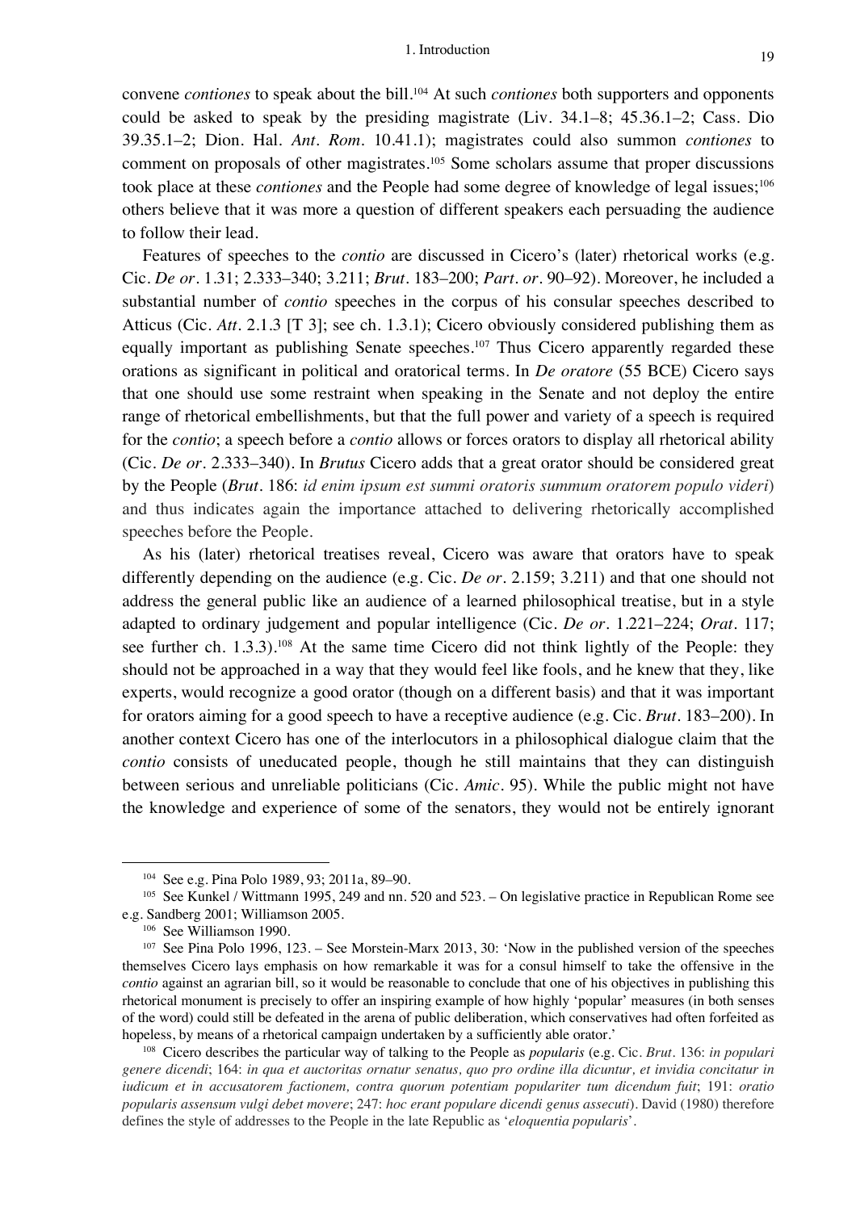convene *contiones* to speak about the bill.[104] At such *contiones* both supporters and opponents could be asked to speak by the presiding magistrate (Liv. 34.1–8; 45.36.1–2; Cass. Dio 39.35.1–2; Dion. Hal. *Ant. Rom.* 10.41.1); magistrates could also summon *contiones* to comment on proposals of other magistrates.[105] Some scholars assume that proper discussions took place at these *contiones* and the People had some degree of knowledge of legal issues;[106] others believe that it was more a question of different speakers each persuading the audience to follow their lead.

Features of speeches to the *contio* are discussed in Cicero's (later) rhetorical works (e.g. Cic. *De or.* 1.31; 2.333–340; 3.211; *Brut.* 183–200; *Part. or.* 90–92). Moreover, he included a substantial number of *contio* speeches in the corpus of his consular speeches described to Atticus (Cic. *Att.* 2.1.3 [T 3]; see ch. 1.3.1); Cicero obviously considered publishing them as equally important as publishing Senate speeches.[107] Thus Cicero apparently regarded these orations as significant in political and oratorical terms. In *De oratore* (55 BCE) Cicero says that one should use some restraint when speaking in the Senate and not deploy the entire range of rhetorical embellishments, but that the full power and variety of a speech is required for the *contio*; a speech before a *contio* allows or forces orators to display all rhetorical ability (Cic. *De or.* 2.333–340). In *Brutus* Cicero adds that a great orator should be considered great by the People (*Brut.* 186: *id enim ipsum est summi oratoris summum oratorem populo videri*) and thus indicates again the importance attached to delivering rhetorically accomplished speeches before the People.

As his (later) rhetorical treatises reveal, Cicero was aware that orators have to speak differently depending on the audience (e.g. Cic. *De or.* 2.159; 3.211) and that one should not address the general public like an audience of a learned philosophical treatise, but in a style adapted to ordinary judgement and popular intelligence (Cic. *De or.* 1.221–224; *Orat.* 117; see further ch. 1.3.3).[108] At the same time Cicero did not think lightly of the People: they should not be approached in a way that they would feel like fools, and he knew that they, like experts, would recognize a good orator (though on a different basis) and that it was important for orators aiming for a good speech to have a receptive audience (e.g. Cic. *Brut.* 183–200). In another context Cicero has one of the interlocutors in a philosophical dialogue claim that the *contio* consists of uneducated people, though he still maintains that they can distinguish between serious and unreliable politicians (Cic. *Amic.* 95). While the public might not have the knowledge and experience of some of the senators, they would not be entirely ignorant

---

[104] See e.g. Pina Polo 1989, 93; 2011a, 89–90.

[105] See Kunkel / Wittmann 1995, 249 and nn. 520 and 523. – On legislative practice in Republican Rome see e.g. Sandberg 2001; Williamson 2005.

[106] See Williamson 1990.

[107] See Pina Polo 1996, 123. – See Morstein-Marx 2013, 30: 'Now in the published version of the speeches themselves Cicero lays emphasis on how remarkable it was for a consul himself to take the offensive in the *contio* against an agrarian bill, so it would be reasonable to conclude that one of his objectives in publishing this rhetorical monument is precisely to offer an inspiring example of how highly 'popular' measures (in both senses of the word) could still be defeated in the arena of public deliberation, which conservatives had often forfeited as hopeless, by means of a rhetorical campaign undertaken by a sufficiently able orator.'

[108] Cicero describes the particular way of talking to the People as *popularis* (e.g. Cic. *Brut.* 136: *in populari genere dicendi*; 164: *in qua et auctoritas ornatur senatus, quo pro ordine illa dicuntur, et invidia concitatur in iudicum et in accusatorem factionem, contra quorum potentiam populariter tum dicendum fuit*; 191: *oratio popularis assensum vulgi debet movere*; 247: *hoc erant populare dicendi genus assecuti*). David (1980) therefore defines the style of addresses to the People in the late Republic as '*eloquentia popularis*'.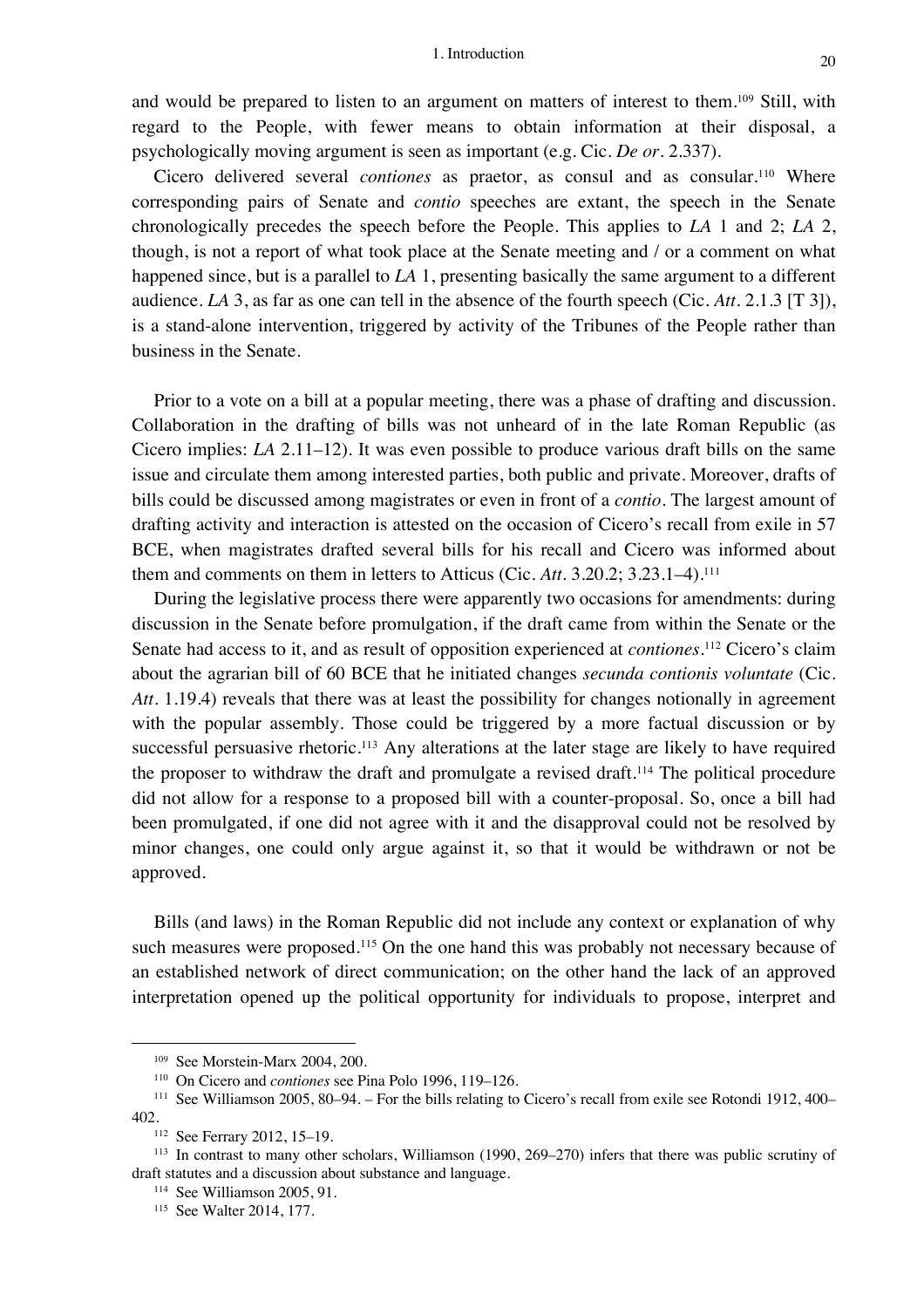and would be prepared to listen to an argument on matters of interest to them.[109] Still, with regard to the People, with fewer means to obtain information at their disposal, a psychologically moving argument is seen as important (e.g. Cic. *De or*. 2.337).

Cicero delivered several *contiones* as praetor, as consul and as consular.[110] Where corresponding pairs of Senate and *contio* speeches are extant, the speech in the Senate chronologically precedes the speech before the People. This applies to *LA* 1 and 2; *LA* 2, though, is not a report of what took place at the Senate meeting and / or a comment on what happened since, but is a parallel to *LA* 1, presenting basically the same argument to a different audience. *LA* 3, as far as one can tell in the absence of the fourth speech (Cic. *Att*. 2.1.3 [T 3]), is a stand-alone intervention, triggered by activity of the Tribunes of the People rather than business in the Senate.

Prior to a vote on a bill at a popular meeting, there was a phase of drafting and discussion. Collaboration in the drafting of bills was not unheard of in the late Roman Republic (as Cicero implies: *LA* 2.11–12). It was even possible to produce various draft bills on the same issue and circulate them among interested parties, both public and private. Moreover, drafts of bills could be discussed among magistrates or even in front of a *contio*. The largest amount of drafting activity and interaction is attested on the occasion of Cicero's recall from exile in 57 BCE, when magistrates drafted several bills for his recall and Cicero was informed about them and comments on them in letters to Atticus (Cic. *Att*. 3.20.2; 3.23.1–4).[111]

During the legislative process there were apparently two occasions for amendments: during discussion in the Senate before promulgation, if the draft came from within the Senate or the Senate had access to it, and as result of opposition experienced at *contiones*.[112] Cicero's claim about the agrarian bill of 60 BCE that he initiated changes *secunda contionis voluntate* (Cic. *Att*. 1.19.4) reveals that there was at least the possibility for changes notionally in agreement with the popular assembly. Those could be triggered by a more factual discussion or by successful persuasive rhetoric.[113] Any alterations at the later stage are likely to have required the proposer to withdraw the draft and promulgate a revised draft.[114] The political procedure did not allow for a response to a proposed bill with a counter-proposal. So, once a bill had been promulgated, if one did not agree with it and the disapproval could not be resolved by minor changes, one could only argue against it, so that it would be withdrawn or not be approved.

Bills (and laws) in the Roman Republic did not include any context or explanation of why such measures were proposed.[115] On the one hand this was probably not necessary because of an established network of direct communication; on the other hand the lack of an approved interpretation opened up the political opportunity for individuals to propose, interpret and

---

[109] See Morstein-Marx 2004, 200.

[110] On Cicero and *contiones* see Pina Polo 1996, 119–126.

[111] See Williamson 2005, 80–94. – For the bills relating to Cicero's recall from exile see Rotondi 1912, 400–402.

[112] See Ferrary 2012, 15–19.

[113] In contrast to many other scholars, Williamson (1990, 269–270) infers that there was public scrutiny of draft statutes and a discussion about substance and language.

[114] See Williamson 2005, 91.

[115] See Walter 2014, 177.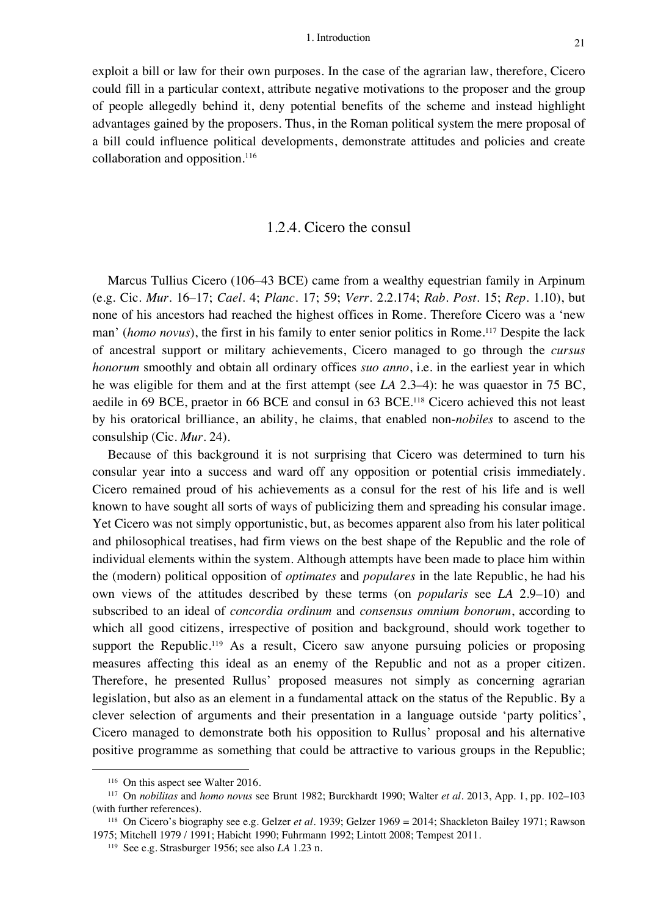exploit a bill or law for their own purposes. In the case of the agrarian law, therefore, Cicero could fill in a particular context, attribute negative motivations to the proposer and the group of people allegedly behind it, deny potential benefits of the scheme and instead highlight advantages gained by the proposers. Thus, in the Roman political system the mere proposal of a bill could influence political developments, demonstrate attitudes and policies and create collaboration and opposition.[116]

### 1.2.4. Cicero the consul

Marcus Tullius Cicero (106–43 BCE) came from a wealthy equestrian family in Arpinum (e.g. Cic. *Mur.* 16–17; *Cael.* 4; *Planc.* 17; 59; *Verr.* 2.2.174; *Rab. Post.* 15; *Rep.* 1.10), but none of his ancestors had reached the highest offices in Rome. Therefore Cicero was a 'new man' (*homo novus*), the first in his family to enter senior politics in Rome.[117] Despite the lack of ancestral support or military achievements, Cicero managed to go through the *cursus honorum* smoothly and obtain all ordinary offices *suo anno*, i.e. in the earliest year in which he was eligible for them and at the first attempt (see *LA* 2.3–4): he was quaestor in 75 BC, aedile in 69 BCE, praetor in 66 BCE and consul in 63 BCE.[118] Cicero achieved this not least by his oratorical brilliance, an ability, he claims, that enabled non-*nobiles* to ascend to the consulship (Cic. *Mur.* 24).

Because of this background it is not surprising that Cicero was determined to turn his consular year into a success and ward off any opposition or potential crisis immediately. Cicero remained proud of his achievements as a consul for the rest of his life and is well known to have sought all sorts of ways of publicizing them and spreading his consular image. Yet Cicero was not simply opportunistic, but, as becomes apparent also from his later political and philosophical treatises, had firm views on the best shape of the Republic and the role of individual elements within the system. Although attempts have been made to place him within the (modern) political opposition of *optimates* and *populares* in the late Republic, he had his own views of the attitudes described by these terms (on *popularis* see *LA* 2.9–10) and subscribed to an ideal of *concordia ordinum* and *consensus omnium bonorum*, according to which all good citizens, irrespective of position and background, should work together to support the Republic.[119] As a result, Cicero saw anyone pursuing policies or proposing measures affecting this ideal as an enemy of the Republic and not as a proper citizen. Therefore, he presented Rullus' proposed measures not simply as concerning agrarian legislation, but also as an element in a fundamental attack on the status of the Republic. By a clever selection of arguments and their presentation in a language outside 'party politics', Cicero managed to demonstrate both his opposition to Rullus' proposal and his alternative positive programme as something that could be attractive to various groups in the Republic;

---

[116] On this aspect see Walter 2016.

[117] On *nobilitas* and *homo novus* see Brunt 1982; Burckhardt 1990; Walter *et al.* 2013, App. 1, pp. 102–103 (with further references).

[118] On Cicero's biography see e.g. Gelzer *et al.* 1939; Gelzer 1969 = 2014; Shackleton Bailey 1971; Rawson 1975; Mitchell 1979 / 1991; Habicht 1990; Fuhrmann 1992; Lintott 2008; Tempest 2011.

[119] See e.g. Strasburger 1956; see also *LA* 1.23 n.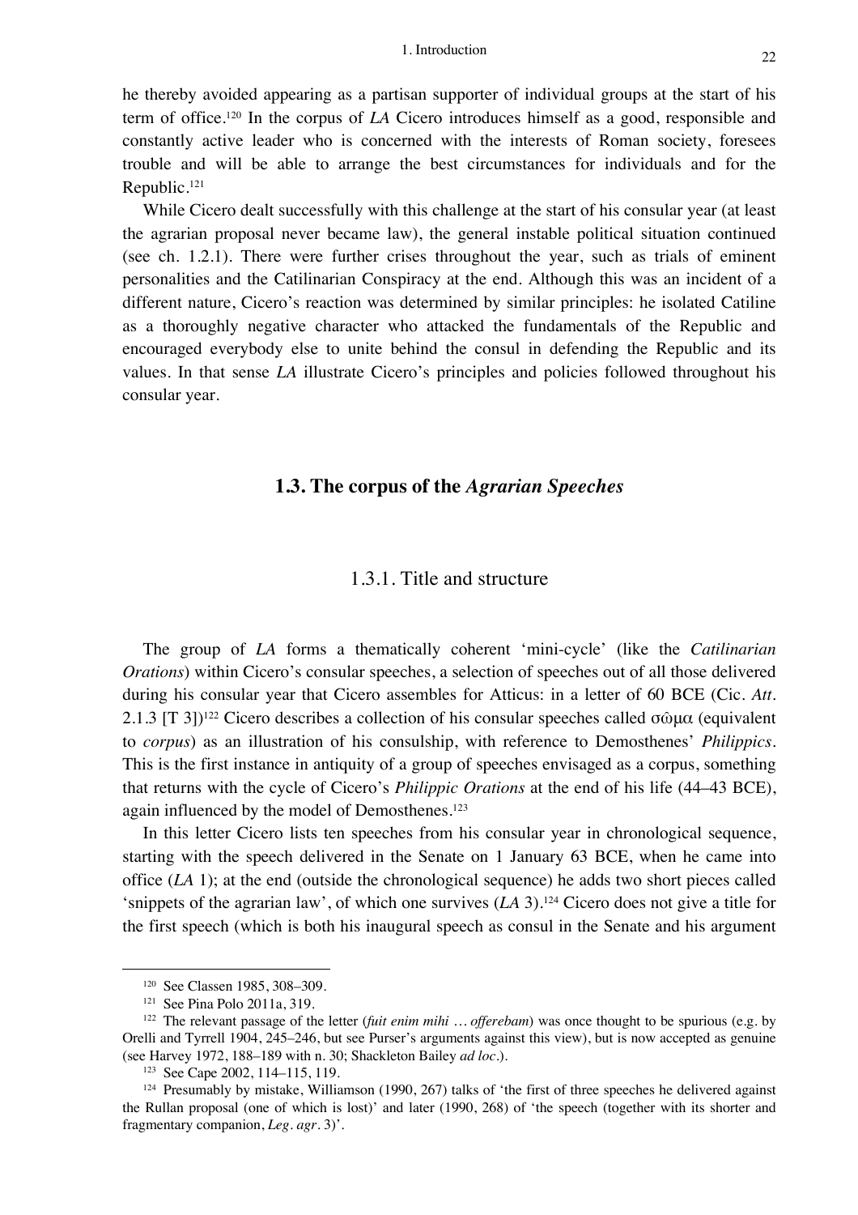he thereby avoided appearing as a partisan supporter of individual groups at the start of his term of office.[120] In the corpus of *LA* Cicero introduces himself as a good, responsible and constantly active leader who is concerned with the interests of Roman society, foresees trouble and will be able to arrange the best circumstances for individuals and for the Republic.[121]

While Cicero dealt successfully with this challenge at the start of his consular year (at least the agrarian proposal never became law), the general instable political situation continued (see ch. 1.2.1). There were further crises throughout the year, such as trials of eminent personalities and the Catilinarian Conspiracy at the end. Although this was an incident of a different nature, Cicero's reaction was determined by similar principles: he isolated Catiline as a thoroughly negative character who attacked the fundamentals of the Republic and encouraged everybody else to unite behind the consul in defending the Republic and its values. In that sense *LA* illustrate Cicero's principles and policies followed throughout his consular year.

## 1.3. The corpus of the *Agrarian Speeches*

### 1.3.1. Title and structure

The group of *LA* forms a thematically coherent 'mini-cycle' (like the *Catilinarian Orations*) within Cicero's consular speeches, a selection of speeches out of all those delivered during his consular year that Cicero assembles for Atticus: in a letter of 60 BCE (Cic. *Att.* 2.1.3 [T 3])[122] Cicero describes a collection of his consular speeches called σῶμα (equivalent to *corpus*) as an illustration of his consulship, with reference to Demosthenes' *Philippics*. This is the first instance in antiquity of a group of speeches envisaged as a corpus, something that returns with the cycle of Cicero's *Philippic Orations* at the end of his life (44–43 BCE), again influenced by the model of Demosthenes.[123]

In this letter Cicero lists ten speeches from his consular year in chronological sequence, starting with the speech delivered in the Senate on 1 January 63 BCE, when he came into office (*LA* 1); at the end (outside the chronological sequence) he adds two short pieces called 'snippets of the agrarian law', of which one survives (*LA* 3).[124] Cicero does not give a title for the first speech (which is both his inaugural speech as consul in the Senate and his argument

---

[120] See Classen 1985, 308–309.

[121] See Pina Polo 2011a, 319.

[122] The relevant passage of the letter (*fuit enim mihi … offerebam*) was once thought to be spurious (e.g. by Orelli and Tyrrell 1904, 245–246, but see Purser's arguments against this view), but is now accepted as genuine (see Harvey 1972, 188–189 with n. 30; Shackleton Bailey *ad loc.*).

[123] See Cape 2002, 114–115, 119.

[124] Presumably by mistake, Williamson (1990, 267) talks of 'the first of three speeches he delivered against the Rullan proposal (one of which is lost)' and later (1990, 268) of 'the speech (together with its shorter and fragmentary companion, *Leg. agr.* 3)'.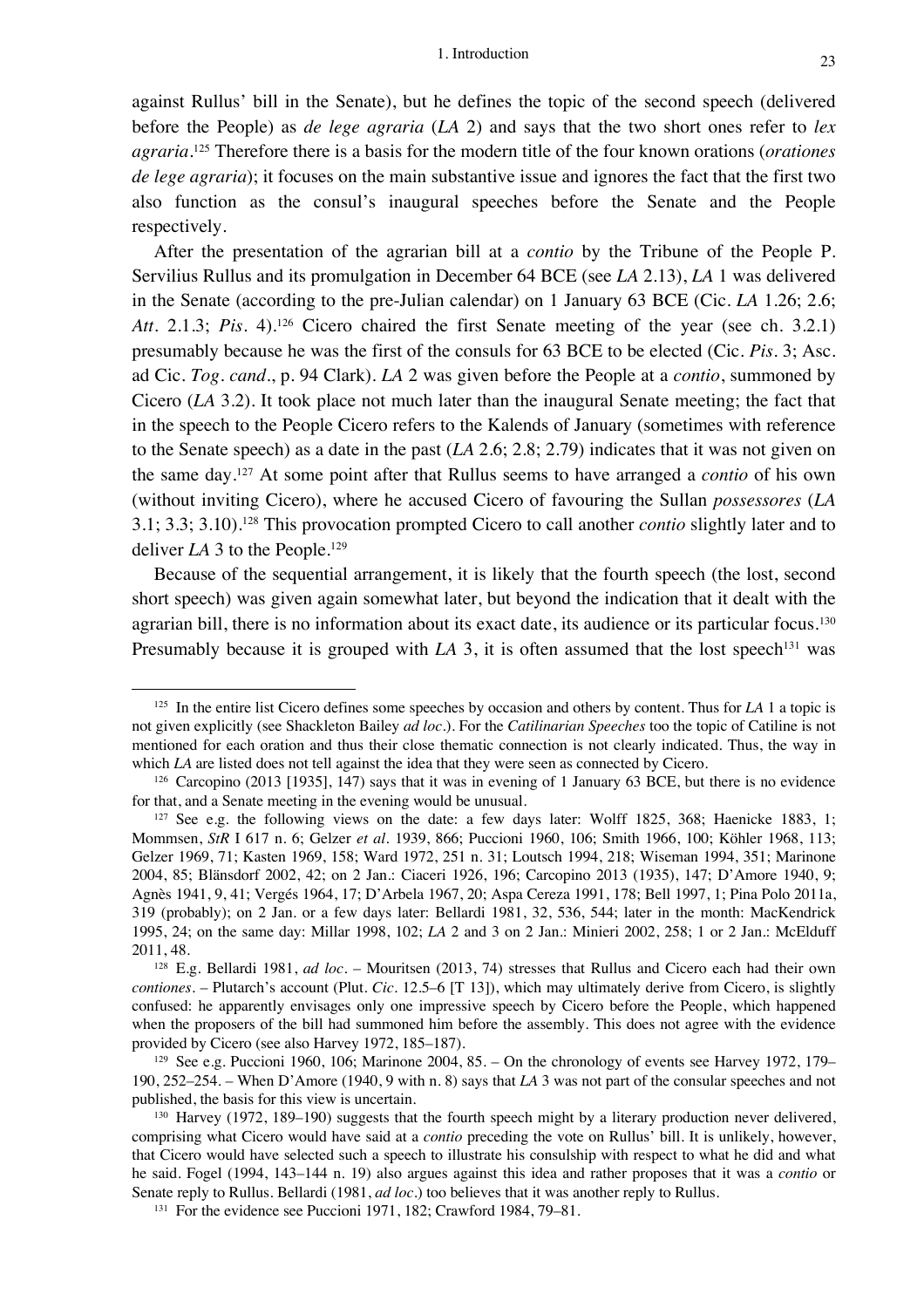against Rullus' bill in the Senate), but he defines the topic of the second speech (delivered before the People) as *de lege agraria* (*LA* 2) and says that the two short ones refer to *lex agraria*.[125] Therefore there is a basis for the modern title of the four known orations (*orationes de lege agraria*); it focuses on the main substantive issue and ignores the fact that the first two also function as the consul's inaugural speeches before the Senate and the People respectively.

After the presentation of the agrarian bill at a *contio* by the Tribune of the People P. Servilius Rullus and its promulgation in December 64 BCE (see *LA* 2.13), *LA* 1 was delivered in the Senate (according to the pre-Julian calendar) on 1 January 63 BCE (Cic. *LA* 1.26; 2.6; *Att.* 2.1.3; *Pis.* 4).[126] Cicero chaired the first Senate meeting of the year (see ch. 3.2.1) presumably because he was the first of the consuls for 63 BCE to be elected (Cic. *Pis.* 3; Asc. ad Cic. *Tog. cand.*, p. 94 Clark). *LA* 2 was given before the People at a *contio*, summoned by Cicero (*LA* 3.2). It took place not much later than the inaugural Senate meeting; the fact that in the speech to the People Cicero refers to the Kalends of January (sometimes with reference to the Senate speech) as a date in the past (*LA* 2.6; 2.8; 2.79) indicates that it was not given on the same day.[127] At some point after that Rullus seems to have arranged a *contio* of his own (without inviting Cicero), where he accused Cicero of favouring the Sullan *possessores* (*LA* 3.1; 3.3; 3.10).[128] This provocation prompted Cicero to call another *contio* slightly later and to deliver *LA* 3 to the People.[129]

Because of the sequential arrangement, it is likely that the fourth speech (the lost, second short speech) was given again somewhat later, but beyond the indication that it dealt with the agrarian bill, there is no information about its exact date, its audience or its particular focus.[130] Presumably because it is grouped with *LA* 3, it is often assumed that the lost speech[131] was

---

[125] In the entire list Cicero defines some speeches by occasion and others by content. Thus for *LA* 1 a topic is not given explicitly (see Shackleton Bailey *ad loc.*). For the *Catilinarian Speeches* too the topic of Catiline is not mentioned for each oration and thus their close thematic connection is not clearly indicated. Thus, the way in which *LA* are listed does not tell against the idea that they were seen as connected by Cicero.

[126] Carcopino (2013 [1935], 147) says that it was in evening of 1 January 63 BCE, but there is no evidence for that, and a Senate meeting in the evening would be unusual.

[127] See e.g. the following views on the date: a few days later: Wolff 1825, 368; Haenicke 1883, 1; Mommsen, *StR* I 617 n. 6; Gelzer *et al.* 1939, 866; Puccioni 1960, 106; Smith 1966, 100; Köhler 1968, 113; Gelzer 1969, 71; Kasten 1969, 158; Ward 1972, 251 n. 31; Loutsch 1994, 218; Wiseman 1994, 351; Marinone 2004, 85; Blänsdorf 2002, 42; on 2 Jan.: Ciaceri 1926, 196; Carcopino 2013 (1935), 147; D'Amore 1940, 9; Agnès 1941, 9, 41; Vergés 1964, 17; D'Arbela 1967, 20; Aspa Cereza 1991, 178; Bell 1997, 1; Pina Polo 2011a, 319 (probably); on 2 Jan. or a few days later: Bellardi 1981, 32, 536, 544; later in the month: MacKendrick 1995, 24; on the same day: Millar 1998, 102; *LA* 2 and 3 on 2 Jan.: Minieri 2002, 258; 1 or 2 Jan.: McElduff 2011, 48.

[128] E.g. Bellardi 1981, *ad loc.* – Mouritsen (2013, 74) stresses that Rullus and Cicero each had their own *contiones*. – Plutarch's account (Plut. *Cic.* 12.5–6 [T 13]), which may ultimately derive from Cicero, is slightly confused: he apparently envisages only one impressive speech by Cicero before the People, which happened when the proposers of the bill had summoned him before the assembly. This does not agree with the evidence provided by Cicero (see also Harvey 1972, 185–187).

[129] See e.g. Puccioni 1960, 106; Marinone 2004, 85. – On the chronology of events see Harvey 1972, 179–190, 252–254. – When D'Amore (1940, 9 with n. 8) says that *LA* 3 was not part of the consular speeches and not published, the basis for this view is uncertain.

[130] Harvey (1972, 189–190) suggests that the fourth speech might by a literary production never delivered, comprising what Cicero would have said at a *contio* preceding the vote on Rullus' bill. It is unlikely, however, that Cicero would have selected such a speech to illustrate his consulship with respect to what he did and what he said. Fogel (1994, 143–144 n. 19) also argues against this idea and rather proposes that it was a *contio* or Senate reply to Rullus. Bellardi (1981, *ad loc.*) too believes that it was another reply to Rullus.

[131] For the evidence see Puccioni 1971, 182; Crawford 1984, 79–81.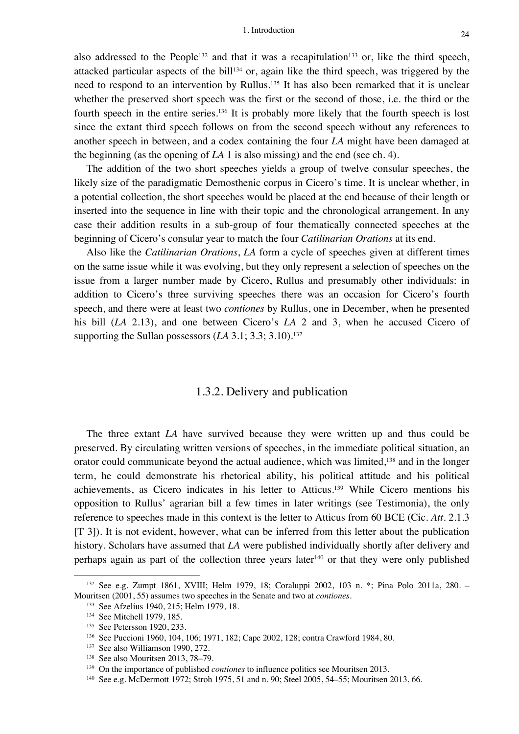also addressed to the People[132] and that it was a recapitulation[133] or, like the third speech, attacked particular aspects of the bill[134] or, again like the third speech, was triggered by the need to respond to an intervention by Rullus.[135] It has also been remarked that it is unclear whether the preserved short speech was the first or the second of those, i.e. the third or the fourth speech in the entire series.[136] It is probably more likely that the fourth speech is lost since the extant third speech follows on from the second speech without any references to another speech in between, and a codex containing the four *LA* might have been damaged at the beginning (as the opening of *LA* 1 is also missing) and the end (see ch. 4).

The addition of the two short speeches yields a group of twelve consular speeches, the likely size of the paradigmatic Demosthenic corpus in Cicero's time. It is unclear whether, in a potential collection, the short speeches would be placed at the end because of their length or inserted into the sequence in line with their topic and the chronological arrangement. In any case their addition results in a sub-group of four thematically connected speeches at the beginning of Cicero's consular year to match the four *Catilinarian Orations* at its end.

Also like the *Catilinarian Orations*, *LA* form a cycle of speeches given at different times on the same issue while it was evolving, but they only represent a selection of speeches on the issue from a larger number made by Cicero, Rullus and presumably other individuals: in addition to Cicero's three surviving speeches there was an occasion for Cicero's fourth speech, and there were at least two *contiones* by Rullus, one in December, when he presented his bill (*LA* 2.13), and one between Cicero's *LA* 2 and 3, when he accused Cicero of supporting the Sullan possessors (*LA* 3.1; 3.3; 3.10).[137]

### 1.3.2. Delivery and publication

The three extant *LA* have survived because they were written up and thus could be preserved. By circulating written versions of speeches, in the immediate political situation, an orator could communicate beyond the actual audience, which was limited,[138] and in the longer term, he could demonstrate his rhetorical ability, his political attitude and his political achievements, as Cicero indicates in his letter to Atticus.[139] While Cicero mentions his opposition to Rullus' agrarian bill a few times in later writings (see Testimonia), the only reference to speeches made in this context is the letter to Atticus from 60 BCE (Cic. *Att.* 2.1.3 [T 3]). It is not evident, however, what can be inferred from this letter about the publication history. Scholars have assumed that *LA* were published individually shortly after delivery and perhaps again as part of the collection three years later[140] or that they were only published

---

[132] See e.g. Zumpt 1861, XVIII; Helm 1979, 18; Coraluppi 2002, 103 n. *; Pina Polo 2011a, 280. – Mouritsen (2001, 55) assumes two speeches in the Senate and two at *contiones*.

[133] See Afzelius 1940, 215; Helm 1979, 18.

[134] See Mitchell 1979, 185.

[135] See Petersson 1920, 233.

[136] See Puccioni 1960, 104, 106; 1971, 182; Cape 2002, 128; contra Crawford 1984, 80.

[137] See also Williamson 1990, 272.

[138] See also Mouritsen 2013, 78–79.

[139] On the importance of published *contiones* to influence politics see Mouritsen 2013.

[140] See e.g. McDermott 1972; Stroh 1975, 51 and n. 90; Steel 2005, 54–55; Mouritsen 2013, 66.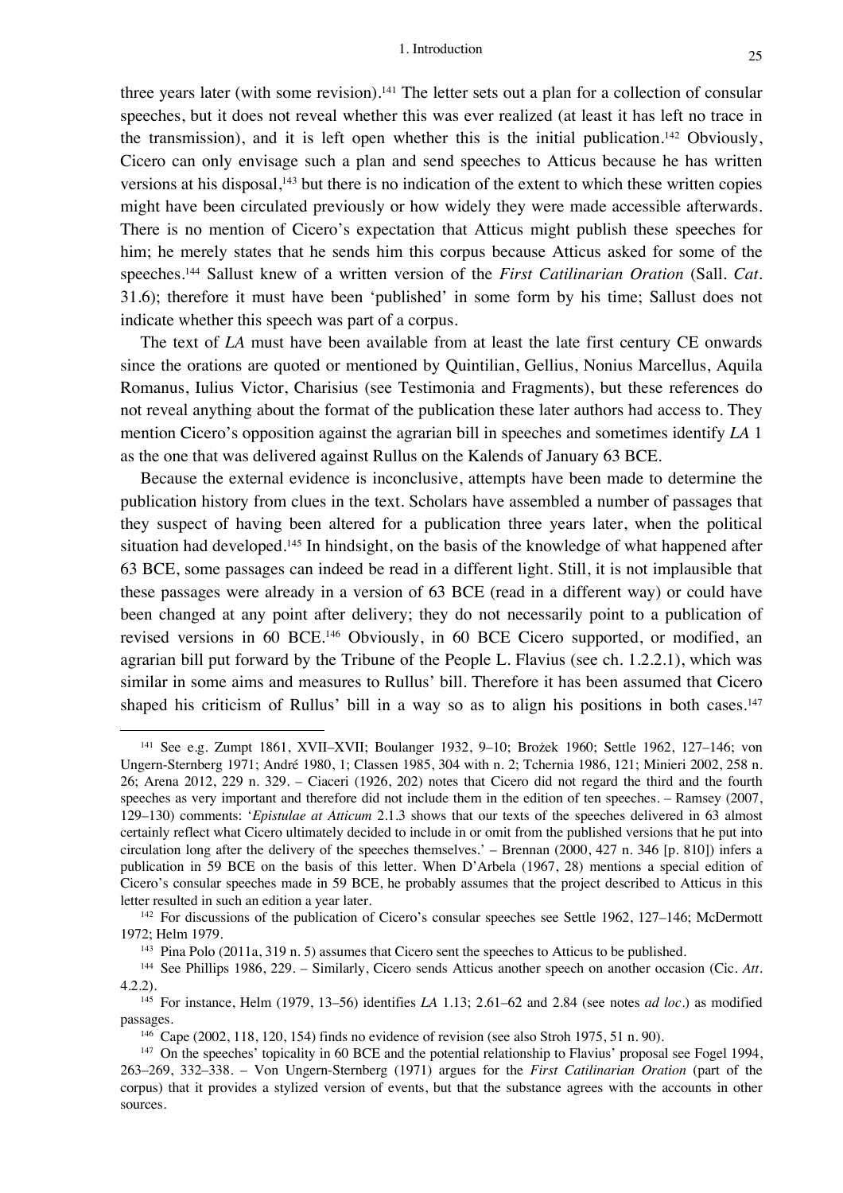three years later (with some revision).[141] The letter sets out a plan for a collection of consular speeches, but it does not reveal whether this was ever realized (at least it has left no trace in the transmission), and it is left open whether this is the initial publication.[142] Obviously, Cicero can only envisage such a plan and send speeches to Atticus because he has written versions at his disposal,[143] but there is no indication of the extent to which these written copies might have been circulated previously or how widely they were made accessible afterwards. There is no mention of Cicero's expectation that Atticus might publish these speeches for him; he merely states that he sends him this corpus because Atticus asked for some of the speeches.[144] Sallust knew of a written version of the *First Catilinarian Oration* (Sall. *Cat.* 31.6); therefore it must have been 'published' in some form by his time; Sallust does not indicate whether this speech was part of a corpus.

The text of *LA* must have been available from at least the late first century CE onwards since the orations are quoted or mentioned by Quintilian, Gellius, Nonius Marcellus, Aquila Romanus, Iulius Victor, Charisius (see Testimonia and Fragments), but these references do not reveal anything about the format of the publication these later authors had access to. They mention Cicero's opposition against the agrarian bill in speeches and sometimes identify *LA* 1 as the one that was delivered against Rullus on the Kalends of January 63 BCE.

Because the external evidence is inconclusive, attempts have been made to determine the publication history from clues in the text. Scholars have assembled a number of passages that they suspect of having been altered for a publication three years later, when the political situation had developed.[145] In hindsight, on the basis of the knowledge of what happened after 63 BCE, some passages can indeed be read in a different light. Still, it is not implausible that these passages were already in a version of 63 BCE (read in a different way) or could have been changed at any point after delivery; they do not necessarily point to a publication of revised versions in 60 BCE.[146] Obviously, in 60 BCE Cicero supported, or modified, an agrarian bill put forward by the Tribune of the People L. Flavius (see ch. 1.2.2.1), which was similar in some aims and measures to Rullus' bill. Therefore it has been assumed that Cicero shaped his criticism of Rullus' bill in a way so as to align his positions in both cases.[147]

---

[141] See e.g. Zumpt 1861, XVII–XVII; Boulanger 1932, 9–10; Brożek 1960; Settle 1962, 127–146; von Ungern-Sternberg 1971; André 1980, 1; Classen 1985, 304 with n. 2; Tchernia 1986, 121; Minieri 2002, 258 n. 26; Arena 2012, 229 n. 329. – Ciaceri (1926, 202) notes that Cicero did not regard the third and the fourth speeches as very important and therefore did not include them in the edition of ten speeches. – Ramsey (2007, 129–130) comments: '*Epistulae at Atticum* 2.1.3 shows that our texts of the speeches delivered in 63 almost certainly reflect what Cicero ultimately decided to include in or omit from the published versions that he put into circulation long after the delivery of the speeches themselves.' – Brennan (2000, 427 n. 346 [p. 810]) infers a publication in 59 BCE on the basis of this letter. When D'Arbela (1967, 28) mentions a special edition of Cicero's consular speeches made in 59 BCE, he probably assumes that the project described to Atticus in this letter resulted in such an edition a year later.

[142] For discussions of the publication of Cicero's consular speeches see Settle 1962, 127–146; McDermott 1972; Helm 1979.

[143] Pina Polo (2011a, 319 n. 5) assumes that Cicero sent the speeches to Atticus to be published.

[144] See Phillips 1986, 229. – Similarly, Cicero sends Atticus another speech on another occasion (Cic. *Att.* 4.2.2).

[145] For instance, Helm (1979, 13–56) identifies *LA* 1.13; 2.61–62 and 2.84 (see notes *ad loc.*) as modified passages.

[146] Cape (2002, 118, 120, 154) finds no evidence of revision (see also Stroh 1975, 51 n. 90).

[147] On the speeches' topicality in 60 BCE and the potential relationship to Flavius' proposal see Fogel 1994, 263–269, 332–338. – Von Ungern-Sternberg (1971) argues for the *First Catilinarian Oration* (part of the corpus) that it provides a stylized version of events, but that the substance agrees with the accounts in other sources.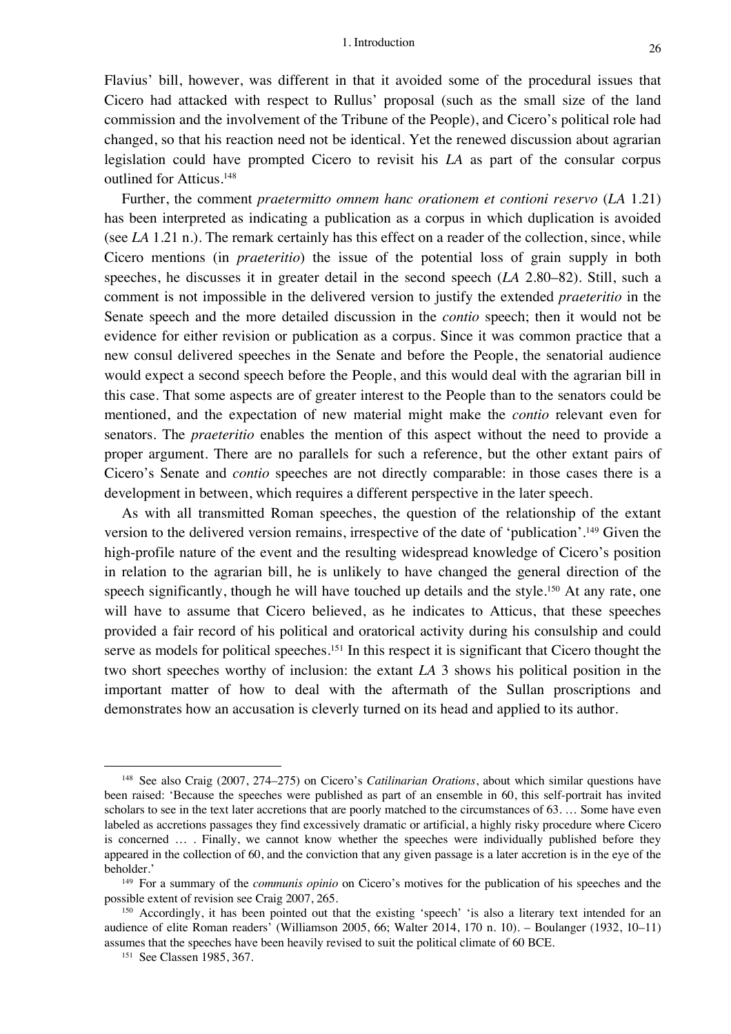Flavius' bill, however, was different in that it avoided some of the procedural issues that Cicero had attacked with respect to Rullus' proposal (such as the small size of the land commission and the involvement of the Tribune of the People), and Cicero's political role had changed, so that his reaction need not be identical. Yet the renewed discussion about agrarian legislation could have prompted Cicero to revisit his *LA* as part of the consular corpus outlined for Atticus.[148]

Further, the comment *praetermitto omnem hanc orationem et contioni reservo* (*LA* 1.21) has been interpreted as indicating a publication as a corpus in which duplication is avoided (see *LA* 1.21 n.). The remark certainly has this effect on a reader of the collection, since, while Cicero mentions (in *praeteritio*) the issue of the potential loss of grain supply in both speeches, he discusses it in greater detail in the second speech (*LA* 2.80–82). Still, such a comment is not impossible in the delivered version to justify the extended *praeteritio* in the Senate speech and the more detailed discussion in the *contio* speech; then it would not be evidence for either revision or publication as a corpus. Since it was common practice that a new consul delivered speeches in the Senate and before the People, the senatorial audience would expect a second speech before the People, and this would deal with the agrarian bill in this case. That some aspects are of greater interest to the People than to the senators could be mentioned, and the expectation of new material might make the *contio* relevant even for senators. The *praeteritio* enables the mention of this aspect without the need to provide a proper argument. There are no parallels for such a reference, but the other extant pairs of Cicero's Senate and *contio* speeches are not directly comparable: in those cases there is a development in between, which requires a different perspective in the later speech.

As with all transmitted Roman speeches, the question of the relationship of the extant version to the delivered version remains, irrespective of the date of 'publication'.[149] Given the high-profile nature of the event and the resulting widespread knowledge of Cicero's position in relation to the agrarian bill, he is unlikely to have changed the general direction of the speech significantly, though he will have touched up details and the style.[150] At any rate, one will have to assume that Cicero believed, as he indicates to Atticus, that these speeches provided a fair record of his political and oratorical activity during his consulship and could serve as models for political speeches.[151] In this respect it is significant that Cicero thought the two short speeches worthy of inclusion: the extant *LA* 3 shows his political position in the important matter of how to deal with the aftermath of the Sullan proscriptions and demonstrates how an accusation is cleverly turned on its head and applied to its author.

---

[148] See also Craig (2007, 274–275) on Cicero's *Catilinarian Orations*, about which similar questions have been raised: 'Because the speeches were published as part of an ensemble in 60, this self-portrait has invited scholars to see in the text later accretions that are poorly matched to the circumstances of 63. … Some have even labeled as accretions passages they find excessively dramatic or artificial, a highly risky procedure where Cicero is concerned … . Finally, we cannot know whether the speeches were individually published before they appeared in the collection of 60, and the conviction that any given passage is a later accretion is in the eye of the beholder.'

[149] For a summary of the *communis opinio* on Cicero's motives for the publication of his speeches and the possible extent of revision see Craig 2007, 265.

[150] Accordingly, it has been pointed out that the existing 'speech' 'is also a literary text intended for an audience of elite Roman readers' (Williamson 2005, 66; Walter 2014, 170 n. 10). – Boulanger (1932, 10–11) assumes that the speeches have been heavily revised to suit the political climate of 60 BCE.

[151] See Classen 1985, 367.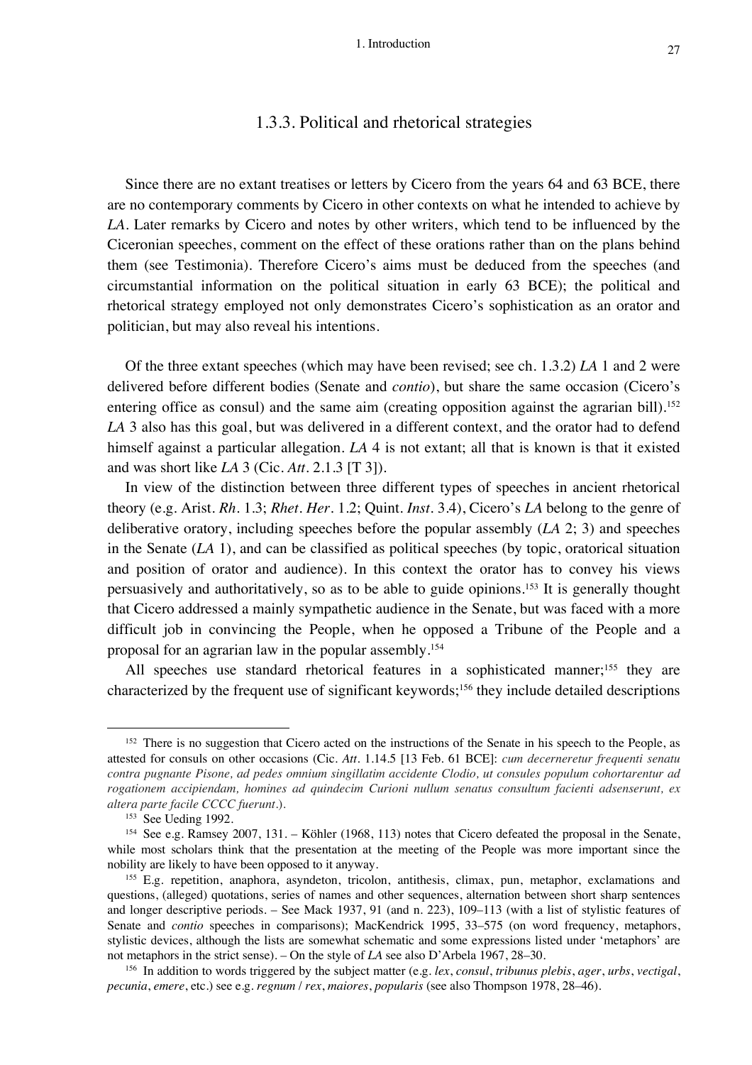### 1.3.3. Political and rhetorical strategies

Since there are no extant treatises or letters by Cicero from the years 64 and 63 BCE, there are no contemporary comments by Cicero in other contexts on what he intended to achieve by *LA*. Later remarks by Cicero and notes by other writers, which tend to be influenced by the Ciceronian speeches, comment on the effect of these orations rather than on the plans behind them (see Testimonia). Therefore Cicero's aims must be deduced from the speeches (and circumstantial information on the political situation in early 63 BCE); the political and rhetorical strategy employed not only demonstrates Cicero's sophistication as an orator and politician, but may also reveal his intentions.

Of the three extant speeches (which may have been revised; see ch. 1.3.2) *LA* 1 and 2 were delivered before different bodies (Senate and *contio*), but share the same occasion (Cicero's entering office as consul) and the same aim (creating opposition against the agrarian bill).[152] *LA* 3 also has this goal, but was delivered in a different context, and the orator had to defend himself against a particular allegation. *LA* 4 is not extant; all that is known is that it existed and was short like *LA* 3 (Cic. *Att*. 2.1.3 [T 3]).

In view of the distinction between three different types of speeches in ancient rhetorical theory (e.g. Arist. *Rh*. 1.3; *Rhet. Her*. 1.2; Quint. *Inst*. 3.4), Cicero's *LA* belong to the genre of deliberative oratory, including speeches before the popular assembly (*LA* 2; 3) and speeches in the Senate (*LA* 1), and can be classified as political speeches (by topic, oratorical situation and position of orator and audience). In this context the orator has to convey his views persuasively and authoritatively, so as to be able to guide opinions.[153] It is generally thought that Cicero addressed a mainly sympathetic audience in the Senate, but was faced with a more difficult job in convincing the People, when he opposed a Tribune of the People and a proposal for an agrarian law in the popular assembly.[154]

All speeches use standard rhetorical features in a sophisticated manner;[155] they are characterized by the frequent use of significant keywords;[156] they include detailed descriptions

---

[152] There is no suggestion that Cicero acted on the instructions of the Senate in his speech to the People, as attested for consuls on other occasions (Cic. *Att*. 1.14.5 [13 Feb. 61 BCE]: *cum decerneretur frequenti senatu contra pugnante Pisone, ad pedes omnium singillatim accidente Clodio, ut consules populum cohortarentur ad rogationem accipiendam, homines ad quindecim Curioni nullum senatus consultum facienti adsenserunt, ex altera parte facile CCCC fuerunt*.).

[153] See Ueding 1992.

[154] See e.g. Ramsey 2007, 131. – Köhler (1968, 113) notes that Cicero defeated the proposal in the Senate, while most scholars think that the presentation at the meeting of the People was more important since the nobility are likely to have been opposed to it anyway.

[155] E.g. repetition, anaphora, asyndeton, tricolon, antithesis, climax, pun, metaphor, exclamations and questions, (alleged) quotations, series of names and other sequences, alternation between short sharp sentences and longer descriptive periods. – See Mack 1937, 91 (and n. 223), 109–113 (with a list of stylistic features of Senate and *contio* speeches in comparisons); MacKendrick 1995, 33–575 (on word frequency, metaphors, stylistic devices, although the lists are somewhat schematic and some expressions listed under 'metaphors' are not metaphors in the strict sense). – On the style of *LA* see also D'Arbela 1967, 28–30.

[156] In addition to words triggered by the subject matter (e.g. *lex*, *consul*, *tribunus plebis*, *ager*, *urbs*, *vectigal*, *pecunia*, *emere*, etc.) see e.g. *regnum* / *rex*, *maiores*, *popularis* (see also Thompson 1978, 28–46).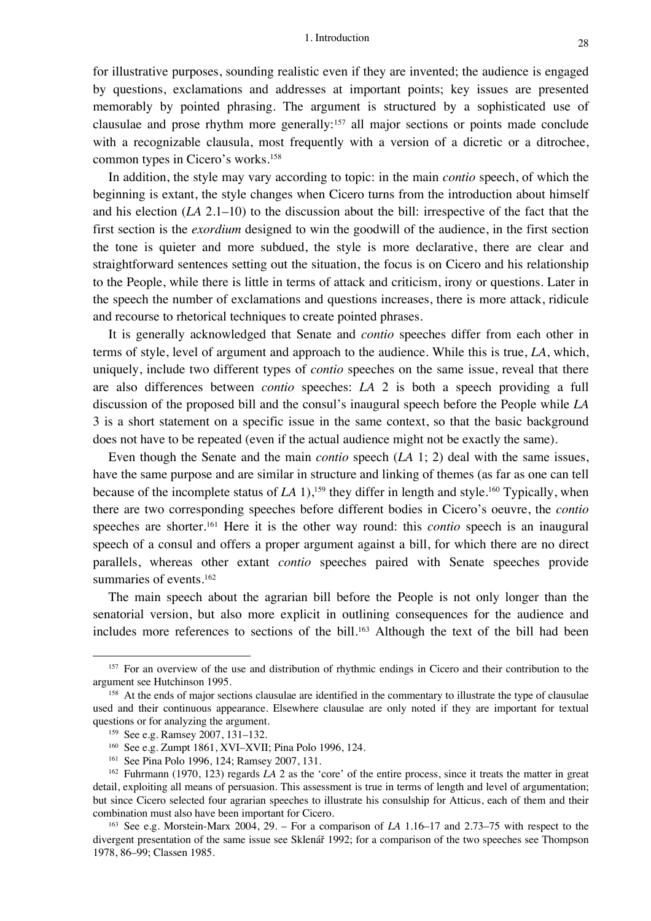for illustrative purposes, sounding realistic even if they are invented; the audience is engaged by questions, exclamations and addresses at important points; key issues are presented memorably by pointed phrasing. The argument is structured by a sophisticated use of clausulae and prose rhythm more generally:[157] all major sections or points made conclude with a recognizable clausula, most frequently with a version of a dicretic or a ditrochee, common types in Cicero's works.[158]

In addition, the style may vary according to topic: in the main *contio* speech, of which the beginning is extant, the style changes when Cicero turns from the introduction about himself and his election (*LA* 2.1–10) to the discussion about the bill: irrespective of the fact that the first section is the *exordium* designed to win the goodwill of the audience, in the first section the tone is quieter and more subdued, the style is more declarative, there are clear and straightforward sentences setting out the situation, the focus is on Cicero and his relationship to the People, while there is little in terms of attack and criticism, irony or questions. Later in the speech the number of exclamations and questions increases, there is more attack, ridicule and recourse to rhetorical techniques to create pointed phrases.

It is generally acknowledged that Senate and *contio* speeches differ from each other in terms of style, level of argument and approach to the audience. While this is true, *LA*, which, uniquely, include two different types of *contio* speeches on the same issue, reveal that there are also differences between *contio* speeches: *LA* 2 is both a speech providing a full discussion of the proposed bill and the consul's inaugural speech before the People while *LA* 3 is a short statement on a specific issue in the same context, so that the basic background does not have to be repeated (even if the actual audience might not be exactly the same).

Even though the Senate and the main *contio* speech (*LA* 1; 2) deal with the same issues, have the same purpose and are similar in structure and linking of themes (as far as one can tell because of the incomplete status of *LA* 1),[159] they differ in length and style.[160] Typically, when there are two corresponding speeches before different bodies in Cicero's oeuvre, the *contio* speeches are shorter.[161] Here it is the other way round: this *contio* speech is an inaugural speech of a consul and offers a proper argument against a bill, for which there are no direct parallels, whereas other extant *contio* speeches paired with Senate speeches provide summaries of events.[162]

The main speech about the agrarian bill before the People is not only longer than the senatorial version, but also more explicit in outlining consequences for the audience and includes more references to sections of the bill.[163] Although the text of the bill had been

---

[157] For an overview of the use and distribution of rhythmic endings in Cicero and their contribution to the argument see Hutchinson 1995.

[158] At the ends of major sections clausulae are identified in the commentary to illustrate the type of clausulae used and their continuous appearance. Elsewhere clausulae are only noted if they are important for textual questions or for analyzing the argument.

[159] See e.g. Ramsey 2007, 131–132.

[160] See e.g. Zumpt 1861, XVI–XVII; Pina Polo 1996, 124.

[161] See Pina Polo 1996, 124; Ramsey 2007, 131.

[162] Fuhrmann (1970, 123) regards *LA* 2 as the 'core' of the entire process, since it treats the matter in great detail, exploiting all means of persuasion. This assessment is true in terms of length and level of argumentation; but since Cicero selected four agrarian speeches to illustrate his consulship for Atticus, each of them and their combination must also have been important for Cicero.

[163] See e.g. Morstein-Marx 2004, 29. – For a comparison of *LA* 1.16–17 and 2.73–75 with respect to the divergent presentation of the same issue see Sklenář 1992; for a comparison of the two speeches see Thompson 1978, 86–99; Classen 1985.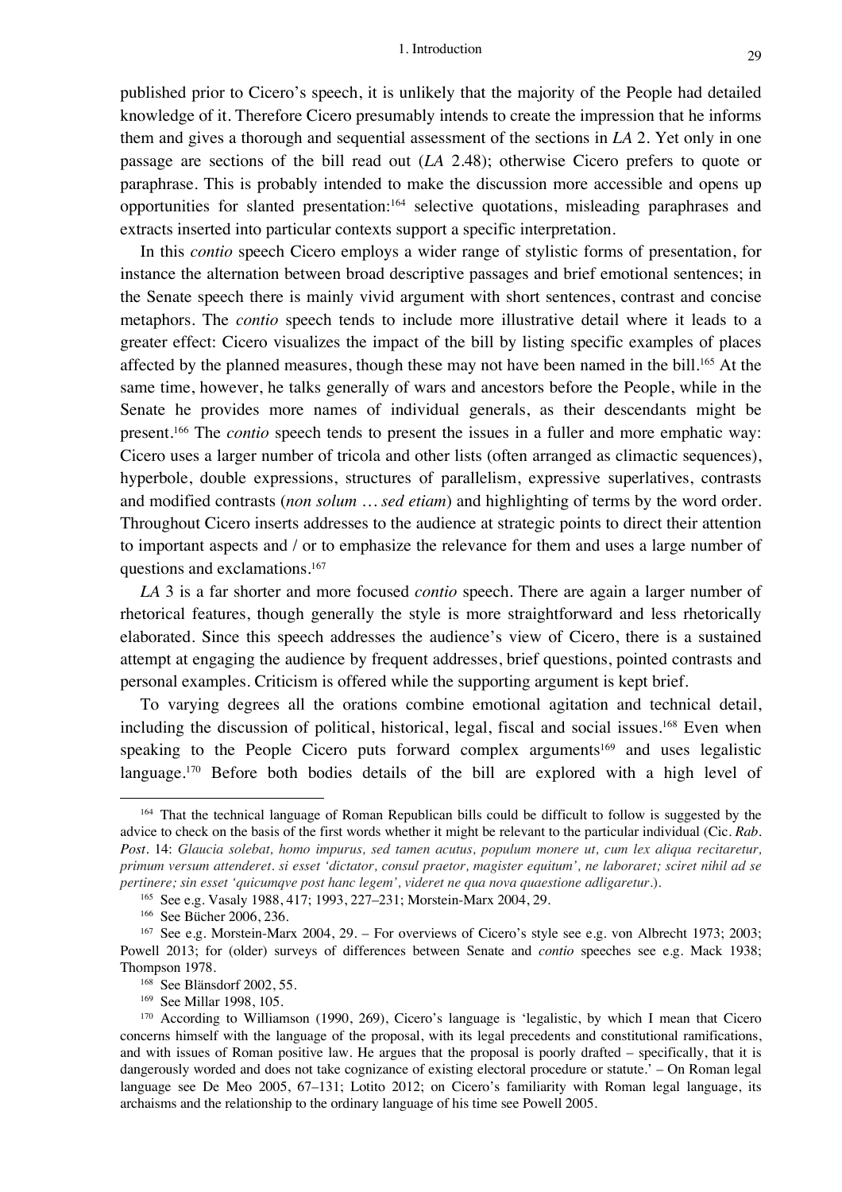published prior to Cicero's speech, it is unlikely that the majority of the People had detailed knowledge of it. Therefore Cicero presumably intends to create the impression that he informs them and gives a thorough and sequential assessment of the sections in *LA* 2. Yet only in one passage are sections of the bill read out (*LA* 2.48); otherwise Cicero prefers to quote or paraphrase. This is probably intended to make the discussion more accessible and opens up opportunities for slanted presentation:[164] selective quotations, misleading paraphrases and extracts inserted into particular contexts support a specific interpretation.

In this *contio* speech Cicero employs a wider range of stylistic forms of presentation, for instance the alternation between broad descriptive passages and brief emotional sentences; in the Senate speech there is mainly vivid argument with short sentences, contrast and concise metaphors. The *contio* speech tends to include more illustrative detail where it leads to a greater effect: Cicero visualizes the impact of the bill by listing specific examples of places affected by the planned measures, though these may not have been named in the bill.[165] At the same time, however, he talks generally of wars and ancestors before the People, while in the Senate he provides more names of individual generals, as their descendants might be present.[166] The *contio* speech tends to present the issues in a fuller and more emphatic way: Cicero uses a larger number of tricola and other lists (often arranged as climactic sequences), hyperbole, double expressions, structures of parallelism, expressive superlatives, contrasts and modified contrasts (*non solum … sed etiam*) and highlighting of terms by the word order. Throughout Cicero inserts addresses to the audience at strategic points to direct their attention to important aspects and / or to emphasize the relevance for them and uses a large number of questions and exclamations.[167]

*LA* 3 is a far shorter and more focused *contio* speech. There are again a larger number of rhetorical features, though generally the style is more straightforward and less rhetorically elaborated. Since this speech addresses the audience's view of Cicero, there is a sustained attempt at engaging the audience by frequent addresses, brief questions, pointed contrasts and personal examples. Criticism is offered while the supporting argument is kept brief.

To varying degrees all the orations combine emotional agitation and technical detail, including the discussion of political, historical, legal, fiscal and social issues.[168] Even when speaking to the People Cicero puts forward complex arguments[169] and uses legalistic language.[170] Before both bodies details of the bill are explored with a high level of

---

[164] That the technical language of Roman Republican bills could be difficult to follow is suggested by the advice to check on the basis of the first words whether it might be relevant to the particular individual (Cic. *Rab. Post.* 14: *Glaucia solebat, homo impurus, sed tamen acutus, populum monere ut, cum lex aliqua recitaretur, primum versum attenderet. si esset 'dictator, consul praetor, magister equitum', ne laboraret; sciret nihil ad se pertinere; sin esset 'quicumqve post hanc legem', videret ne qua nova quaestione adligaretur.*).

[165] See e.g. Vasaly 1988, 417; 1993, 227–231; Morstein-Marx 2004, 29.

[166] See Bücher 2006, 236.

[167] See e.g. Morstein-Marx 2004, 29. – For overviews of Cicero's style see e.g. von Albrecht 1973; 2003; Powell 2013; for (older) surveys of differences between Senate and *contio* speeches see e.g. Mack 1938; Thompson 1978.

[168] See Blänsdorf 2002, 55.

[169] See Millar 1998, 105.

[170] According to Williamson (1990, 269), Cicero's language is 'legalistic, by which I mean that Cicero concerns himself with the language of the proposal, with its legal precedents and constitutional ramifications, and with issues of Roman positive law. He argues that the proposal is poorly drafted – specifically, that it is dangerously worded and does not take cognizance of existing electoral procedure or statute.' – On Roman legal language see De Meo 2005, 67–131; Lotito 2012; on Cicero's familiarity with Roman legal language, its archaisms and the relationship to the ordinary language of his time see Powell 2005.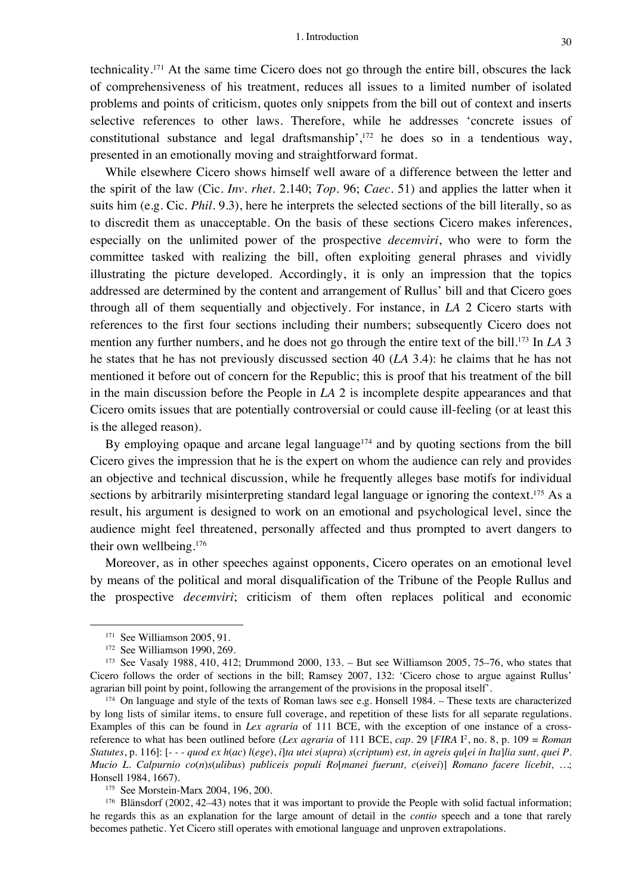technicality.[171] At the same time Cicero does not go through the entire bill, obscures the lack of comprehensiveness of his treatment, reduces all issues to a limited number of isolated problems and points of criticism, quotes only snippets from the bill out of context and inserts selective references to other laws. Therefore, while he addresses 'concrete issues of constitutional substance and legal draftsmanship',[172] he does so in a tendentious way, presented in an emotionally moving and straightforward format.

While elsewhere Cicero shows himself well aware of a difference between the letter and the spirit of the law (Cic. *Inv. rhet.* 2.140; *Top.* 96; *Caec.* 51) and applies the latter when it suits him (e.g. Cic. *Phil.* 9.3), here he interprets the selected sections of the bill literally, so as to discredit them as unacceptable. On the basis of these sections Cicero makes inferences, especially on the unlimited power of the prospective *decemviri*, who were to form the committee tasked with realizing the bill, often exploiting general phrases and vividly illustrating the picture developed. Accordingly, it is only an impression that the topics addressed are determined by the content and arrangement of Rullus' bill and that Cicero goes through all of them sequentially and objectively. For instance, in *LA* 2 Cicero starts with references to the first four sections including their numbers; subsequently Cicero does not mention any further numbers, and he does not go through the entire text of the bill.[173] In *LA* 3 he states that he has not previously discussed section 40 (*LA* 3.4): he claims that he has not mentioned it before out of concern for the Republic; this is proof that his treatment of the bill in the main discussion before the People in *LA* 2 is incomplete despite appearances and that Cicero omits issues that are potentially controversial or could cause ill-feeling (or at least this is the alleged reason).

By employing opaque and arcane legal language[174] and by quoting sections from the bill Cicero gives the impression that he is the expert on whom the audience can rely and provides an objective and technical discussion, while he frequently alleges base motifs for individual sections by arbitrarily misinterpreting standard legal language or ignoring the context.[175] As a result, his argument is designed to work on an emotional and psychological level, since the audience might feel threatened, personally affected and thus prompted to avert dangers to their own wellbeing.[176]

Moreover, as in other speeches against opponents, Cicero operates on an emotional level by means of the political and moral disqualification of the Tribune of the People Rullus and the prospective *decemviri*; criticism of them often replaces political and economic

---

[171] See Williamson 2005, 91.

[172] See Williamson 1990, 269.

[173] See Vasaly 1988, 410, 412; Drummond 2000, 133. – But see Williamson 2005, 75–76, who states that Cicero follows the order of sections in the bill; Ramsey 2007, 132: 'Cicero chose to argue against Rullus' agrarian bill point by point, following the arrangement of the provisions in the proposal itself'.

[174] On language and style of the texts of Roman laws see e.g. Honsell 1984. – These texts are characterized by long lists of similar items, to ensure full coverage, and repetition of these lists for all separate regulations. Examples of this can be found in *Lex agraria* of 111 BCE, with the exception of one instance of a cross-reference to what has been outlined before (*Lex agraria* of 111 BCE, *cap.* 29 [*FIRA* I², no. 8, p. 109 = *Roman Statutes*, p. 116]: [- - - *quod ex h*(*ac*) *l*(*ege*), *i*]*ta utei s*(*upra*) *s*(*criptum*) *est, in agreis qu*[*ei in Ita*]*lia sunt, quei P. Mucio L. Calpurnio co*(*n*)*s*(*ulibus*) *publiceis populi Ro*[*manei fuerunt, c*(*eivei*)] *Romano facere licebit, …*; Honsell 1984, 1667).

[175] See Morstein-Marx 2004, 196, 200.

[176] Blänsdorf (2002, 42–43) notes that it was important to provide the People with solid factual information; he regards this as an explanation for the large amount of detail in the *contio* speech and a tone that rarely becomes pathetic. Yet Cicero still operates with emotional language and unproven extrapolations.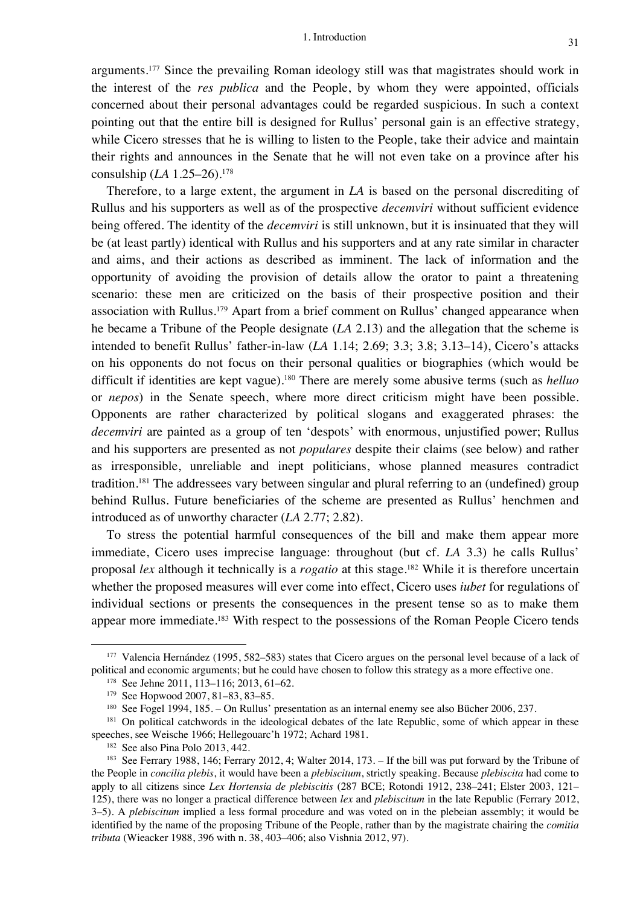arguments.[177] Since the prevailing Roman ideology still was that magistrates should work in the interest of the *res publica* and the People, by whom they were appointed, officials concerned about their personal advantages could be regarded suspicious. In such a context pointing out that the entire bill is designed for Rullus' personal gain is an effective strategy, while Cicero stresses that he is willing to listen to the People, take their advice and maintain their rights and announces in the Senate that he will not even take on a province after his consulship (*LA* 1.25–26).[178]

Therefore, to a large extent, the argument in *LA* is based on the personal discrediting of Rullus and his supporters as well as of the prospective *decemviri* without sufficient evidence being offered. The identity of the *decemviri* is still unknown, but it is insinuated that they will be (at least partly) identical with Rullus and his supporters and at any rate similar in character and aims, and their actions as described as imminent. The lack of information and the opportunity of avoiding the provision of details allow the orator to paint a threatening scenario: these men are criticized on the basis of their prospective position and their association with Rullus.[179] Apart from a brief comment on Rullus' changed appearance when he became a Tribune of the People designate (*LA* 2.13) and the allegation that the scheme is intended to benefit Rullus' father-in-law (*LA* 1.14; 2.69; 3.3; 3.8; 3.13–14), Cicero's attacks on his opponents do not focus on their personal qualities or biographies (which would be difficult if identities are kept vague).[180] There are merely some abusive terms (such as *helluo* or *nepos*) in the Senate speech, where more direct criticism might have been possible. Opponents are rather characterized by political slogans and exaggerated phrases: the *decemviri* are painted as a group of ten 'despots' with enormous, unjustified power; Rullus and his supporters are presented as not *populares* despite their claims (see below) and rather as irresponsible, unreliable and inept politicians, whose planned measures contradict tradition.[181] The addressees vary between singular and plural referring to an (undefined) group behind Rullus. Future beneficiaries of the scheme are presented as Rullus' henchmen and introduced as of unworthy character (*LA* 2.77; 2.82).

To stress the potential harmful consequences of the bill and make them appear more immediate, Cicero uses imprecise language: throughout (but cf. *LA* 3.3) he calls Rullus' proposal *lex* although it technically is a *rogatio* at this stage.[182] While it is therefore uncertain whether the proposed measures will ever come into effect, Cicero uses *iubet* for regulations of individual sections or presents the consequences in the present tense so as to make them appear more immediate.[183] With respect to the possessions of the Roman People Cicero tends

---

[177] Valencia Hernández (1995, 582–583) states that Cicero argues on the personal level because of a lack of political and economic arguments; but he could have chosen to follow this strategy as a more effective one.

[178] See Jehne 2011, 113–116; 2013, 61–62.

[179] See Hopwood 2007, 81–83, 83–85.

[180] See Fogel 1994, 185. – On Rullus' presentation as an internal enemy see also Bücher 2006, 237.

[181] On political catchwords in the ideological debates of the late Republic, some of which appear in these speeches, see Weische 1966; Hellegouarc'h 1972; Achard 1981.

[182] See also Pina Polo 2013, 442.

[183] See Ferrary 1988, 146; Ferrary 2012, 4; Walter 2014, 173. – If the bill was put forward by the Tribune of the People in *concilia plebis*, it would have been a *plebiscitum*, strictly speaking. Because *plebiscita* had come to apply to all citizens since *Lex Hortensia de plebiscitis* (287 BCE; Rotondi 1912, 238–241; Elster 2003, 121–125), there was no longer a practical difference between *lex* and *plebiscitum* in the late Republic (Ferrary 2012, 3–5). A *plebiscitum* implied a less formal procedure and was voted on in the plebeian assembly; it would be identified by the name of the proposing Tribune of the People, rather than by the magistrate chairing the *comitia tributa* (Wieacker 1988, 396 with n. 38, 403–406; also Vishnia 2012, 97).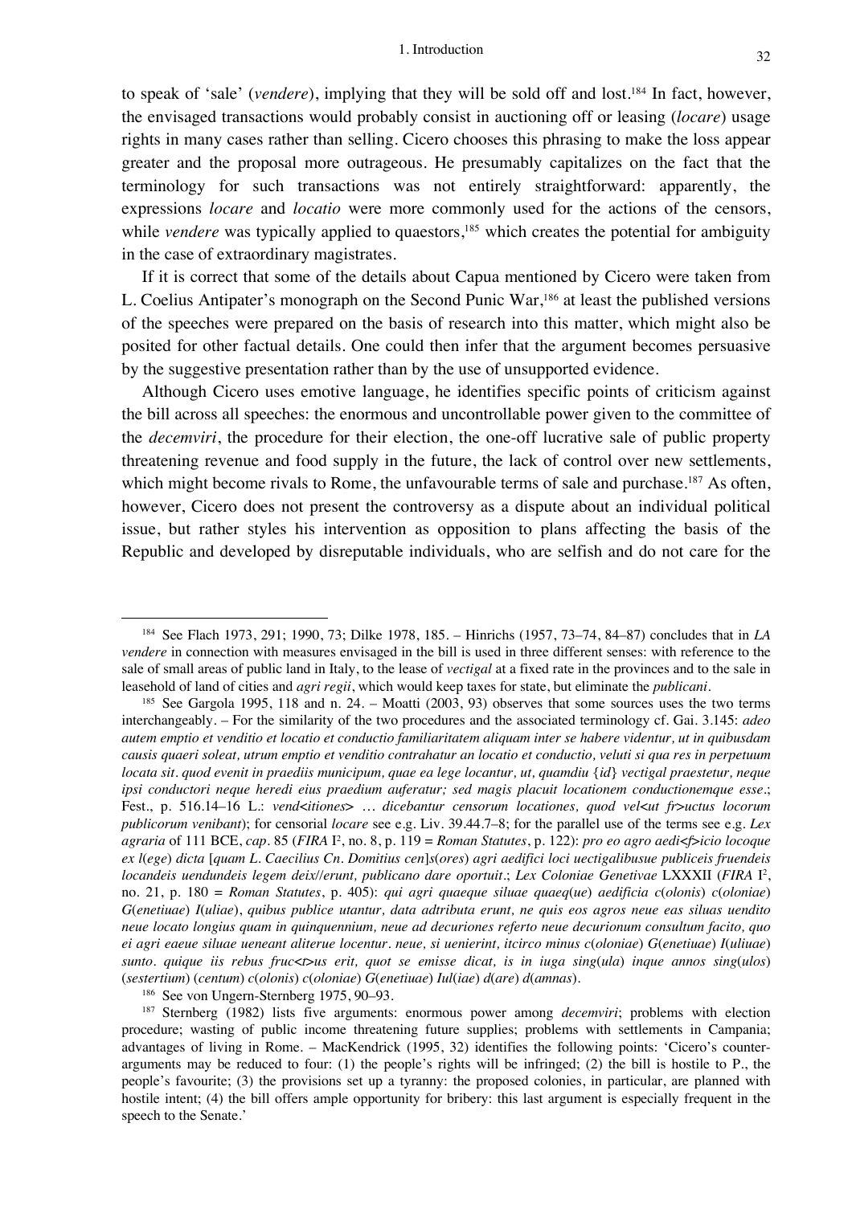to speak of 'sale' (*vendere*), implying that they will be sold off and lost.[184] In fact, however, the envisaged transactions would probably consist in auctioning off or leasing (*locare*) usage rights in many cases rather than selling. Cicero chooses this phrasing to make the loss appear greater and the proposal more outrageous. He presumably capitalizes on the fact that the terminology for such transactions was not entirely straightforward: apparently, the expressions *locare* and *locatio* were more commonly used for the actions of the censors, while *vendere* was typically applied to quaestors,[185] which creates the potential for ambiguity in the case of extraordinary magistrates.

If it is correct that some of the details about Capua mentioned by Cicero were taken from L. Coelius Antipater's monograph on the Second Punic War,[186] at least the published versions of the speeches were prepared on the basis of research into this matter, which might also be posited for other factual details. One could then infer that the argument becomes persuasive by the suggestive presentation rather than by the use of unsupported evidence.

Although Cicero uses emotive language, he identifies specific points of criticism against the bill across all speeches: the enormous and uncontrollable power given to the committee of the *decemviri*, the procedure for their election, the one-off lucrative sale of public property threatening revenue and food supply in the future, the lack of control over new settlements, which might become rivals to Rome, the unfavourable terms of sale and purchase.[187] As often, however, Cicero does not present the controversy as a dispute about an individual political issue, but rather styles his intervention as opposition to plans affecting the basis of the Republic and developed by disreputable individuals, who are selfish and do not care for the

---

[184] See Flach 1973, 291; 1990, 73; Dilke 1978, 185. – Hinrichs (1957, 73–74, 84–87) concludes that in *LA vendere* in connection with measures envisaged in the bill is used in three different senses: with reference to the sale of small areas of public land in Italy, to the lease of *vectigal* at a fixed rate in the provinces and to the sale in leasehold of land of cities and *agri regii*, which would keep taxes for state, but eliminate the *publicani*.

[185] See Gargola 1995, 118 and n. 24. – Moatti (2003, 93) observes that some sources uses the two terms interchangeably. – For the similarity of the two procedures and the associated terminology cf. Gai. 3.145: *adeo autem emptio et venditio et locatio et conductio familiaritatem aliquam inter se habere videntur, ut in quibusdam causis quaeri soleat, utrum emptio et venditio contrahatur an locatio et conductio, veluti si qua res in perpetuum locata sit. quod evenit in praediis municipum, quae ea lege locantur, ut, quamdiu {id} vectigal praestetur, neque ipsi conductori neque heredi eius praedium auferatur; sed magis placuit locationem conductionemque esse.*; Fest., p. 516.14–16 L.: *vend<itiones> … dicebantur censorum locationes, quod vel<ut fr>uctus locorum publicorum venibant*); for censorial *locare* see e.g. Liv. 39.44.7–8; for the parallel use of the terms see e.g. *Lex agraria* of 111 BCE, *cap.* 85 (*FIRA* I², no. 8, p. 119 = *Roman Statutes*, p. 122): *pro eo agro aedi<f>icio locoque ex l(ege) dicta* [*quam L. Caecilius Cn. Domitius cen*]*s*(*ores*) *quei aedifici loci uectigalibusue publiceis fruendeis locandeis uendundeis legem deix*//*erunt, publicano dare oportuit*.; *Lex Coloniae Genetivae* LXXXII (*FIRA* I², no. 21, p. 180 = *Roman Statutes*, p. 405): *qui agri quaeque siluae quaeq*(*ue*) *aedificia c*(*olonis*) *c*(*oloniae*) *G*(*enetiuae*) *I*(*uliae*), *quibus publice utantur, data adtributa erunt, ne quis eos agros neue eas siluas uendito neue locato longius quam in quinquennium, neue ad decuriones referto neue decurionum consultum facito, quo ei agri eaeue siluae ueneant aliterue locentur. neue, si uenierint, itcirco minus c*(*oloniae*) *G*(*enetiuae*) *I*(*uliuae*) *sunto. quique iis rebus fruc<t>us erit, quot se emisse dicat, is in iuga sing*(*ula*) *inque annos sing*(*ulos*) (*sestertium*) (*centum*) *c*(*olonis*) *c*(*oloniae*) *G*(*enetiuae*) *Iul*(*iae*) *d*(*are*) *d*(*amnas*).

[186] See von Ungern-Sternberg 1975, 90–93.

[187] Sternberg (1982) lists five arguments: enormous power among *decemviri*; problems with election procedure; wasting of public income threatening future supplies; problems with settlements in Campania; advantages of living in Rome. – MacKendrick (1995, 32) identifies the following points: 'Cicero's counter-arguments may be reduced to four: (1) the people's rights will be infringed; (2) the bill is hostile to P., the people's favourite; (3) the provisions set up a tyranny: the proposed colonies, in particular, are planned with hostile intent; (4) the bill offers ample opportunity for bribery: this last argument is especially frequent in the speech to the Senate.'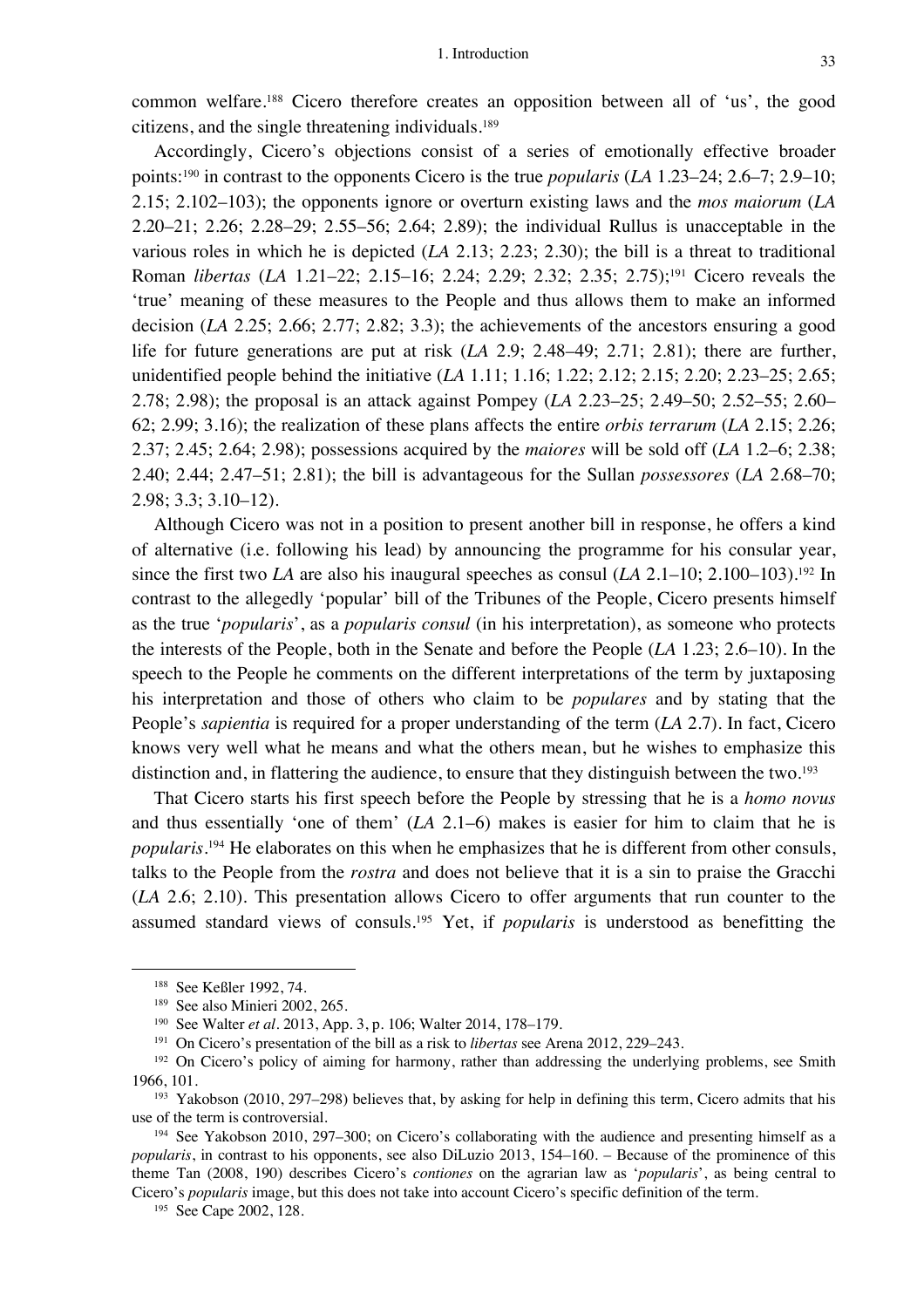common welfare.[188] Cicero therefore creates an opposition between all of 'us', the good citizens, and the single threatening individuals.[189]

Accordingly, Cicero's objections consist of a series of emotionally effective broader points:[190] in contrast to the opponents Cicero is the true *popularis* (*LA* 1.23–24; 2.6–7; 2.9–10; 2.15; 2.102–103); the opponents ignore or overturn existing laws and the *mos maiorum* (*LA* 2.20–21; 2.26; 2.28–29; 2.55–56; 2.64; 2.89); the individual Rullus is unacceptable in the various roles in which he is depicted (*LA* 2.13; 2.23; 2.30); the bill is a threat to traditional Roman *libertas* (*LA* 1.21–22; 2.15–16; 2.24; 2.29; 2.32; 2.35; 2.75);[191] Cicero reveals the 'true' meaning of these measures to the People and thus allows them to make an informed decision (*LA* 2.25; 2.66; 2.77; 2.82; 3.3); the achievements of the ancestors ensuring a good life for future generations are put at risk (*LA* 2.9; 2.48–49; 2.71; 2.81); there are further, unidentified people behind the initiative (*LA* 1.11; 1.16; 1.22; 2.12; 2.15; 2.20; 2.23–25; 2.65; 2.78; 2.98); the proposal is an attack against Pompey (*LA* 2.23–25; 2.49–50; 2.52–55; 2.60–62; 2.99; 3.16); the realization of these plans affects the entire *orbis terrarum* (*LA* 2.15; 2.26; 2.37; 2.45; 2.64; 2.98); possessions acquired by the *maiores* will be sold off (*LA* 1.2–6; 2.38; 2.40; 2.44; 2.47–51; 2.81); the bill is advantageous for the Sullan *possessores* (*LA* 2.68–70; 2.98; 3.3; 3.10–12).

Although Cicero was not in a position to present another bill in response, he offers a kind of alternative (i.e. following his lead) by announcing the programme for his consular year, since the first two *LA* are also his inaugural speeches as consul (*LA* 2.1–10; 2.100–103).[192] In contrast to the allegedly 'popular' bill of the Tribunes of the People, Cicero presents himself as the true '*popularis*', as a *popularis consul* (in his interpretation), as someone who protects the interests of the People, both in the Senate and before the People (*LA* 1.23; 2.6–10). In the speech to the People he comments on the different interpretations of the term by juxtaposing his interpretation and those of others who claim to be *populares* and by stating that the People's *sapientia* is required for a proper understanding of the term (*LA* 2.7). In fact, Cicero knows very well what he means and what the others mean, but he wishes to emphasize this distinction and, in flattering the audience, to ensure that they distinguish between the two.[193]

That Cicero starts his first speech before the People by stressing that he is a *homo novus* and thus essentially 'one of them' (*LA* 2.1–6) makes is easier for him to claim that he is *popularis*.[194] He elaborates on this when he emphasizes that he is different from other consuls, talks to the People from the *rostra* and does not believe that it is a sin to praise the Gracchi (*LA* 2.6; 2.10). This presentation allows Cicero to offer arguments that run counter to the assumed standard views of consuls.[195] Yet, if *popularis* is understood as benefitting the

---

[188] See Keßler 1992, 74.

[189] See also Minieri 2002, 265.

[190] See Walter *et al*. 2013, App. 3, p. 106; Walter 2014, 178–179.

[191] On Cicero's presentation of the bill as a risk to *libertas* see Arena 2012, 229–243.

[192] On Cicero's policy of aiming for harmony, rather than addressing the underlying problems, see Smith 1966, 101.

[193] Yakobson (2010, 297–298) believes that, by asking for help in defining this term, Cicero admits that his use of the term is controversial.

[194] See Yakobson 2010, 297–300; on Cicero's collaborating with the audience and presenting himself as a *popularis*, in contrast to his opponents, see also DiLuzio 2013, 154–160. – Because of the prominence of this theme Tan (2008, 190) describes Cicero's *contiones* on the agrarian law as '*popularis*', as being central to Cicero's *popularis* image, but this does not take into account Cicero's specific definition of the term.

[195] See Cape 2002, 128.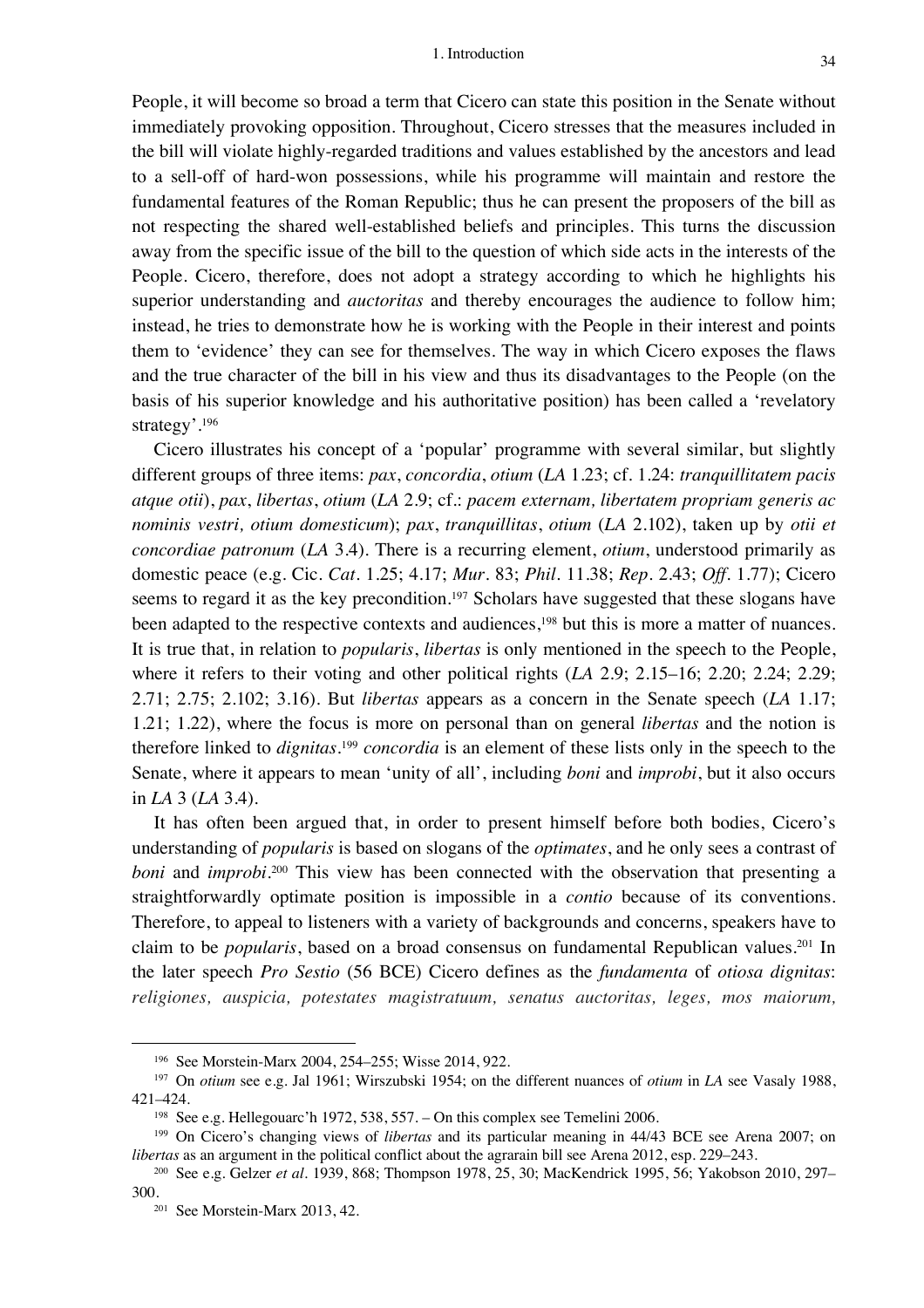People, it will become so broad a term that Cicero can state this position in the Senate without immediately provoking opposition. Throughout, Cicero stresses that the measures included in the bill will violate highly-regarded traditions and values established by the ancestors and lead to a sell-off of hard-won possessions, while his programme will maintain and restore the fundamental features of the Roman Republic; thus he can present the proposers of the bill as not respecting the shared well-established beliefs and principles. This turns the discussion away from the specific issue of the bill to the question of which side acts in the interests of the People. Cicero, therefore, does not adopt a strategy according to which he highlights his superior understanding and *auctoritas* and thereby encourages the audience to follow him; instead, he tries to demonstrate how he is working with the People in their interest and points them to 'evidence' they can see for themselves. The way in which Cicero exposes the flaws and the true character of the bill in his view and thus its disadvantages to the People (on the basis of his superior knowledge and his authoritative position) has been called a 'revelatory strategy'.[196]

Cicero illustrates his concept of a 'popular' programme with several similar, but slightly different groups of three items: *pax*, *concordia*, *otium* (*LA* 1.23; cf. 1.24: *tranquillitatem pacis atque otii*), *pax*, *libertas*, *otium* (*LA* 2.9; cf.: *pacem externam, libertatem propriam generis ac nominis vestri, otium domesticum*); *pax*, *tranquillitas*, *otium* (*LA* 2.102), taken up by *otii et concordiae patronum* (*LA* 3.4). There is a recurring element, *otium*, understood primarily as domestic peace (e.g. Cic. *Cat*. 1.25; 4.17; *Mur*. 83; *Phil*. 11.38; *Rep*. 2.43; *Off*. 1.77); Cicero seems to regard it as the key precondition.[197] Scholars have suggested that these slogans have been adapted to the respective contexts and audiences,[198] but this is more a matter of nuances. It is true that, in relation to *popularis*, *libertas* is only mentioned in the speech to the People, where it refers to their voting and other political rights (*LA* 2.9; 2.15–16; 2.20; 2.24; 2.29; 2.71; 2.75; 2.102; 3.16). But *libertas* appears as a concern in the Senate speech (*LA* 1.17; 1.21; 1.22), where the focus is more on personal than on general *libertas* and the notion is therefore linked to *dignitas*.[199] *concordia* is an element of these lists only in the speech to the Senate, where it appears to mean 'unity of all', including *boni* and *improbi*, but it also occurs in *LA* 3 (*LA* 3.4).

It has often been argued that, in order to present himself before both bodies, Cicero's understanding of *popularis* is based on slogans of the *optimates*, and he only sees a contrast of *boni* and *improbi*.[200] This view has been connected with the observation that presenting a straightforwardly optimate position is impossible in a *contio* because of its conventions. Therefore, to appeal to listeners with a variety of backgrounds and concerns, speakers have to claim to be *popularis*, based on a broad consensus on fundamental Republican values.[201] In the later speech *Pro Sestio* (56 BCE) Cicero defines as the *fundamenta* of *otiosa dignitas*: *religiones, auspicia, potestates magistratuum, senatus auctoritas, leges, mos maiorum,*

---

[196] See Morstein-Marx 2004, 254–255; Wisse 2014, 922.

[197] On *otium* see e.g. Jal 1961; Wirszubski 1954; on the different nuances of *otium* in *LA* see Vasaly 1988, 421–424.

[198] See e.g. Hellegouarc'h 1972, 538, 557. – On this complex see Temelini 2006.

[199] On Cicero's changing views of *libertas* and its particular meaning in 44/43 BCE see Arena 2007; on *libertas* as an argument in the political conflict about the agrarain bill see Arena 2012, esp. 229–243.

[200] See e.g. Gelzer *et al*. 1939, 868; Thompson 1978, 25, 30; MacKendrick 1995, 56; Yakobson 2010, 297–300.

[201] See Morstein-Marx 2013, 42.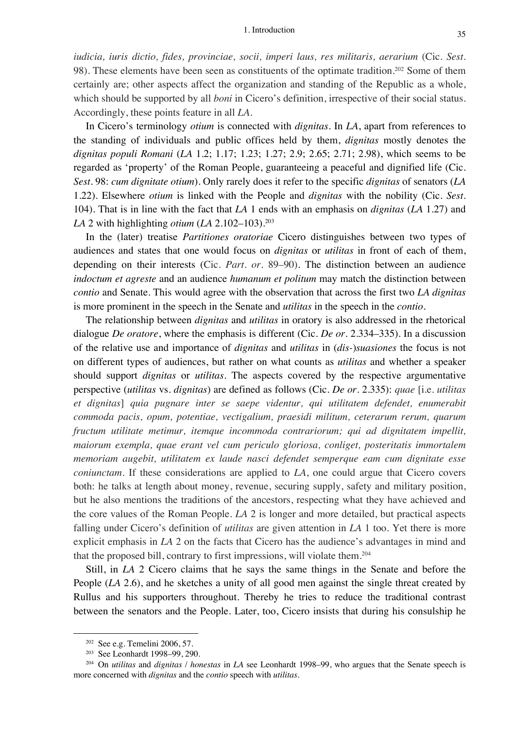*iudicia, iuris dictio, fides, provinciae, socii, imperi laus, res militaris, aerarium* (Cic. *Sest.* 98). These elements have been seen as constituents of the optimate tradition.[202] Some of them certainly are; other aspects affect the organization and standing of the Republic as a whole, which should be supported by all *boni* in Cicero's definition, irrespective of their social status. Accordingly, these points feature in all *LA*.

In Cicero's terminology *otium* is connected with *dignitas*. In *LA*, apart from references to the standing of individuals and public offices held by them, *dignitas* mostly denotes the *dignitas populi Romani* (*LA* 1.2; 1.17; 1.23; 1.27; 2.9; 2.65; 2.71; 2.98), which seems to be regarded as 'property' of the Roman People, guaranteeing a peaceful and dignified life (Cic. *Sest.* 98: *cum dignitate otium*). Only rarely does it refer to the specific *dignitas* of senators (*LA* 1.22). Elsewhere *otium* is linked with the People and *dignitas* with the nobility (Cic. *Sest.* 104). That is in line with the fact that *LA* 1 ends with an emphasis on *dignitas* (*LA* 1.27) and *LA* 2 with highlighting *otium* (*LA* 2.102–103).[203]

In the (later) treatise *Partitiones oratoriae* Cicero distinguishes between two types of audiences and states that one would focus on *dignitas* or *utilitas* in front of each of them, depending on their interests (Cic. *Part. or.* 89–90). The distinction between an audience *indoctum et agreste* and an audience *humanum et politum* may match the distinction between *contio* and Senate. This would agree with the observation that across the first two *LA dignitas* is more prominent in the speech in the Senate and *utilitas* in the speech in the *contio*.

The relationship between *dignitas* and *utilitas* in oratory is also addressed in the rhetorical dialogue *De oratore*, where the emphasis is different (Cic. *De or.* 2.334–335). In a discussion of the relative use and importance of *dignitas* and *utilitas* in (*dis-*)*suasiones* the focus is not on different types of audiences, but rather on what counts as *utilitas* and whether a speaker should support *dignitas* or *utilitas*. The aspects covered by the respective argumentative perspective (*utilitas* vs. *dignitas*) are defined as follows (Cic. *De or.* 2.335): *quae* [i.e. *utilitas et dignitas*] *quia pugnare inter se saepe videntur, qui utilitatem defendet, enumerabit commoda pacis, opum, potentiae, vectigalium, praesidi militum, ceterarum rerum, quarum fructum utilitate metimur, itemque incommoda contrariorum; qui ad dignitatem impellit, maiorum exempla, quae erant vel cum periculo gloriosa, conliget, posteritatis immortalem memoriam augebit, utilitatem ex laude nasci defendet semperque eam cum dignitate esse coniunctam*. If these considerations are applied to *LA*, one could argue that Cicero covers both: he talks at length about money, revenue, securing supply, safety and military position, but he also mentions the traditions of the ancestors, respecting what they have achieved and the core values of the Roman People. *LA* 2 is longer and more detailed, but practical aspects falling under Cicero's definition of *utilitas* are given attention in *LA* 1 too. Yet there is more explicit emphasis in *LA* 2 on the facts that Cicero has the audience's advantages in mind and that the proposed bill, contrary to first impressions, will violate them.[204]

Still, in *LA* 2 Cicero claims that he says the same things in the Senate and before the People (*LA* 2.6), and he sketches a unity of all good men against the single threat created by Rullus and his supporters throughout. Thereby he tries to reduce the traditional contrast between the senators and the People. Later, too, Cicero insists that during his consulship he

---

[202] See e.g. Temelini 2006, 57.

[203] See Leonhardt 1998–99, 290.

[204] On *utilitas* and *dignitas* / *honestas* in *LA* see Leonhardt 1998–99, who argues that the Senate speech is more concerned with *dignitas* and the *contio* speech with *utilitas*.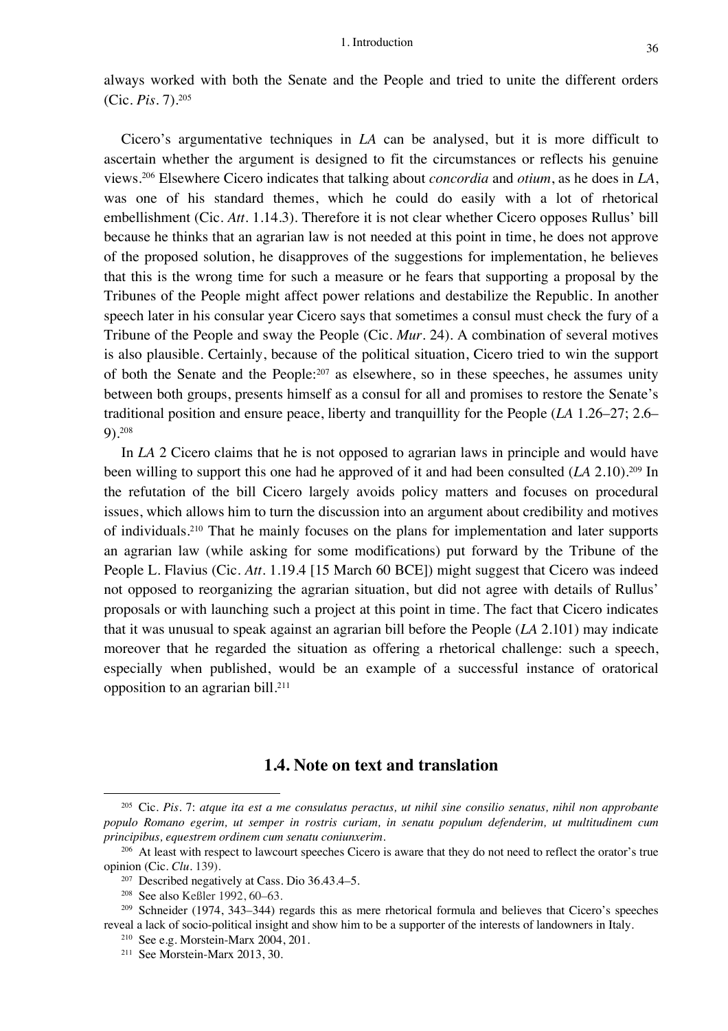always worked with both the Senate and the People and tried to unite the different orders (Cic. *Pis.* 7).[205]

Cicero's argumentative techniques in *LA* can be analysed, but it is more difficult to ascertain whether the argument is designed to fit the circumstances or reflects his genuine views.[206] Elsewhere Cicero indicates that talking about *concordia* and *otium*, as he does in *LA*, was one of his standard themes, which he could do easily with a lot of rhetorical embellishment (Cic. *Att.* 1.14.3). Therefore it is not clear whether Cicero opposes Rullus' bill because he thinks that an agrarian law is not needed at this point in time, he does not approve of the proposed solution, he disapproves of the suggestions for implementation, he believes that this is the wrong time for such a measure or he fears that supporting a proposal by the Tribunes of the People might affect power relations and destabilize the Republic. In another speech later in his consular year Cicero says that sometimes a consul must check the fury of a Tribune of the People and sway the People (Cic. *Mur.* 24). A combination of several motives is also plausible. Certainly, because of the political situation, Cicero tried to win the support of both the Senate and the People:[207] as elsewhere, so in these speeches, he assumes unity between both groups, presents himself as a consul for all and promises to restore the Senate's traditional position and ensure peace, liberty and tranquillity for the People (*LA* 1.26–27; 2.6–9).[208]

In *LA* 2 Cicero claims that he is not opposed to agrarian laws in principle and would have been willing to support this one had he approved of it and had been consulted (*LA* 2.10).[209] In the refutation of the bill Cicero largely avoids policy matters and focuses on procedural issues, which allows him to turn the discussion into an argument about credibility and motives of individuals.[210] That he mainly focuses on the plans for implementation and later supports an agrarian law (while asking for some modifications) put forward by the Tribune of the People L. Flavius (Cic. *Att.* 1.19.4 [15 March 60 BCE]) might suggest that Cicero was indeed not opposed to reorganizing the agrarian situation, but did not agree with details of Rullus' proposals or with launching such a project at this point in time. The fact that Cicero indicates that it was unusual to speak against an agrarian bill before the People (*LA* 2.101) may indicate moreover that he regarded the situation as offering a rhetorical challenge: such a speech, especially when published, would be an example of a successful instance of oratorical opposition to an agrarian bill.[211]

## 1.4. Note on text and translation

[205] Cic. *Pis.* 7: *atque ita est a me consulatus peractus, ut nihil sine consilio senatus, nihil non approbante populo Romano egerim, ut semper in rostris curiam, in senatu populum defenderim, ut multitudinem cum principibus, equestrem ordinem cum senatu coniunxerim.*

[206] At least with respect to lawcourt speeches Cicero is aware that they do not need to reflect the orator's true opinion (Cic. *Clu.* 139).

[207] Described negatively at Cass. Dio 36.43.4–5.

[208] See also Keßler 1992, 60–63.

[209] Schneider (1974, 343–344) regards this as mere rhetorical formula and believes that Cicero's speeches reveal a lack of socio-political insight and show him to be a supporter of the interests of landowners in Italy.

[210] See e.g. Morstein-Marx 2004, 201.

[211] See Morstein-Marx 2013, 30.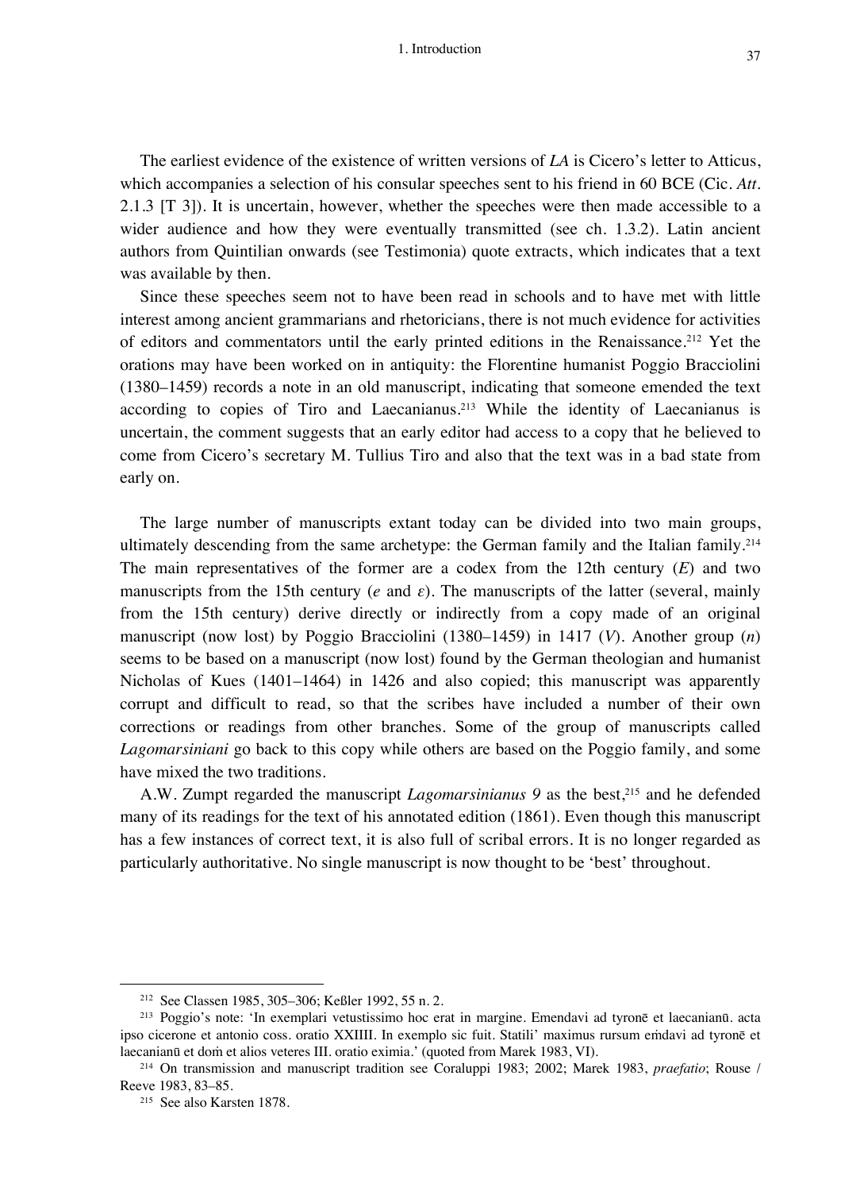The earliest evidence of the existence of written versions of *LA* is Cicero's letter to Atticus, which accompanies a selection of his consular speeches sent to his friend in 60 BCE (Cic. *Att.* 2.1.3 [T 3]). It is uncertain, however, whether the speeches were then made accessible to a wider audience and how they were eventually transmitted (see ch. 1.3.2). Latin ancient authors from Quintilian onwards (see Testimonia) quote extracts, which indicates that a text was available by then.

Since these speeches seem not to have been read in schools and to have met with little interest among ancient grammarians and rhetoricians, there is not much evidence for activities of editors and commentators until the early printed editions in the Renaissance.[212] Yet the orations may have been worked on in antiquity: the Florentine humanist Poggio Bracciolini (1380–1459) records a note in an old manuscript, indicating that someone emended the text according to copies of Tiro and Laecanianus.[213] While the identity of Laecanianus is uncertain, the comment suggests that an early editor had access to a copy that he believed to come from Cicero's secretary M. Tullius Tiro and also that the text was in a bad state from early on.

The large number of manuscripts extant today can be divided into two main groups, ultimately descending from the same archetype: the German family and the Italian family.[214] The main representatives of the former are a codex from the 12th century (*E*) and two manuscripts from the 15th century (*e* and *ε*). The manuscripts of the latter (several, mainly from the 15th century) derive directly or indirectly from a copy made of an original manuscript (now lost) by Poggio Bracciolini (1380–1459) in 1417 (*V*). Another group (*n*) seems to be based on a manuscript (now lost) found by the German theologian and humanist Nicholas of Kues (1401–1464) in 1426 and also copied; this manuscript was apparently corrupt and difficult to read, so that the scribes have included a number of their own corrections or readings from other branches. Some of the group of manuscripts called *Lagomarsiniani* go back to this copy while others are based on the Poggio family, and some have mixed the two traditions.

A.W. Zumpt regarded the manuscript *Lagomarsinianus 9* as the best,[215] and he defended many of its readings for the text of his annotated edition (1861). Even though this manuscript has a few instances of correct text, it is also full of scribal errors. It is no longer regarded as particularly authoritative. No single manuscript is now thought to be 'best' throughout.

---

[212] See Classen 1985, 305–306; Keßler 1992, 55 n. 2.

[213] Poggio's note: 'In exemplari vetustissimo hoc erat in margine. Emendavi ad tyronē et laecanianū. acta ipso cicerone et antonio coss. oratio XXIIII. In exemplo sic fuit. Statili' maximus rursum eṁdavi ad tyronē et laecanianū et doṁ et alios veteres III. oratio eximia.' (quoted from Marek 1983, VI).

[214] On transmission and manuscript tradition see Coraluppi 1983; 2002; Marek 1983, *praefatio*; Rouse / Reeve 1983, 83–85.

[215] See also Karsten 1878.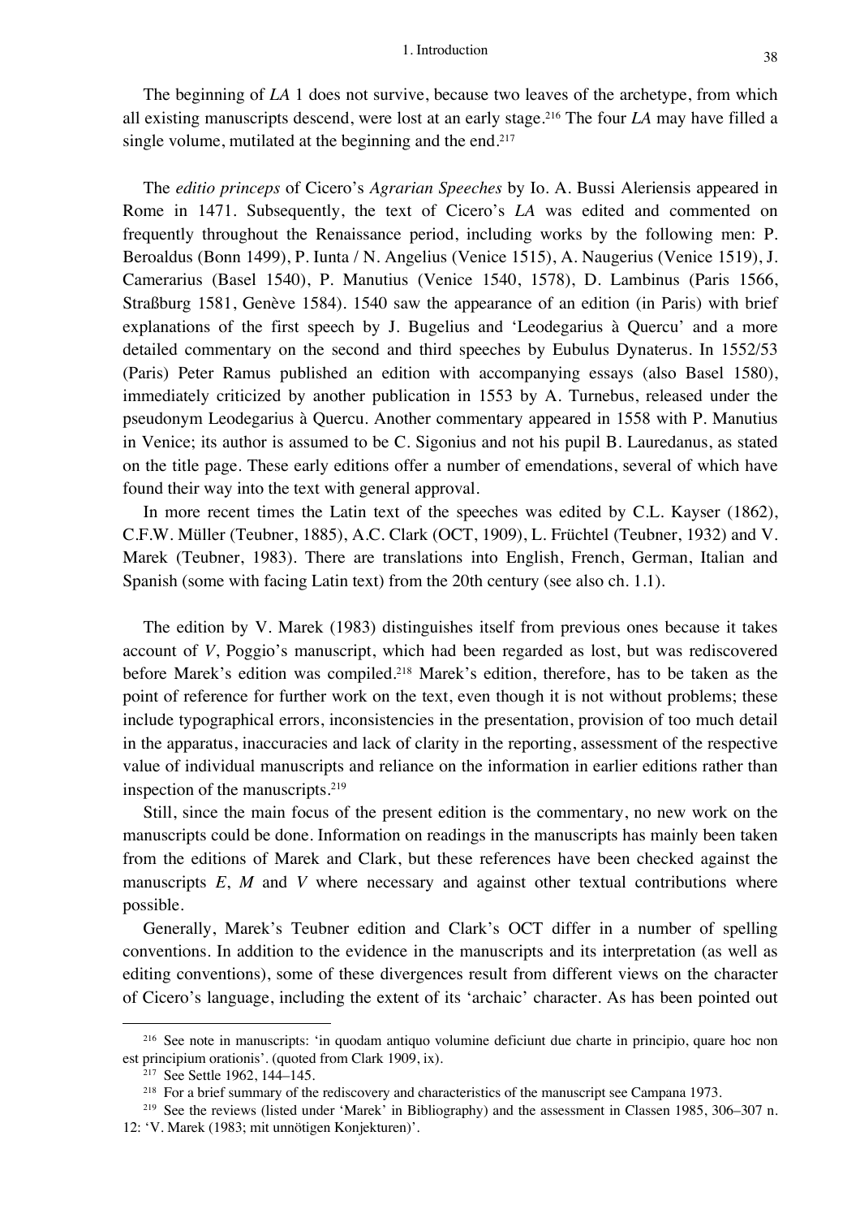The beginning of *LA* 1 does not survive, because two leaves of the archetype, from which all existing manuscripts descend, were lost at an early stage.[216] The four *LA* may have filled a single volume, mutilated at the beginning and the end.[217]

The *editio princeps* of Cicero's *Agrarian Speeches* by Io. A. Bussi Aleriensis appeared in Rome in 1471. Subsequently, the text of Cicero's *LA* was edited and commented on frequently throughout the Renaissance period, including works by the following men: P. Beroaldus (Bonn 1499), P. Iunta / N. Angelius (Venice 1515), A. Naugerius (Venice 1519), J. Camerarius (Basel 1540), P. Manutius (Venice 1540, 1578), D. Lambinus (Paris 1566, Straßburg 1581, Genève 1584). 1540 saw the appearance of an edition (in Paris) with brief explanations of the first speech by J. Bugelius and 'Leodegarius à Quercu' and a more detailed commentary on the second and third speeches by Eubulus Dynaterus. In 1552/53 (Paris) Peter Ramus published an edition with accompanying essays (also Basel 1580), immediately criticized by another publication in 1553 by A. Turnebus, released under the pseudonym Leodegarius à Quercu. Another commentary appeared in 1558 with P. Manutius in Venice; its author is assumed to be C. Sigonius and not his pupil B. Lauredanus, as stated on the title page. These early editions offer a number of emendations, several of which have found their way into the text with general approval.

In more recent times the Latin text of the speeches was edited by C.L. Kayser (1862), C.F.W. Müller (Teubner, 1885), A.C. Clark (OCT, 1909), L. Früchtel (Teubner, 1932) and V. Marek (Teubner, 1983). There are translations into English, French, German, Italian and Spanish (some with facing Latin text) from the 20th century (see also ch. 1.1).

The edition by V. Marek (1983) distinguishes itself from previous ones because it takes account of *V*, Poggio's manuscript, which had been regarded as lost, but was rediscovered before Marek's edition was compiled.[218] Marek's edition, therefore, has to be taken as the point of reference for further work on the text, even though it is not without problems; these include typographical errors, inconsistencies in the presentation, provision of too much detail in the apparatus, inaccuracies and lack of clarity in the reporting, assessment of the respective value of individual manuscripts and reliance on the information in earlier editions rather than inspection of the manuscripts.[219]

Still, since the main focus of the present edition is the commentary, no new work on the manuscripts could be done. Information on readings in the manuscripts has mainly been taken from the editions of Marek and Clark, but these references have been checked against the manuscripts *E*, *M* and *V* where necessary and against other textual contributions where possible.

Generally, Marek's Teubner edition and Clark's OCT differ in a number of spelling conventions. In addition to the evidence in the manuscripts and its interpretation (as well as editing conventions), some of these divergences result from different views on the character of Cicero's language, including the extent of its 'archaic' character. As has been pointed out

---

[216] See note in manuscripts: 'in quodam antiquo volumine deficiunt due charte in principio, quare hoc non est principium orationis'. (quoted from Clark 1909, ix).

[217] See Settle 1962, 144–145.

[218] For a brief summary of the rediscovery and characteristics of the manuscript see Campana 1973.

[219] See the reviews (listed under 'Marek' in Bibliography) and the assessment in Classen 1985, 306–307 n. 12: 'V. Marek (1983; mit unnötigen Konjekturen)'.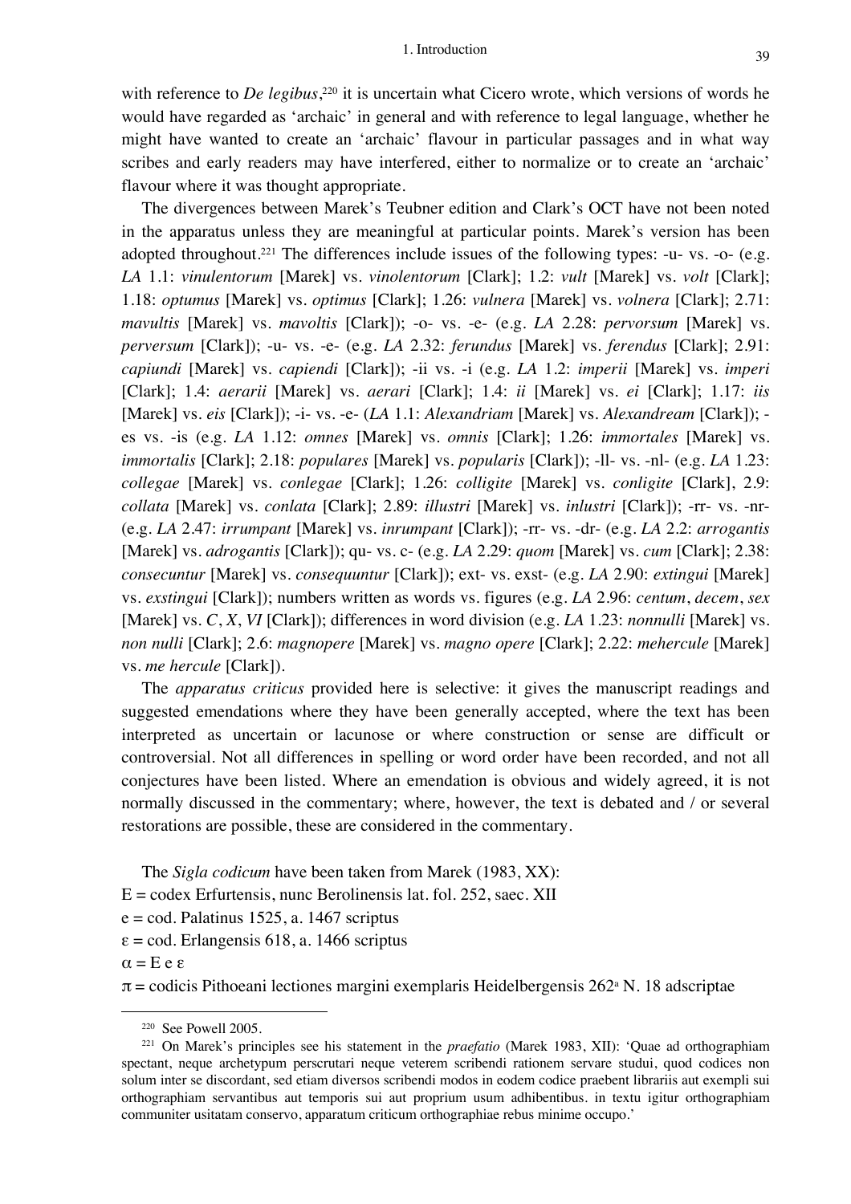with reference to *De legibus*,[220] it is uncertain what Cicero wrote, which versions of words he would have regarded as 'archaic' in general and with reference to legal language, whether he might have wanted to create an 'archaic' flavour in particular passages and in what way scribes and early readers may have interfered, either to normalize or to create an 'archaic' flavour where it was thought appropriate.

The divergences between Marek's Teubner edition and Clark's OCT have not been noted in the apparatus unless they are meaningful at particular points. Marek's version has been adopted throughout.[221] The differences include issues of the following types: -u- vs. -o- (e.g. *LA* 1.1: *vinulentorum* [Marek] vs. *vinolentorum* [Clark]; 1.2: *vult* [Marek] vs. *volt* [Clark]; 1.18: *optumus* [Marek] vs. *optimus* [Clark]; 1.26: *vulnera* [Marek] vs. *volnera* [Clark]; 2.71: *mavultis* [Marek] vs. *mavoltis* [Clark]); -o- vs. -e- (e.g. *LA* 2.28: *pervorsum* [Marek] vs. *perversum* [Clark]); -u- vs. -e- (e.g. *LA* 2.32: *ferundus* [Marek] vs. *ferendus* [Clark]; 2.91: *capiundi* [Marek] vs. *capiendi* [Clark]); -ii vs. -i (e.g. *LA* 1.2: *imperii* [Marek] vs. *imperi* [Clark]; 1.4: *aerarii* [Marek] vs. *aerari* [Clark]; 1.4: *ii* [Marek] vs. *ei* [Clark]; 1.17: *iis* [Marek] vs. *eis* [Clark]); -i- vs. -e- (*LA* 1.1: *Alexandriam* [Marek] vs. *Alexandream* [Clark]); -es vs. -is (e.g. *LA* 1.12: *omnes* [Marek] vs. *omnis* [Clark]; 1.26: *immortales* [Marek] vs. *immortalis* [Clark]; 2.18: *populares* [Marek] vs. *popularis* [Clark]); -ll- vs. -nl- (e.g. *LA* 1.23: *collegae* [Marek] vs. *conlegae* [Clark]; 1.26: *colligite* [Marek] vs. *conligite* [Clark], 2.9: *collata* [Marek] vs. *conlata* [Clark]; 2.89: *illustri* [Marek] vs. *inlustri* [Clark]); -rr- vs. -nr- (e.g. *LA* 2.47: *irrumpant* [Marek] vs. *inrumpant* [Clark]); -rr- vs. -dr- (e.g. *LA* 2.2: *arrogantis* [Marek] vs. *adrogantis* [Clark]); qu- vs. c- (e.g. *LA* 2.29: *quom* [Marek] vs. *cum* [Clark]; 2.38: *consecuntur* [Marek] vs. *consequuntur* [Clark]); ext- vs. exst- (e.g. *LA* 2.90: *extingui* [Marek] vs. *exstingui* [Clark]); numbers written as words vs. figures (e.g. *LA* 2.96: *centum*, *decem*, *sex* [Marek] vs. *C*, *X*, *VI* [Clark]); differences in word division (e.g. *LA* 1.23: *nonnulli* [Marek] vs. *non nulli* [Clark]; 2.6: *magnopere* [Marek] vs. *magno opere* [Clark]; 2.22: *mehercule* [Marek] vs. *me hercule* [Clark]).

The *apparatus criticus* provided here is selective: it gives the manuscript readings and suggested emendations where they have been generally accepted, where the text has been interpreted as uncertain or lacunose or where construction or sense are difficult or controversial. Not all differences in spelling or word order have been recorded, and not all conjectures have been listed. Where an emendation is obvious and widely agreed, it is not normally discussed in the commentary; where, however, the text is debated and / or several restorations are possible, these are considered in the commentary.

The *Sigla codicum* have been taken from Marek (1983, XX):

E = codex Erfurtensis, nunc Berolinensis lat. fol. 252, saec. XII

e = cod. Palatinus 1525, a. 1467 scriptus

ε = cod. Erlangensis 618, a. 1466 scriptus

α = E e ε

π = codicis Pithoeani lectiones margini exemplaris Heidelbergensis 262[a] N. 18 adscriptae

---

[220] See Powell 2005.

[221] On Marek's principles see his statement in the *praefatio* (Marek 1983, XII): 'Quae ad orthographiam spectant, neque archetypum perscrutari neque veterem scribendi rationem servare studui, quod codices non solum inter se discordant, sed etiam diversos scribendi modos in eodem codice praebent librariis aut exempli sui orthographiam servantibus aut temporis sui aut proprium usum adhibentibus. in textu igitur orthographiam communiter usitatam conservo, apparatum criticum orthographiae rebus minime occupo.'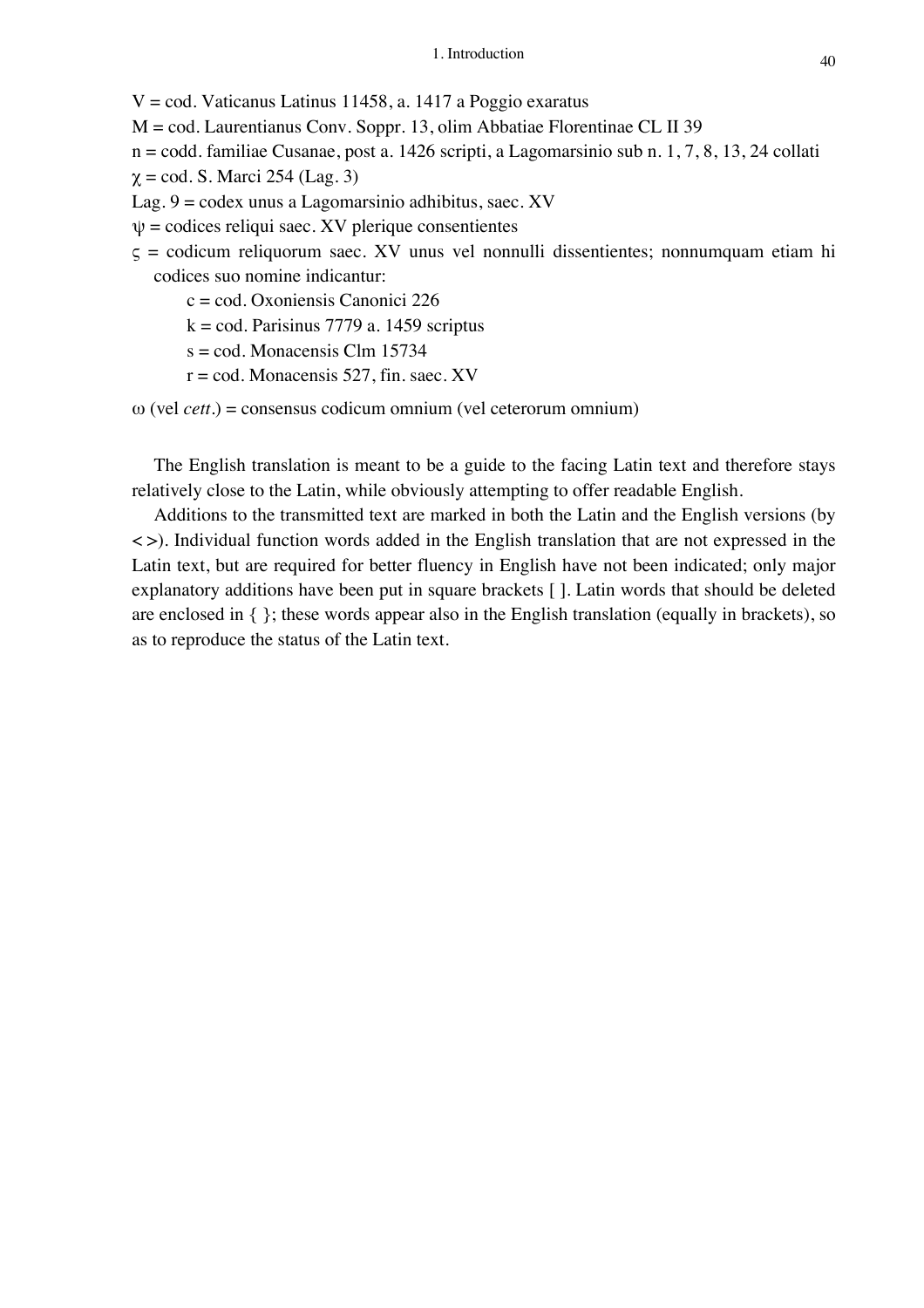V = cod. Vaticanus Latinus 11458, a. 1417 a Poggio exaratus

M = cod. Laurentianus Conv. Soppr. 13, olim Abbatiae Florentinae CL II 39

n = codd. familiae Cusanae, post a. 1426 scripti, a Lagomarsinio sub n. 1, 7, 8, 13, 24 collati

χ = cod. S. Marci 254 (Lag. 3)

Lag. 9 = codex unus a Lagomarsinio adhibitus, saec. XV

ψ = codices reliqui saec. XV plerique consentientes

ς = codicum reliquorum saec. XV unus vel nonnulli dissentientes; nonnumquam etiam hi codices suo nomine indicantur:

> c = cod. Oxoniensis Canonici 226
>
> k = cod. Parisinus 7779 a. 1459 scriptus
>
> s = cod. Monacensis Clm 15734
>
> r = cod. Monacensis 527, fin. saec. XV

ω (vel *cett.*) = consensus codicum omnium (vel ceterorum omnium)

The English translation is meant to be a guide to the facing Latin text and therefore stays relatively close to the Latin, while obviously attempting to offer readable English.

Additions to the transmitted text are marked in both the Latin and the English versions (by < >). Individual function words added in the English translation that are not expressed in the Latin text, but are required for better fluency in English have not been indicated; only major explanatory additions have been put in square brackets [ ]. Latin words that should be deleted are enclosed in { }; these words appear also in the English translation (equally in brackets), so as to reproduce the status of the Latin text.